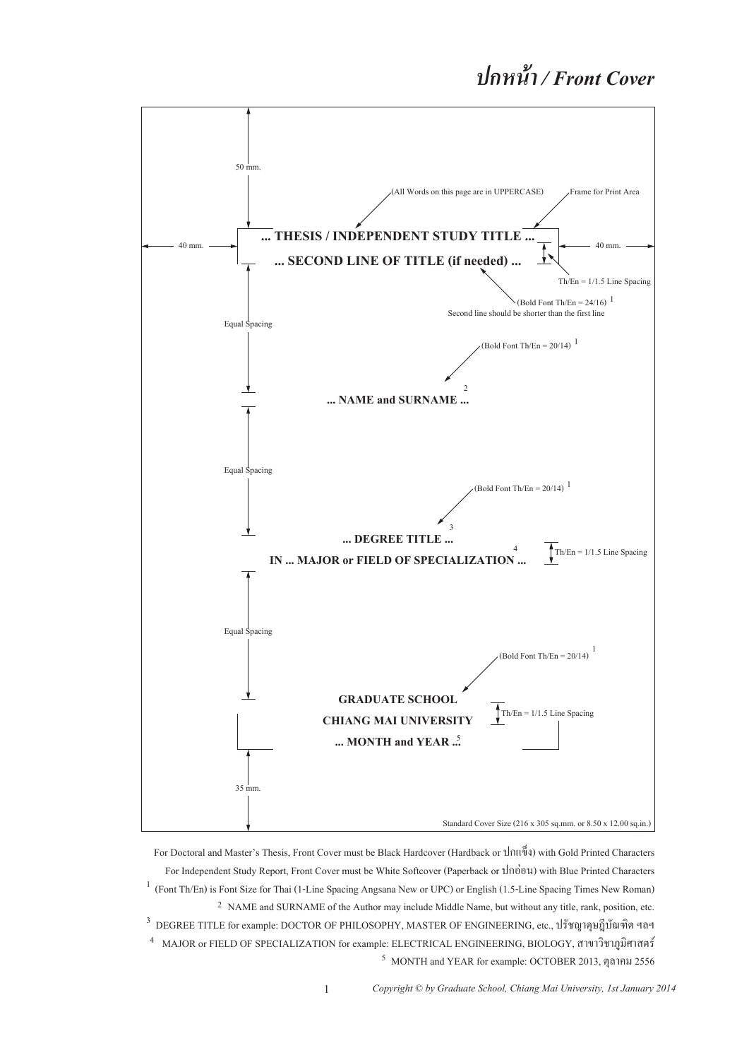# ปกหน้า / Front Cover

50 mm.

(All Words on this page are in UPPERCASE)

Frame for Print Area

40 mm.

**... THESIS / INDEPENDENT STUDY TITLE ...**

**... SECOND LINE OF TITLE (if needed) ...**

40 mm.

Th/En = 1/1.5 Line Spacing

(Bold Font Th/En = 24/16) [1]

Second line should be shorter than the first line

Equal Spacing

(Bold Font Th/En = 20/14) [1]

**... NAME and SURNAME ...** [2]

Equal Spacing

(Bold Font Th/En = 20/14) [1]

**... DEGREE TITLE ...** [3]

**IN ... MAJOR or FIELD OF SPECIALIZATION ...** [4]

Th/En = 1/1.5 Line Spacing

Equal Spacing

(Bold Font Th/En = 20/14) [1]

**GRADUATE SCHOOL**

**CHIANG MAI UNIVERSITY**

**... MONTH and YEAR ...** [5]

Th/En = 1/1.5 Line Spacing

35 mm.

Standard Cover Size (216 x 305 sq.mm. or 8.50 x 12.00 sq.in.)

For Doctoral and Master's Thesis, Front Cover must be Black Hardcover (Hardback or ปกแข็ง) with Gold Printed Characters

For Independent Study Report, Front Cover must be White Softcover (Paperback or ปกอ่อน) with Blue Printed Characters

[1] (Font Th/En) is Font Size for Thai (1-Line Spacing Angsana New or UPC) or English (1.5-Line Spacing Times New Roman)

[2] NAME and SURNAME of the Author may include Middle Name, but without any title, rank, position, etc.

[3] DEGREE TITLE for example: DOCTOR OF PHILOSOPHY, MASTER OF ENGINEERING, etc., ปรัชญาดุษฎีบัณฑิต ฯลฯ

[4] MAJOR or FIELD OF SPECIALIZATION for example: ELECTRICAL ENGINEERING, BIOLOGY, สาขาวิชาภูมิศาสตร์

[5] MONTH and YEAR for example: OCTOBER 2013, ตุลาคม 2556

*Copyright © by Graduate School, Chiang Mai University, 1st January 2014*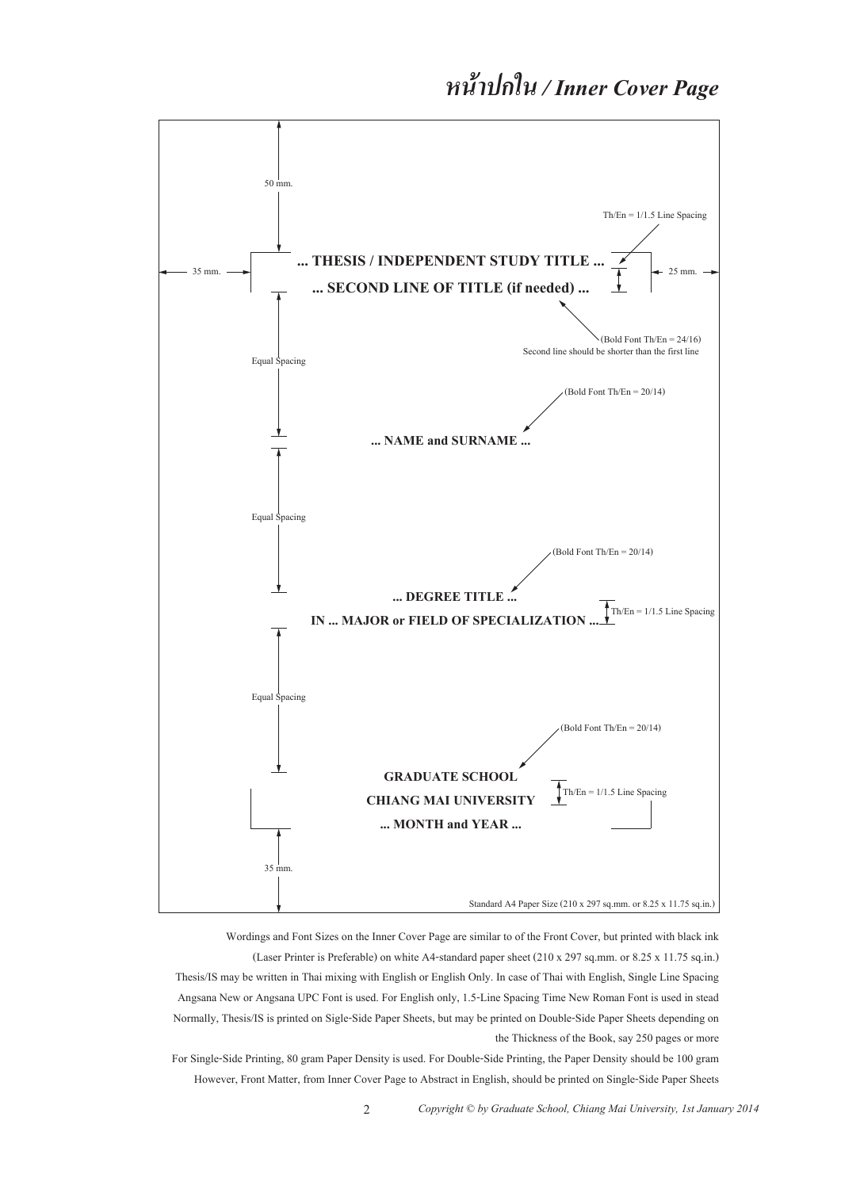# หน้าปกใน / Inner Cover Page

50 mm.

Th/En = 1/1.5 Line Spacing

35 mm.

**... THESIS / INDEPENDENT STUDY TITLE ...**

**... SECOND LINE OF TITLE (if needed) ...**

25 mm.

(Bold Font Th/En = 24/16)
Second line should be shorter than the first line

Equal Spacing

(Bold Font Th/En = 20/14)

**... NAME and SURNAME ...**

Equal Spacing

(Bold Font Th/En = 20/14)

**... DEGREE TITLE ...**

**IN ... MAJOR or FIELD OF SPECIALIZATION ...**

Th/En = 1/1.5 Line Spacing

Equal Spacing

(Bold Font Th/En = 20/14)

**GRADUATE SCHOOL**

**CHIANG MAI UNIVERSITY**

**... MONTH and YEAR ...**

Th/En = 1/1.5 Line Spacing

35 mm.

Standard A4 Paper Size (210 x 297 sq.mm. or 8.25 x 11.75 sq.in.)

Wordings and Font Sizes on the Inner Cover Page are similar to of the Front Cover, but printed with black ink (Laser Printer is Preferable) on white A4-standard paper sheet (210 x 297 sq.mm. or 8.25 x 11.75 sq.in.)

Thesis/IS may be written in Thai mixing with English or English Only. In case of Thai with English, Single Line Spacing Angsana New or Angsana UPC Font is used. For English only, 1.5-Line Spacing Time New Roman Font is used in stead

Normally, Thesis/IS is printed on Sigle-Side Paper Sheets, but may be printed on Double-Side Paper Sheets depending on the Thickness of the Book, say 250 pages or more

For Single-Side Printing, 80 gram Paper Density is used. For Double-Side Printing, the Paper Density should be 100 gram

However, Front Matter, from Inner Cover Page to Abstract in English, should be printed on Single-Side Paper Sheets

*Copyright © by Graduate School, Chiang Mai University, 1st January 2014*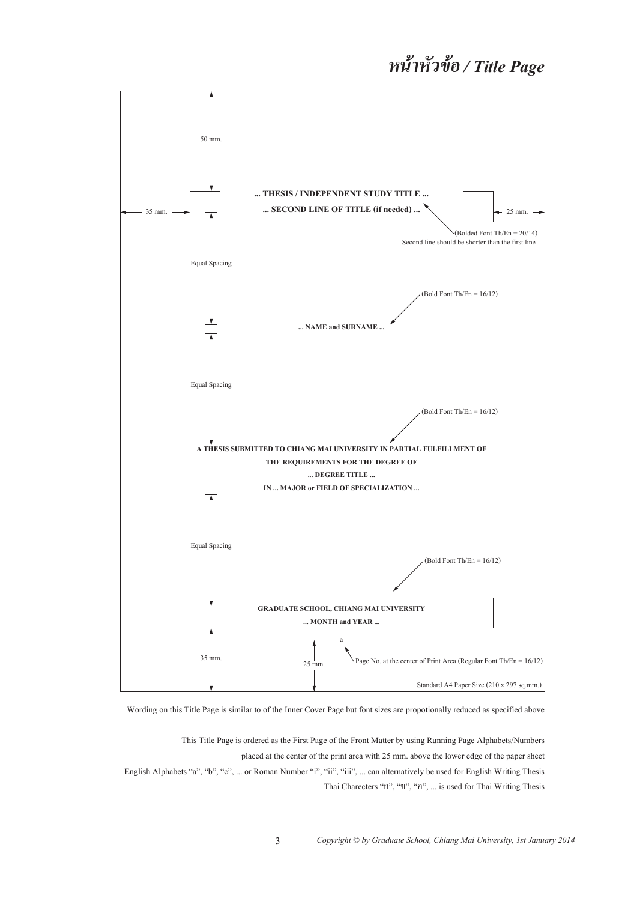# หน้าหัวข้อ / *Title Page*

50 mm.

35 mm.

**... THESIS / INDEPENDENT STUDY TITLE ...**

**... SECOND LINE OF TITLE (if needed) ...**

25 mm.

(Bolded Font Th/En = 20/14)
Second line should be shorter than the first line

Equal Spacing

(Bold Font Th/En = 16/12)

**... NAME and SURNAME ...**

Equal Spacing

(Bold Font Th/En = 16/12)

**A THESIS SUBMITTED TO CHIANG MAI UNIVERSITY IN PARTIAL FULFILLMENT OF**

**THE REQUIREMENTS FOR THE DEGREE OF**

**... DEGREE TITLE ...**

**IN ... MAJOR or FIELD OF SPECIALIZATION ...**

Equal Spacing

(Bold Font Th/En = 16/12)

**GRADUATE SCHOOL, CHIANG MAI UNIVERSITY**

**... MONTH and YEAR ...**

a

35 mm.

25 mm.

Page No. at the center of Print Area (Regular Font Th/En = 16/12)

Standard A4 Paper Size (210 x 297 sq.mm.)

Wording on this Title Page is similar to of the Inner Cover Page but font sizes are propotionally reduced as specified above

This Title Page is ordered as the First Page of the Front Matter by using Running Page Alphabets/Numbers
placed at the center of the print area with 25 mm. above the lower edge of the paper sheet
English Alphabets "a", "b", "c", ... or Roman Number "i", "ii", "iii", ... can alternatively be used for English Writing Thesis
Thai Charecters "ก", "ข", "ค", ... is used for Thai Writing Thesis

*Copyright © by Graduate School, Chiang Mai University, 1st January 2014*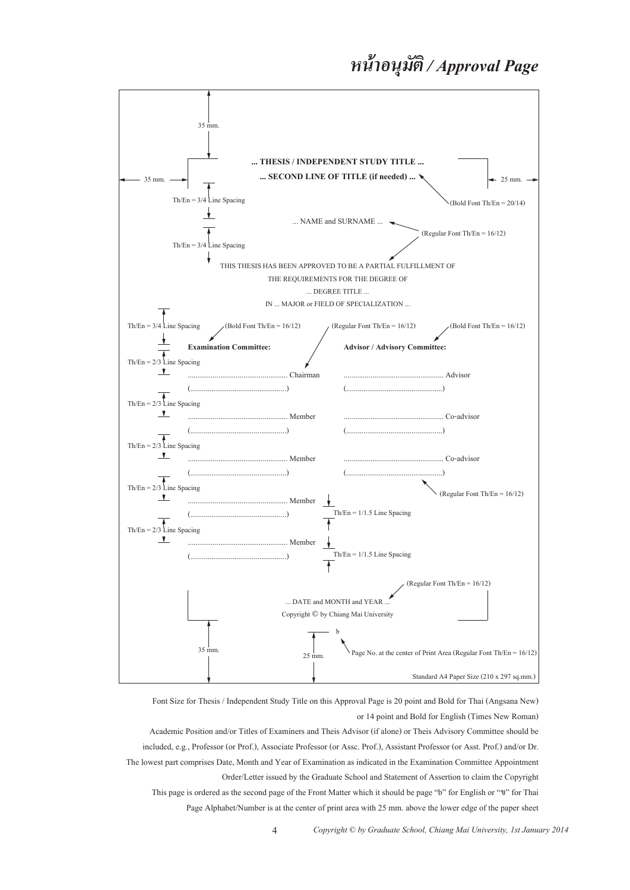# หน้าอนุมัติ / Approval Page

35 mm.

**... THESIS / INDEPENDENT STUDY TITLE ...**

**... SECOND LINE OF TITLE (if needed) ...**

35 mm. 25 mm.

(Bold Font Th/En = 20/14)

Th/En = 3/4 Line Spacing

... NAME and SURNAME ...

(Regular Font Th/En = 16/12)

Th/En = 3/4 Line Spacing

THIS THESIS HAS BEEN APPROVED TO BE A PARTIAL FULFILLMENT OF

THE REQUIREMENTS FOR THE DEGREE OF

... DEGREE TITLE ...

IN ... MAJOR or FIELD OF SPECIALIZATION ...

Th/En = 3/4 Line Spacing (Bold Font Th/En = 16/12) (Regular Font Th/En = 16/12) (Bold Font Th/En = 16/12)

| **Examination Committee:** | **Advisor / Advisory Committee:** |
|---|---|
| .................................................. Chairman | .................................................. Advisor |
| (..................................................) | (..................................................) |
| .................................................. Member | .................................................. Co-advisor |
| (..................................................) | (..................................................) |
| .................................................. Member | .................................................. Co-advisor |
| (..................................................) | (..................................................) |
| .................................................. Member | |
| (..................................................) | |
| .................................................. Member | |
| (..................................................) | |

Th/En = 2/3 Line Spacing

(Regular Font Th/En = 16/12)

Th/En = 1/1.5 Line Spacing

(Regular Font Th/En = 16/12)

... DATE and MONTH and YEAR ...

Copyright © by Chiang Mai University

b

35 mm. 25 mm. Page No. at the center of Print Area (Regular Font Th/En = 16/12)

Standard A4 Paper Size (210 x 297 sq.mm.)

Font Size for Thesis / Independent Study Title on this Approval Page is 20 point and Bold for Thai (Angsana New) or 14 point and Bold for English (Times New Roman)

Academic Position and/or Titles of Examiners and Theis Advisor (if alone) or Theis Advisory Committee should be included, e.g., Professor (or Prof.), Associate Professor (or Assc. Prof.), Assistant Professor (or Asst. Prof.) and/or Dr.

The lowest part comprises Date, Month and Year of Examination as indicated in the Examination Committee Appointment Order/Letter issued by the Graduate School and Statement of Assertion to claim the Copyright

This page is ordered as the second page of the Front Matter which it should be page "b" for English or "ข" for Thai

Page Alphabet/Number is at the center of print area with 25 mm. above the lower edge of the paper sheet

*Copyright © by Graduate School, Chiang Mai University, 1st January 2014*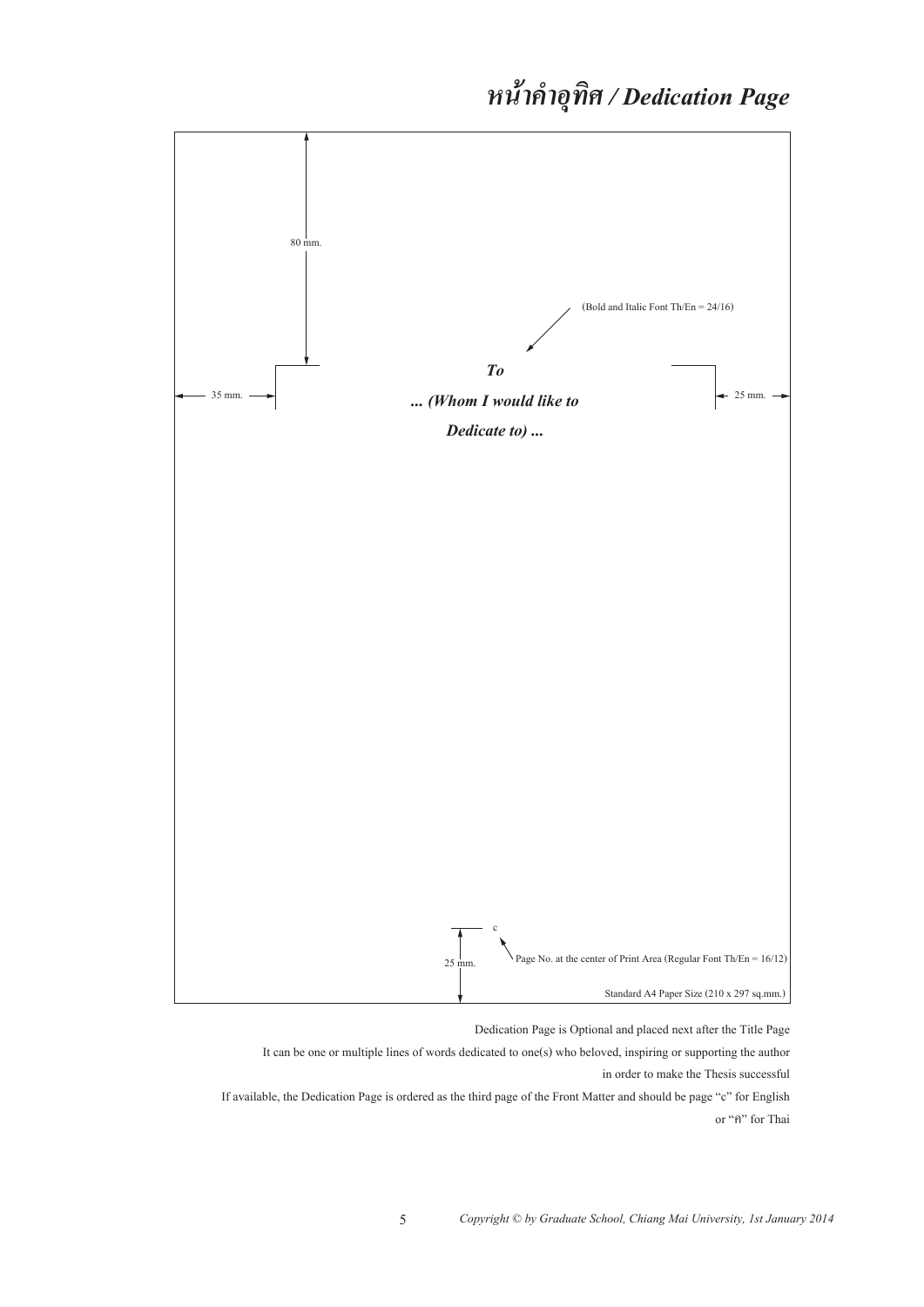# *หน้าคำอุทิศ / Dedication Page*

80 mm.

(Bold and Italic Font Th/En = 24/16)

35 mm.

25 mm.

***To***

***... (Whom I would like to***

***Dedicate to) ...***

c

25 mm.

Page No. at the center of Print Area (Regular Font Th/En = 16/12)

Standard A4 Paper Size (210 x 297 sq.mm.)

Dedication Page is Optional and placed next after the Title Page

It can be one or multiple lines of words dedicated to one(s) who beloved, inspiring or supporting the author in order to make the Thesis successful

If available, the Dedication Page is ordered as the third page of the Front Matter and should be page "c" for English or "ค" for Thai

*Copyright © by Graduate School, Chiang Mai University, 1st January 2014*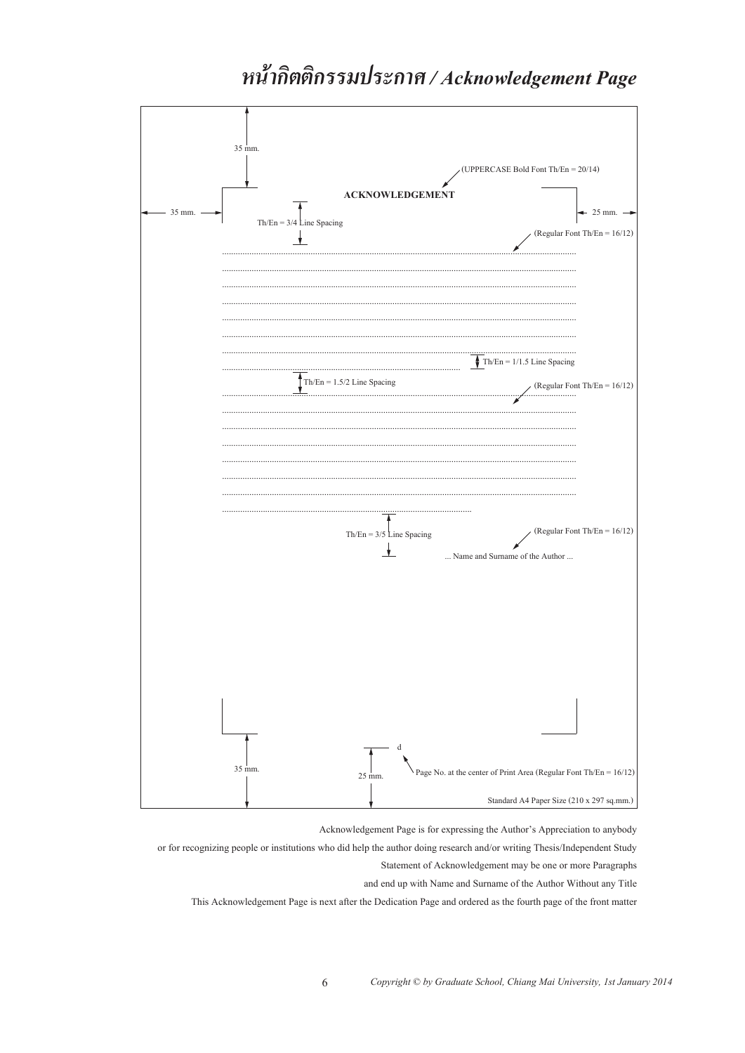# หน้ากิตติกรรมประกาศ / Acknowledgement Page

35 mm.

(UPPERCASE Bold Font Th/En = 20/14)

**ACKNOWLEDGEMENT**

35 mm.

25 mm.

Th/En = 3/4 Line Spacing

(Regular Font Th/En = 16/12)

..............................................................................................................................................................

..............................................................................................................................................................

..............................................................................................................................................................

..............................................................................................................................................................

..............................................................................................................................................................

..............................................................................................................................................................

..............................................................................................................................................................

.................................................................................................... Th/En = 1/1.5 Line Spacing

Th/En = 1.5/2 Line Spacing

(Regular Font Th/En = 16/12)

..............................................................................................................................................................

..............................................................................................................................................................

..............................................................................................................................................................

..............................................................................................................................................................

..............................................................................................................................................................

..............................................................................................................................................................

..............................................................................................................................................................

..............................................................................................................

Th/En = 3/5 Line Spacing

(Regular Font Th/En = 16/12)

... Name and Surname of the Author ...

d

35 mm.

25 mm.

Page No. at the center of Print Area (Regular Font Th/En = 16/12)

Standard A4 Paper Size (210 x 297 sq.mm.)

Acknowledgement Page is for expressing the Author's Appreciation to anybody

or for recognizing people or institutions who did help the author doing research and/or writing Thesis/Independent Study

Statement of Acknowledgement may be one or more Paragraphs

and end up with Name and Surname of the Author Without any Title

This Acknowledgement Page is next after the Dedication Page and ordered as the fourth page of the front matter

*Copyright © by Graduate School, Chiang Mai University, 1st January 2014*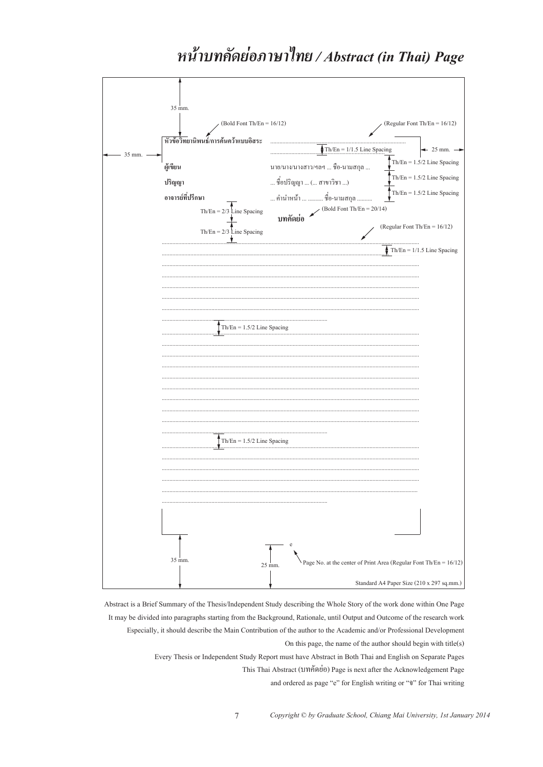# หน้าบทคัดย่อภาษาไทย / Abstract (in Thai) Page

35 mm.

(Bold Font Th/En = 16/12) (Regular Font Th/En = 16/12)

**หัวข้อวิทยานิพนธ์/การค้นคว้าแบบอิสระ** ........................................................................

........................................ Th/En = 1/1.5 Line Spacing

35 mm. 25 mm.

Th/En = 1.5/2 Line Spacing

**ผู้เขียน** นาย/นาง/นางสาว/ฯลฯ ... ชื่อ-นามสกุล ...

Th/En = 1.5/2 Line Spacing

**ปริญญา** ... ชื่อปริญญา ... (... สาขาวิชา ...)

Th/En = 1.5/2 Line Spacing

**อาจารย์ที่ปรึกษา** ... คำนำหน้า ... .......... ชื่อ-นามสกุล ..........

Th/En = 2/3 Line Spacing (Bold Font Th/En = 20/14)

**บทคัดย่อ**

Th/En = 2/3 Line Spacing (Regular Font Th/En = 16/12)

........................................................................................................................................ Th/En = 1/1.5 Line Spacing

Th/En = 1.5/2 Line Spacing

Th/En = 1.5/2 Line Spacing

e

35 mm. 25 mm. Page No. at the center of Print Area (Regular Font Th/En = 16/12)

Standard A4 Paper Size (210 x 297 sq.mm.)

Abstract is a Brief Summary of the Thesis/Independent Study describing the Whole Story of the work done within One Page

It may be divided into paragraphs starting from the Background, Rationale, until Output and Outcome of the research work

Especially, it should describe the Main Contribution of the author to the Academic and/or Professional Development

On this page, the name of the author should begin with title(s)

Every Thesis or Independent Study Report must have Abstract in Both Thai and English on Separate Pages

This Thai Abstract (บทคัดย่อ) Page is next after the Acknowledgement Page

and ordered as page "e" for English writing or "จ" for Thai writing

*Copyright © by Graduate School, Chiang Mai University, 1st January 2014*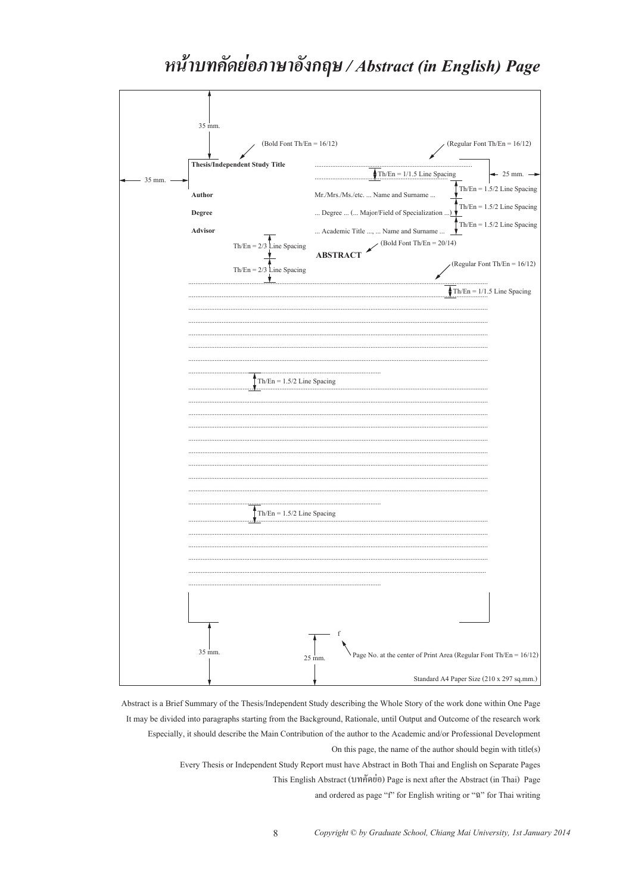# *หน้าบทคัดย่อภาษาอังกฤษ / Abstract (in English) Page*

35 mm.

(Bold Font Th/En = 16/12)

(Regular Font Th/En = 16/12)

**Thesis/Independent Study Title** ............................................................

............................ Th/En = 1/1.5 Line Spacing

35 mm. 25 mm.

Th/En = 1.5/2 Line Spacing

**Author** Mr./Mrs./Ms./etc. ... Name and Surname ...

Th/En = 1.5/2 Line Spacing

**Degree** ... Degree ... (... Major/Field of Specialization ...)

Th/En = 1.5/2 Line Spacing

**Advisor** ... Academic Title ..., ... Name and Surname ...

Th/En = 2/3 Line Spacing (Bold Font Th/En = 20/14)

**ABSTRACT**

Th/En = 2/3 Line Spacing (Regular Font Th/En = 16/12)

Th/En = 1/1.5 Line Spacing

Th/En = 1.5/2 Line Spacing

Th/En = 1.5/2 Line Spacing

f

35 mm. 25 mm. Page No. at the center of Print Area (Regular Font Th/En = 16/12)

Standard A4 Paper Size (210 x 297 sq.mm.)

Abstract is a Brief Summary of the Thesis/Independent Study describing the Whole Story of the work done within One Page

It may be divided into paragraphs starting from the Background, Rationale, until Output and Outcome of the research work

Especially, it should describe the Main Contribution of the author to the Academic and/or Professional Development

On this page, the name of the author should begin with title(s)

Every Thesis or Independent Study Report must have Abstract in Both Thai and English on Separate Pages

This English Abstract (บทคัดย่อ) Page is next after the Abstract (in Thai) Page

and ordered as page "f" for English writing or "ฉ" for Thai writing

*Copyright © by Graduate School, Chiang Mai University, 1st January 2014*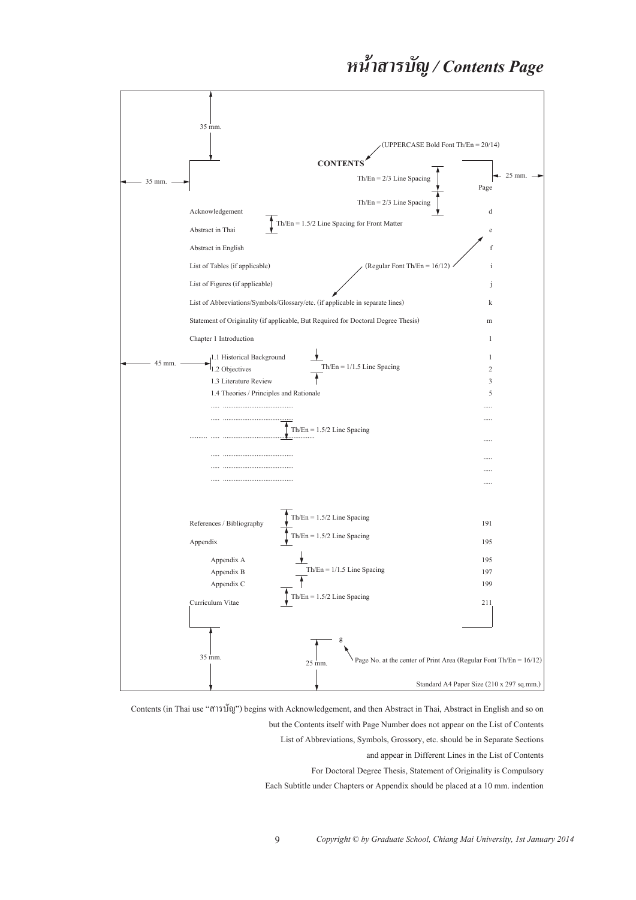# หน้าสารบัญ / Contents Page

35 mm.

(UPPERCASE Bold Font Th/En = 20/14)

**CONTENTS**

Th/En = 2/3 Line Spacing

Page

Th/En = 2/3 Line Spacing

35 mm.

25 mm.

| | Page |
|---|---|
| Acknowledgement | d |
| Abstract in Thai | e |
| Abstract in English | f |
| List of Tables (if applicable) | i |
| List of Figures (if applicable) | j |
| List of Abbreviations/Symbols/Glossary/etc. (if applicable in separate lines) | k |
| Statement of Originality (if applicable, But Required for Doctoral Degree Thesis) | m |
| Chapter 1 Introduction | 1 |
| 1.1 Historical Background | 1 |
| 1.2 Objectives | 2 |
| 1.3 Literature Review | 3 |
| 1.4 Theories / Principles and Rationale | 5 |
| ..... ....................................... | ..... |
| ..... ....................................... | ..... |
| .......... ..... .................................................... | ..... |
| ..... ....................................... | ..... |
| ..... ....................................... | ..... |
| ..... ....................................... | ..... |
| References / Bibliography | 191 |
| Appendix | 195 |
| Appendix A | 195 |
| Appendix B | 197 |
| Appendix C | 199 |
| Curriculum Vitae | 211 |

Th/En = 1.5/2 Line Spacing for Front Matter

(Regular Font Th/En = 16/12)

45 mm.

Th/En = 1/1.5 Line Spacing

Th/En = 1.5/2 Line Spacing

Th/En = 1.5/2 Line Spacing

Th/En = 1.5/2 Line Spacing

Th/En = 1/1.5 Line Spacing

Th/En = 1.5/2 Line Spacing

g

Page No. at the center of Print Area (Regular Font Th/En = 16/12)

35 mm.

25 mm.

Standard A4 Paper Size (210 x 297 sq.mm.)

Contents (in Thai use "สารบัญ") begins with Acknowledgement, and then Abstract in Thai, Abstract in English and so on but the Contents itself with Page Number does not appear on the List of Contents

List of Abbreviations, Symbols, Grossory, etc. should be in Separate Sections and appear in Different Lines in the List of Contents

For Doctoral Degree Thesis, Statement of Originality is Compulsory

Each Subtitle under Chapters or Appendix should be placed at a 10 mm. indention

*Copyright © by Graduate School, Chiang Mai University, 1st January 2014*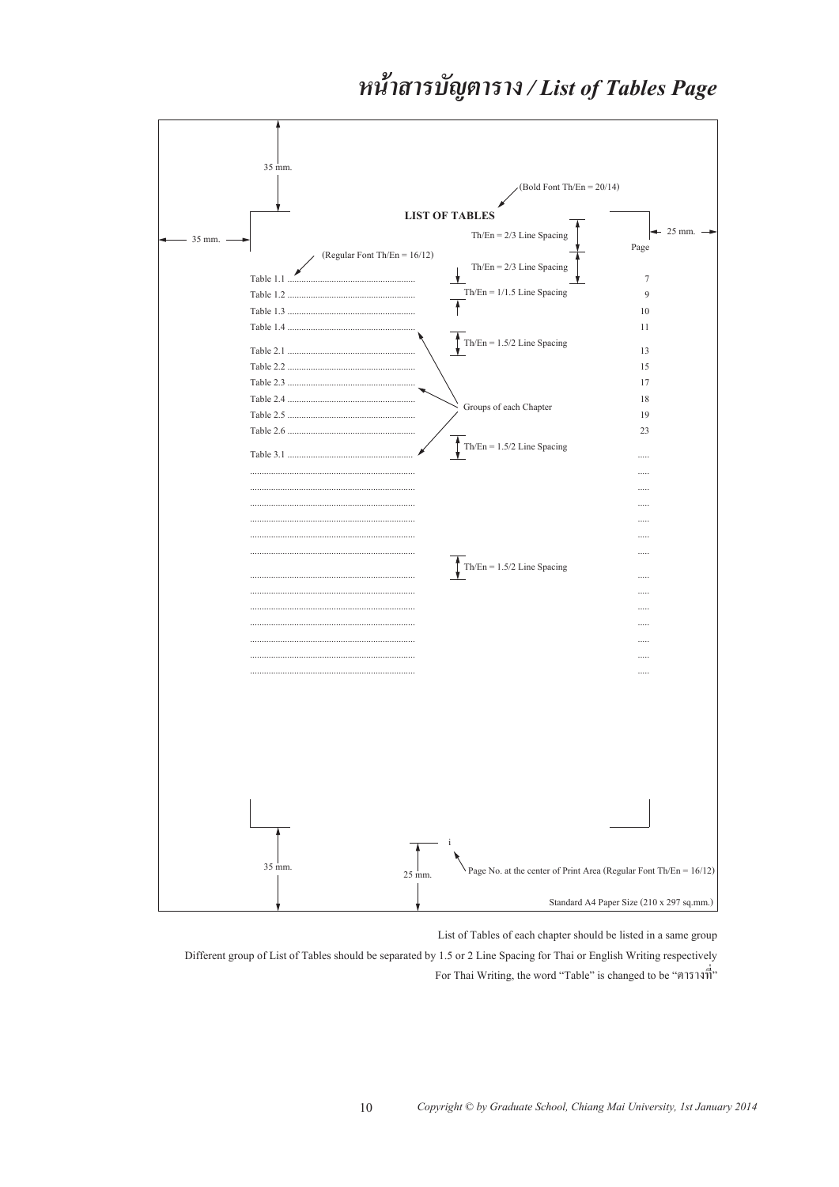# หน้าสารบัญตาราง / *List of Tables Page*

35 mm.

(Bold Font Th/En = 20/14)

**LIST OF TABLES**

Th/En = 2/3 Line Spacing

35 mm. — 25 mm.

Page

(Regular Font Th/En = 16/12)

Th/En = 2/3 Line Spacing

Table 1.1 ........................................................ 7

Th/En = 1/1.5 Line Spacing

Table 1.2 ........................................................ 9

Table 1.3 ........................................................ 10

Table 1.4 ........................................................ 11

Th/En = 1.5/2 Line Spacing

Table 2.1 ........................................................ 13

Table 2.2 ........................................................ 15

Table 2.3 ........................................................ 17

Table 2.4 ........................................................ 18

Groups of each Chapter

Table 2.5 ........................................................ 19

Table 2.6 ........................................................ 23

Th/En = 1.5/2 Line Spacing

Table 3.1 ........................................................ .....

........................................................ .....

........................................................ .....

........................................................ .....

........................................................ .....

........................................................ .....

........................................................ .....

Th/En = 1.5/2 Line Spacing

........................................................ .....

........................................................ .....

........................................................ .....

........................................................ .....

........................................................ .....

........................................................ .....

........................................................ .....

i

35 mm. 25 mm.

Page No. at the center of Print Area (Regular Font Th/En = 16/12)

Standard A4 Paper Size (210 x 297 sq.mm.)

List of Tables of each chapter should be listed in a same group

Different group of List of Tables should be separated by 1.5 or 2 Line Spacing for Thai or English Writing respectively

For Thai Writing, the word "Table" is changed to be "ตารางที่"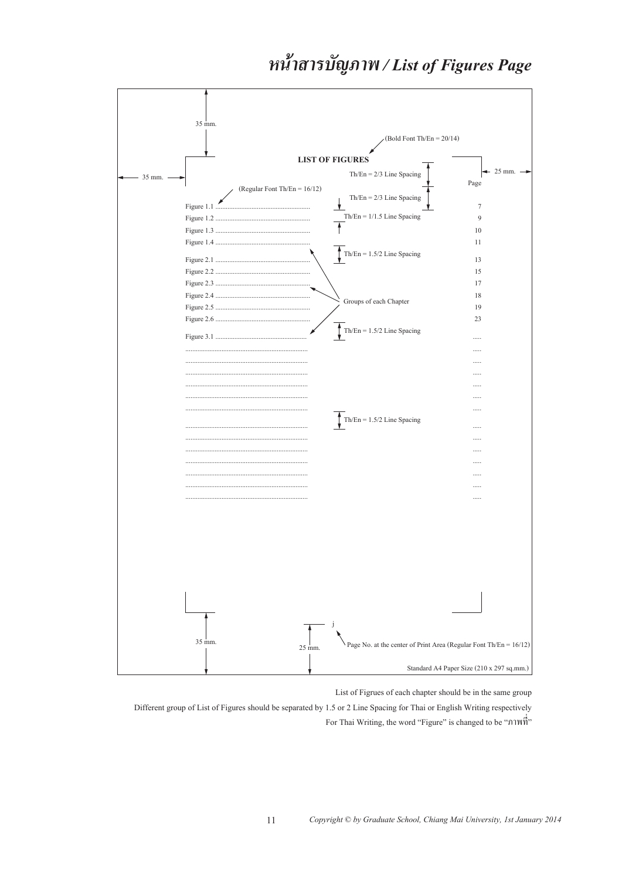# หน้าสารบัญภาพ / List of Figures Page

35 mm.

(Bold Font Th/En = 20/14)

**LIST OF FIGURES**

Th/En = 2/3 Line Spacing

25 mm.

35 mm.

Page

(Regular Font Th/En = 16/12)

Th/En = 2/3 Line Spacing

Figure 1.1 ........................................................ 7

Th/En = 1/1.5 Line Spacing

Figure 1.2 ........................................................ 9

Figure 1.3 ........................................................ 10

Figure 1.4 ........................................................ 11

Th/En = 1.5/2 Line Spacing

Figure 2.1 ........................................................ 13

Figure 2.2 ........................................................ 15

Figure 2.3 ........................................................ 17

Figure 2.4 ........................................................ 18

Groups of each Chapter

Figure 2.5 ........................................................ 19

Figure 2.6 ........................................................ 23

Th/En = 1.5/2 Line Spacing

Figure 3.1 ........................................................ .....

........................................................................ .....

........................................................................ .....

........................................................................ .....

........................................................................ .....

........................................................................ .....

........................................................................ .....

Th/En = 1.5/2 Line Spacing

........................................................................ .....

........................................................................ .....

........................................................................ .....

........................................................................ .....

........................................................................ .....

........................................................................ .....

........................................................................ .....

j

35 mm.

25 mm.

Page No. at the center of Print Area (Regular Font Th/En = 16/12)

Standard A4 Paper Size (210 x 297 sq.mm.)

List of Figrues of each chapter should be in the same group

Different group of List of Figures should be separated by 1.5 or 2 Line Spacing for Thai or English Writing respectively

For Thai Writing, the word "Figure" is changed to be "ภาพที่"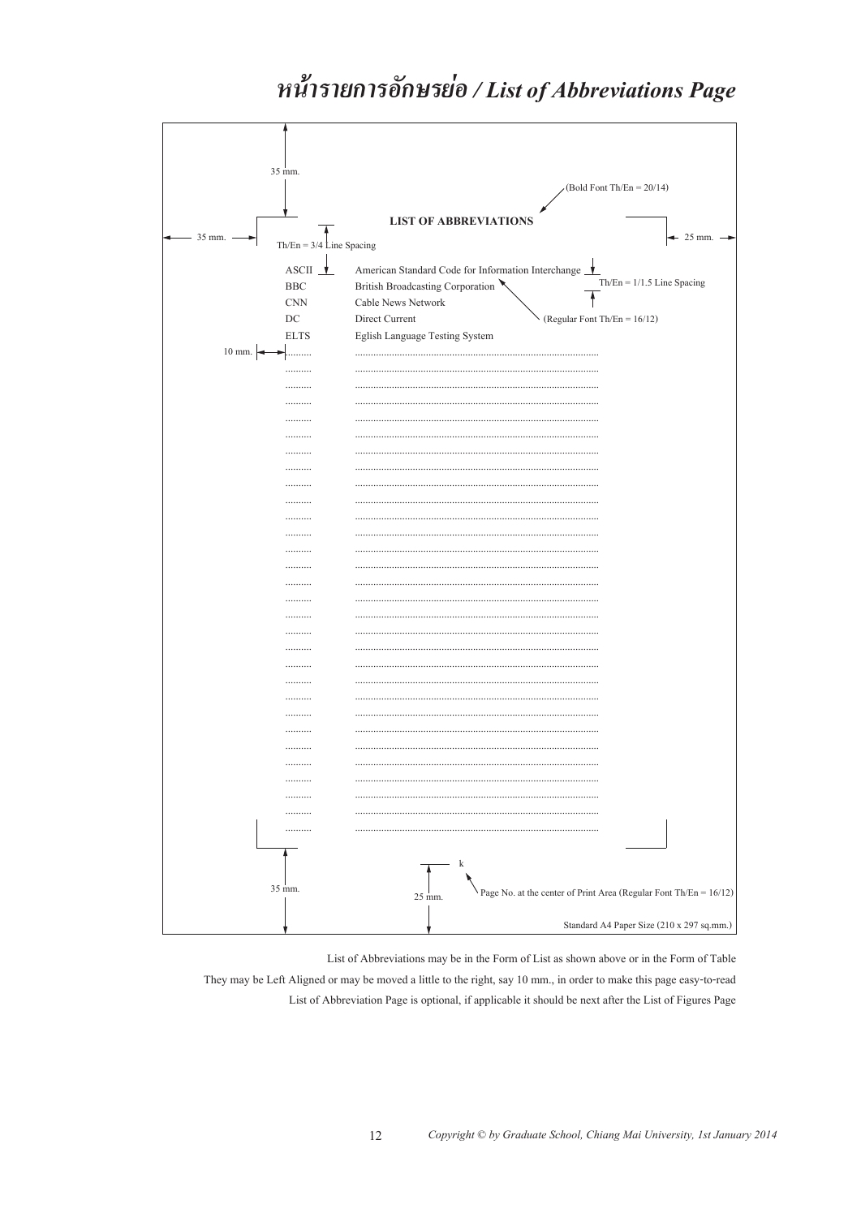# หน้ารายการอักษรย่อ / List of Abbreviations Page

35 mm.

(Bold Font Th/En = 20/14)

**LIST OF ABBREVIATIONS**

35 mm.

25 mm.

Th/En = 3/4 Line Spacing

| | |
|---|---|
| ASCII | American Standard Code for Information Interchange |
| BBC | British Broadcasting Corporation |
| CNN | Cable News Network |
| DC | Direct Current |
| ELTS | Eglish Language Testing System |
| .......... | ........................................................................................ |
| .......... | ........................................................................................ |
| .......... | ........................................................................................ |
| .......... | ........................................................................................ |
| .......... | ........................................................................................ |
| .......... | ........................................................................................ |
| .......... | ........................................................................................ |
| .......... | ........................................................................................ |
| .......... | ........................................................................................ |
| .......... | ........................................................................................ |
| .......... | ........................................................................................ |
| .......... | ........................................................................................ |
| .......... | ........................................................................................ |
| .......... | ........................................................................................ |
| .......... | ........................................................................................ |
| .......... | ........................................................................................ |
| .......... | ........................................................................................ |
| .......... | ........................................................................................ |
| .......... | ........................................................................................ |
| .......... | ........................................................................................ |
| .......... | ........................................................................................ |
| .......... | ........................................................................................ |
| .......... | ........................................................................................ |
| .......... | ........................................................................................ |
| .......... | ........................................................................................ |
| .......... | ........................................................................................ |
| .......... | ........................................................................................ |
| .......... | ........................................................................................ |
| .......... | ........................................................................................ |
| .......... | ........................................................................................ |

Th/En = 1/1.5 Line Spacing

(Regular Font Th/En = 16/12)

10 mm.

k

Page No. at the center of Print Area (Regular Font Th/En = 16/12)

35 mm.

25 mm.

Standard A4 Paper Size (210 x 297 sq.mm.)

List of Abbreviations may be in the Form of List as shown above or in the Form of Table

They may be Left Aligned or may be moved a little to the right, say 10 mm., in order to make this page easy-to-read

List of Abbreviation Page is optional, if applicable it should be next after the List of Figures Page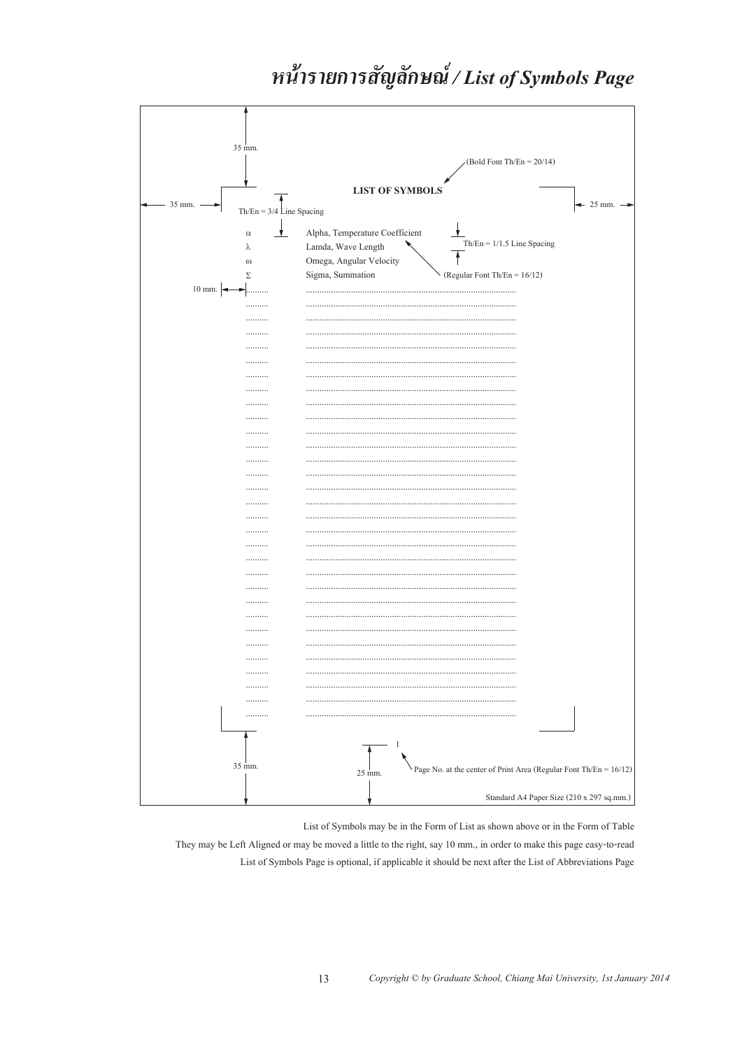# หน้ารายการสัญลักษณ์ / List of Symbols Page

35 mm.

(Bold Font Th/En = 20/14)

**LIST OF SYMBOLS**

35 mm. 25 mm.

Th/En = 3/4 Line Spacing

| | |
|---|---|
| α | Alpha, Temperature Coefficient |
| λ | Lamda, Wave Length |
| ω | Omega, Angular Velocity |
| Σ | Sigma, Summation |
| .......... | ................................................................................ |
| .......... | ................................................................................ |
| .......... | ................................................................................ |

Th/En = 1/1.5 Line Spacing

(Regular Font Th/En = 16/12)

10 mm.

35 mm. 25 mm.

1

Page No. at the center of Print Area (Regular Font Th/En = 16/12)

Standard A4 Paper Size (210 x 297 sq.mm.)

List of Symbols may be in the Form of List as shown above or in the Form of Table

They may be Left Aligned or may be moved a little to the right, say 10 mm., in order to make this page easy-to-read

List of Symbols Page is optional, if applicable it should be next after the List of Abbreviations Page

*Copyright © by Graduate School, Chiang Mai University, 1st January 2014*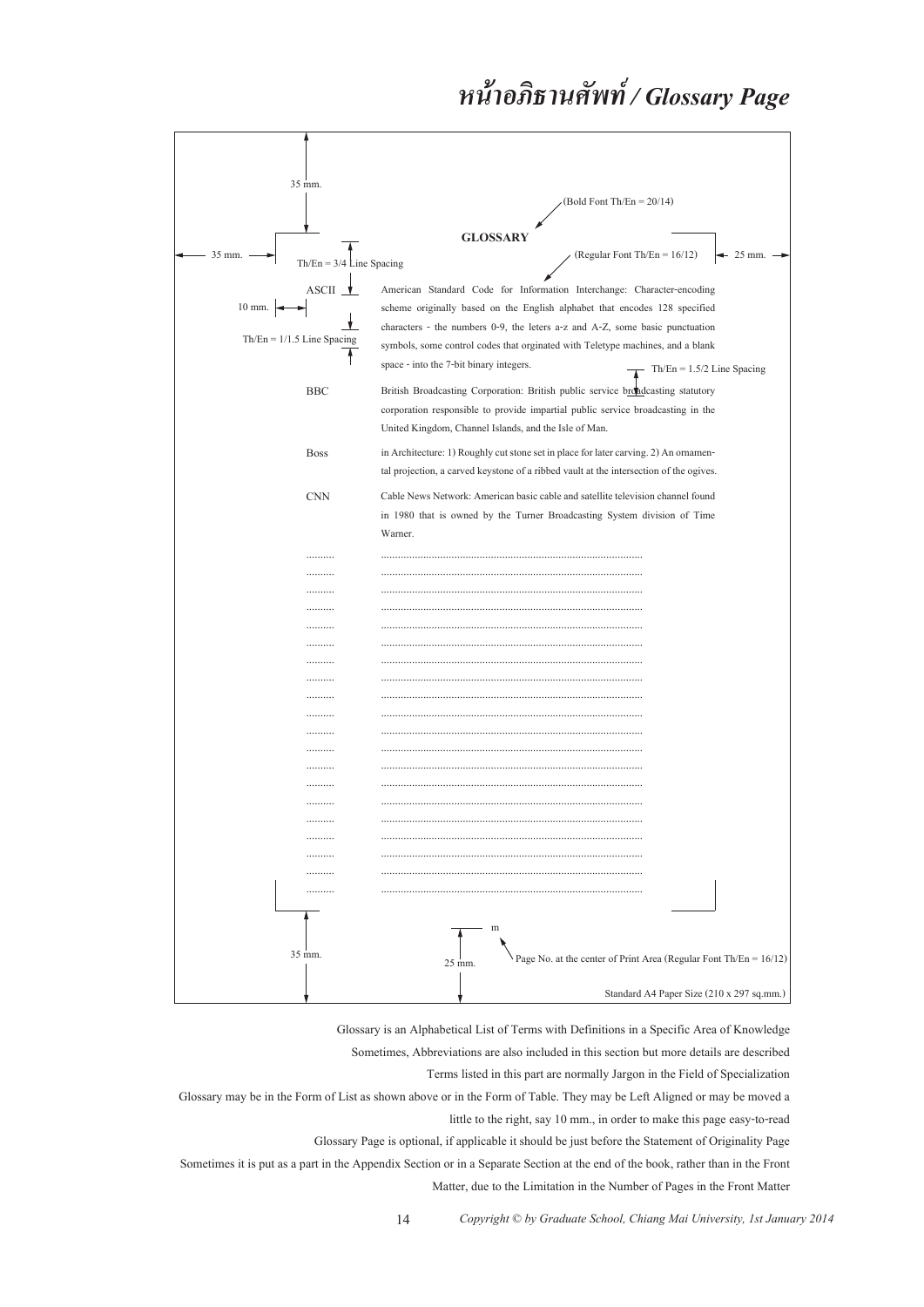# หน้าอภิธานศัพท์ / *Glossary Page*

35 mm.

(Bold Font Th/En = 20/14)

**GLOSSARY**

35 mm. — Th/En = 3/4 Line Spacing — (Regular Font Th/En = 16/12) — 25 mm.

10 mm. — Th/En = 1/1.5 Line Spacing

ASCII — American Standard Code for Information Interchange: Character-encoding scheme originally based on the English alphabet that encodes 128 specified characters - the numbers 0-9, the leters a-z and A-Z, some basic punctuation symbols, some control codes that orginated with Teletype machines, and a blank space - into the 7-bit binary integers.

Th/En = 1.5/2 Line Spacing

BBC — British Broadcasting Corporation: British public service broadcasting statutory corporation responsible to provide impartial public service broadcasting in the United Kingdom, Channel Islands, and the Isle of Man.

Boss — in Architecture: 1) Roughly cut stone set in place for later carving. 2) An ornamental projection, a carved keystone of a ribbed vault at the intersection of the ogives.

CNN — Cable News Network: American basic cable and satellite television channel found in 1980 that is owned by the Turner Broadcasting System division of Time Warner.

.......... ..............................................................................

.......... ..............................................................................

.......... ..............................................................................

m

35 mm. — 25 mm. — Page No. at the center of Print Area (Regular Font Th/En = 16/12)

Standard A4 Paper Size (210 x 297 sq.mm.)

Glossary is an Alphabetical List of Terms with Definitions in a Specific Area of Knowledge

Sometimes, Abbreviations are also included in this section but more details are described

Terms listed in this part are normally Jargon in the Field of Specialization

Glossary may be in the Form of List as shown above or in the Form of Table. They may be Left Aligned or may be moved a little to the right, say 10 mm., in order to make this page easy-to-read

Glossary Page is optional, if applicable it should be just before the Statement of Originality Page

Sometimes it is put as a part in the Appendix Section or in a Separate Section at the end of the book, rather than in the Front Matter, due to the Limitation in the Number of Pages in the Front Matter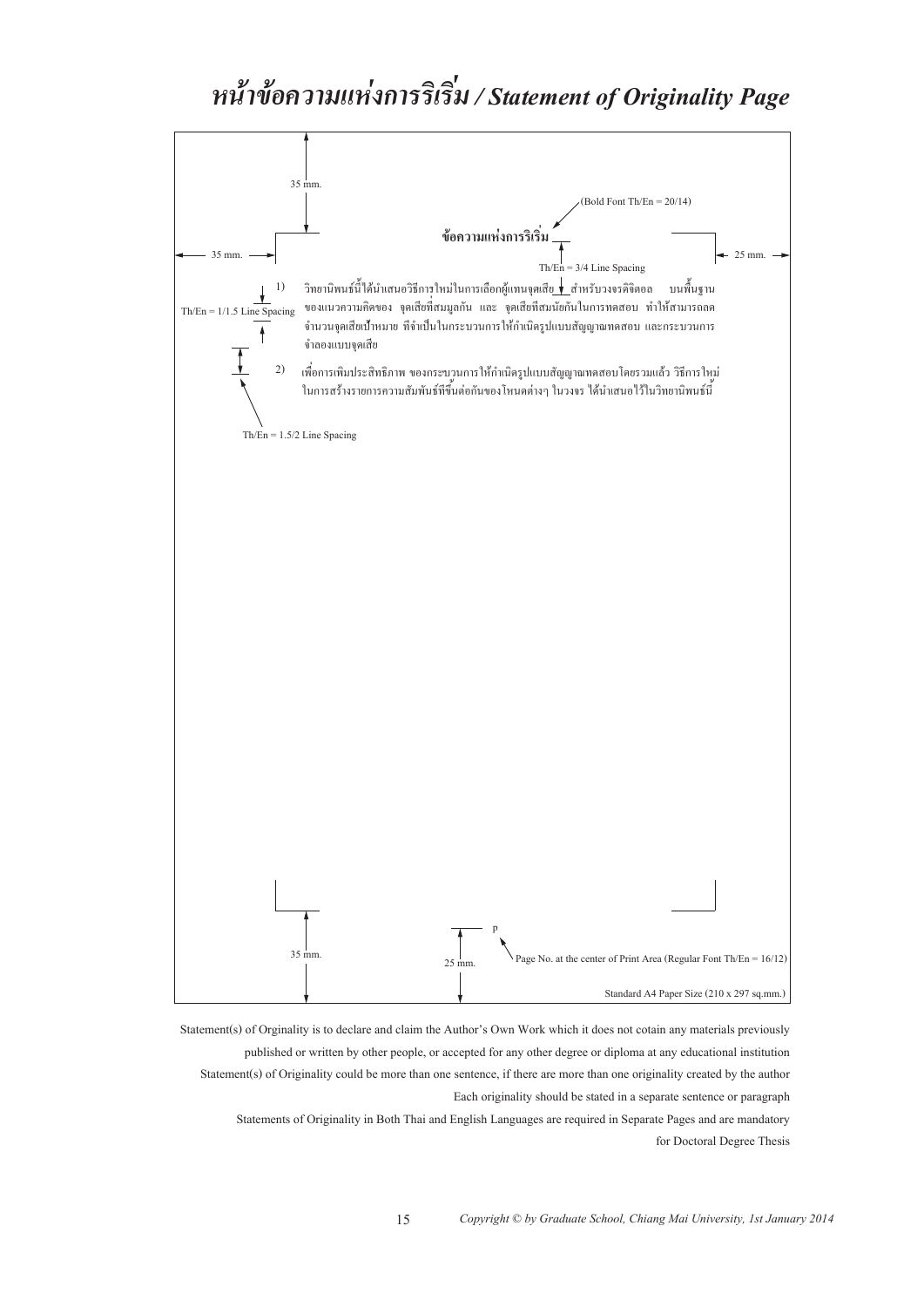# *หน้าข้อความแห่งการริเริ่ม / Statement of Originality Page*

35 mm.

(Bold Font Th/En = 20/14)

**ข้อความแห่งการริเริ่ม**

35 mm. 25 mm.

Th/En = 3/4 Line Spacing

Th/En = 1/1.5 Line Spacing

1) วิทยานิพนธ์นี้ได้นำเสนอวิธีการใหม่ในการเลือกผู้แทนจุดเสีย สำหรับวงจรดิจิตอล บนพื้นฐานของแนวความคิดของ จุดเสียที่สมมูลกัน และ จุดเสียที่สมนัยกันในการทดสอบ ทำให้สามารถลดจำนวนจุดเสียเป้าหมาย ที่จำเป็นในกระบวนการให้กำเนิดรูปแบบสัญญาณทดสอบ และกระบวนการจำลองแบบจุดเสีย

2) เพื่อการเพิ่มประสิทธิภาพ ของกระบวนการให้กำเนิดรูปแบบสัญญาณทดสอบโดยรวมแล้ว วิธีการใหม่ในการสร้างรายการความสัมพันธ์ที่ขึ้นต่อกันของโหนดต่างๆ ในวงจร ได้นำเสนอไว้ในวิทยานิพนธ์นี้

Th/En = 1.5/2 Line Spacing

p

35 mm. 25 mm.

Page No. at the center of Print Area (Regular Font Th/En = 16/12)

Standard A4 Paper Size (210 x 297 sq.mm.)

Statement(s) of Orginality is to declare and claim the Author's Own Work which it does not cotain any materials previously published or written by other people, or accepted for any other degree or diploma at any educational institution

Statement(s) of Originality could be more than one sentence, if there are more than one originality created by the author

Each originality should be stated in a separate sentence or paragraph

Statements of Originality in Both Thai and English Languages are required in Separate Pages and are mandatory for Doctoral Degree Thesis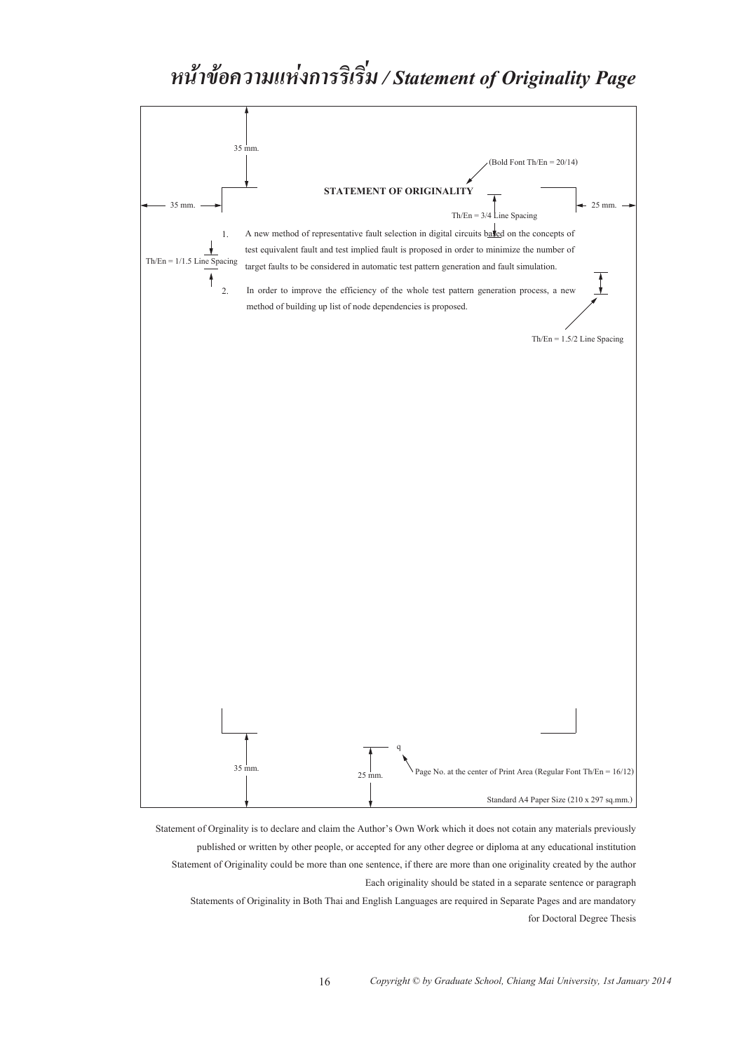# หน้าข้อความแห่งการริเริ่ม / *Statement of Originality Page*

35 mm.

(Bold Font Th/En = 20/14)

**STATEMENT OF ORIGINALITY**

35 mm. 25 mm.

Th/En = 3/4 Line Spacing

1. A new method of representative fault selection in digital circuits based on the concepts of test equivalent fault and test implied fault is proposed in order to minimize the number of target faults to be considered in automatic test pattern generation and fault simulation.

Th/En = 1/1.5 Line Spacing

2. In order to improve the efficiency of the whole test pattern generation process, a new method of building up list of node dependencies is proposed.

Th/En = 1.5/2 Line Spacing

35 mm. 25 mm.

q

Page No. at the center of Print Area (Regular Font Th/En = 16/12)

Standard A4 Paper Size (210 x 297 sq.mm.)

Statement of Orginality is to declare and claim the Author's Own Work which it does not cotain any materials previously published or written by other people, or accepted for any other degree or diploma at any educational institution

Statement of Originality could be more than one sentence, if there are more than one originality created by the author

Each originality should be stated in a separate sentence or paragraph

Statements of Originality in Both Thai and English Languages are required in Separate Pages and are mandatory for Doctoral Degree Thesis

*Copyright © by Graduate School, Chiang Mai University, 1st January 2014*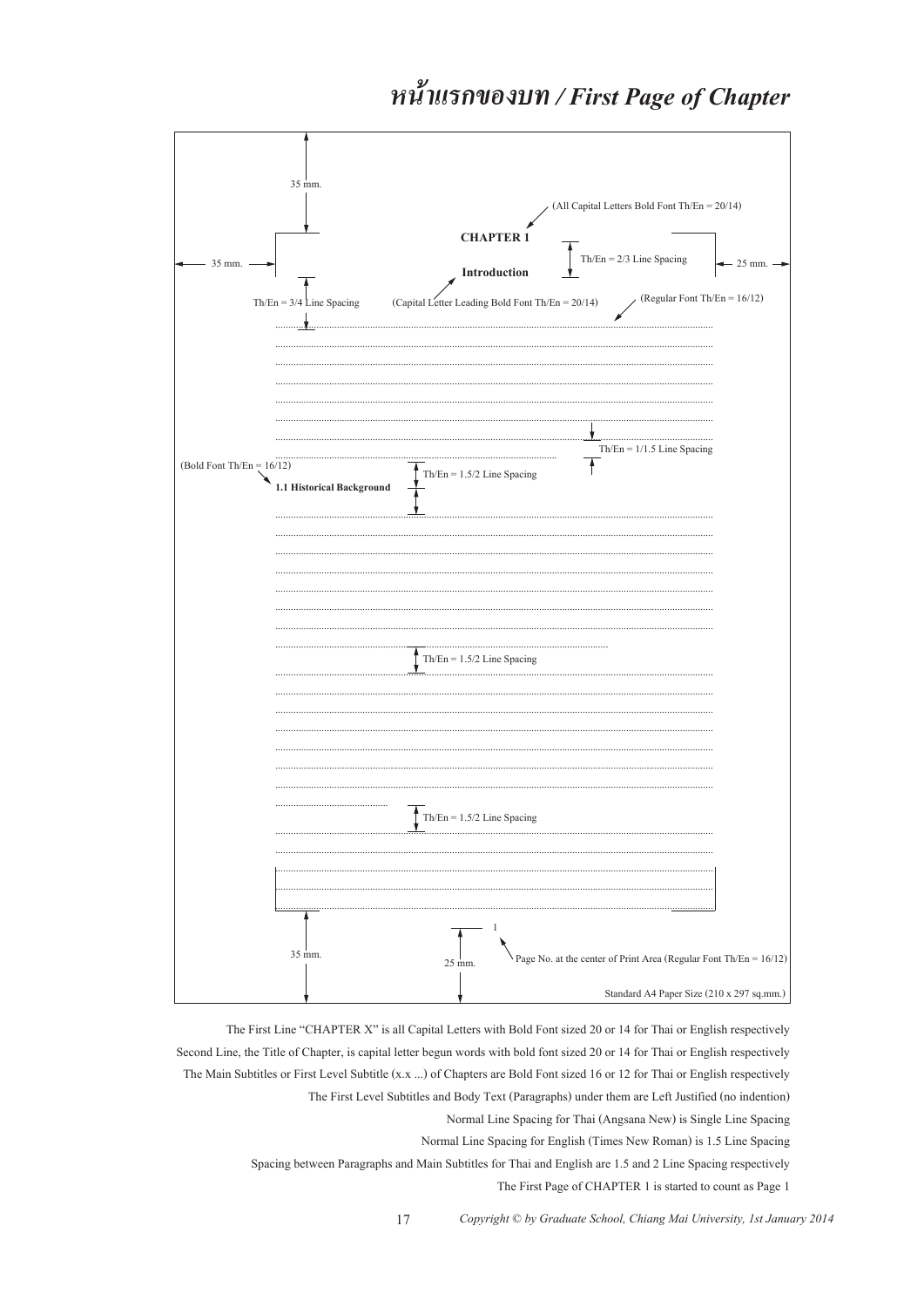# *หน้าแรกของบท / First Page of Chapter*

35 mm.

(All Capital Letters Bold Font Th/En = 20/14)

**CHAPTER 1**

Th/En = 2/3 Line Spacing

35 mm. 25 mm.

**Introduction**

Th/En = 3/4 Line Spacing (Capital Letter Leading Bold Font Th/En = 20/14) (Regular Font Th/En = 16/12)

Th/En = 1/1.5 Line Spacing

(Bold Font Th/En = 16/12)

**1.1 Historical Background**

Th/En = 1.5/2 Line Spacing

Th/En = 1.5/2 Line Spacing

Th/En = 1.5/2 Line Spacing

35 mm. 25 mm.

1

Page No. at the center of Print Area (Regular Font Th/En = 16/12)

Standard A4 Paper Size (210 x 297 sq.mm.)

The First Line "CHAPTER X" is all Capital Letters with Bold Font sized 20 or 14 for Thai or English respectively

Second Line, the Title of Chapter, is capital letter begun words with bold font sized 20 or 14 for Thai or English respectively

The Main Subtitles or First Level Subtitle (x.x ...) of Chapters are Bold Font sized 16 or 12 for Thai or English respectively

The First Level Subtitles and Body Text (Paragraphs) under them are Left Justified (no indention)

Normal Line Spacing for Thai (Angsana New) is Single Line Spacing

Normal Line Spacing for English (Times New Roman) is 1.5 Line Spacing

Spacing between Paragraphs and Main Subtitles for Thai and English are 1.5 and 2 Line Spacing respectively

The First Page of CHAPTER 1 is started to count as Page 1

*Copyright © by Graduate School, Chiang Mai University, 1st January 2014*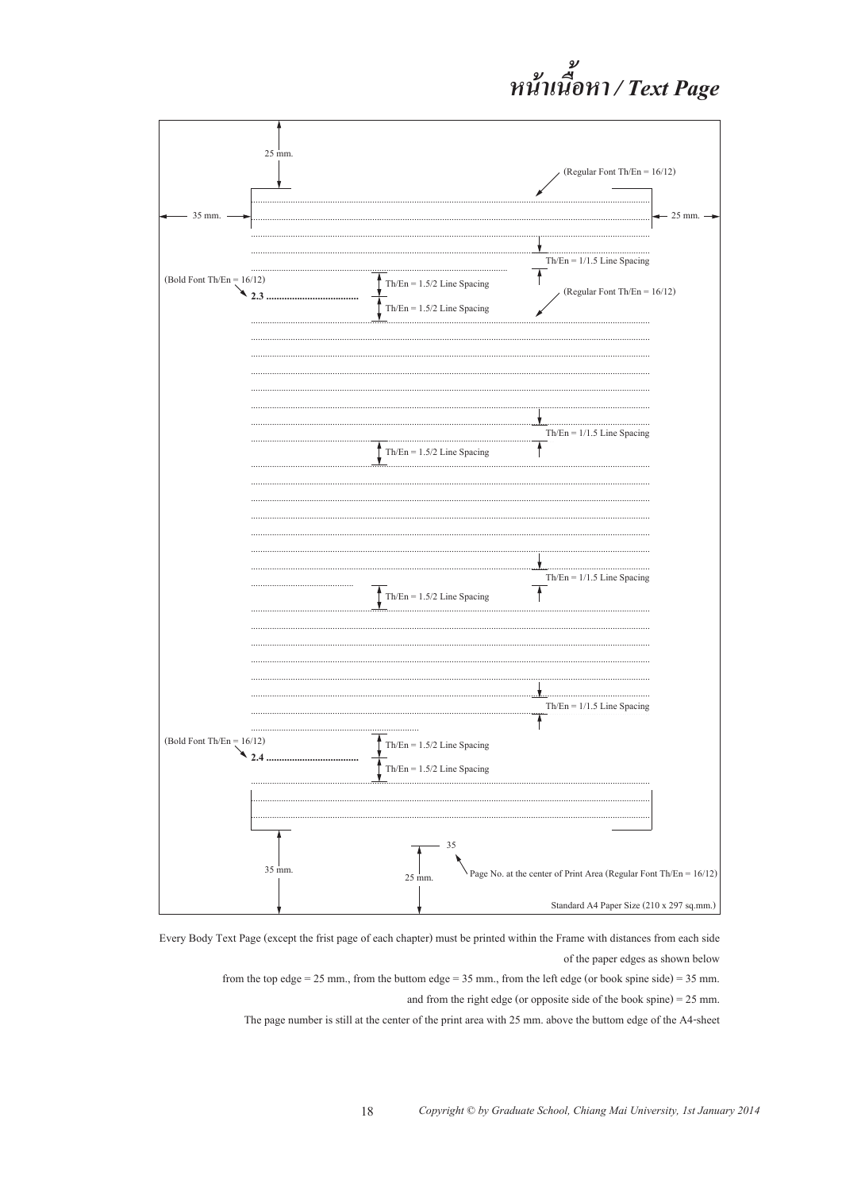# หน้าเนื้อหา / Text Page

25 mm.

(Regular Font Th/En = 16/12)

35 mm.

25 mm.

Th/En = 1/1.5 Line Spacing

(Bold Font Th/En = 16/12)

**2.3 ...................................**

Th/En = 1.5/2 Line Spacing

(Regular Font Th/En = 16/12)

Th/En = 1.5/2 Line Spacing

Th/En = 1/1.5 Line Spacing

Th/En = 1.5/2 Line Spacing

Th/En = 1/1.5 Line Spacing

Th/En = 1.5/2 Line Spacing

Th/En = 1/1.5 Line Spacing

(Bold Font Th/En = 16/12)

**2.4 ...................................**

Th/En = 1.5/2 Line Spacing

Th/En = 1.5/2 Line Spacing

35

35 mm.

25 mm.

Page No. at the center of Print Area (Regular Font Th/En = 16/12)

Standard A4 Paper Size (210 x 297 sq.mm.)

Every Body Text Page (except the frist page of each chapter) must be printed within the Frame with distances from each side of the paper edges as shown below

from the top edge = 25 mm., from the buttom edge = 35 mm., from the left edge (or book spine side) = 35 mm. and from the right edge (or opposite side of the book spine) = 25 mm.

The page number is still at the center of the print area with 25 mm. above the buttom edge of the A4-sheet

*Copyright © by Graduate School, Chiang Mai University, 1st January 2014*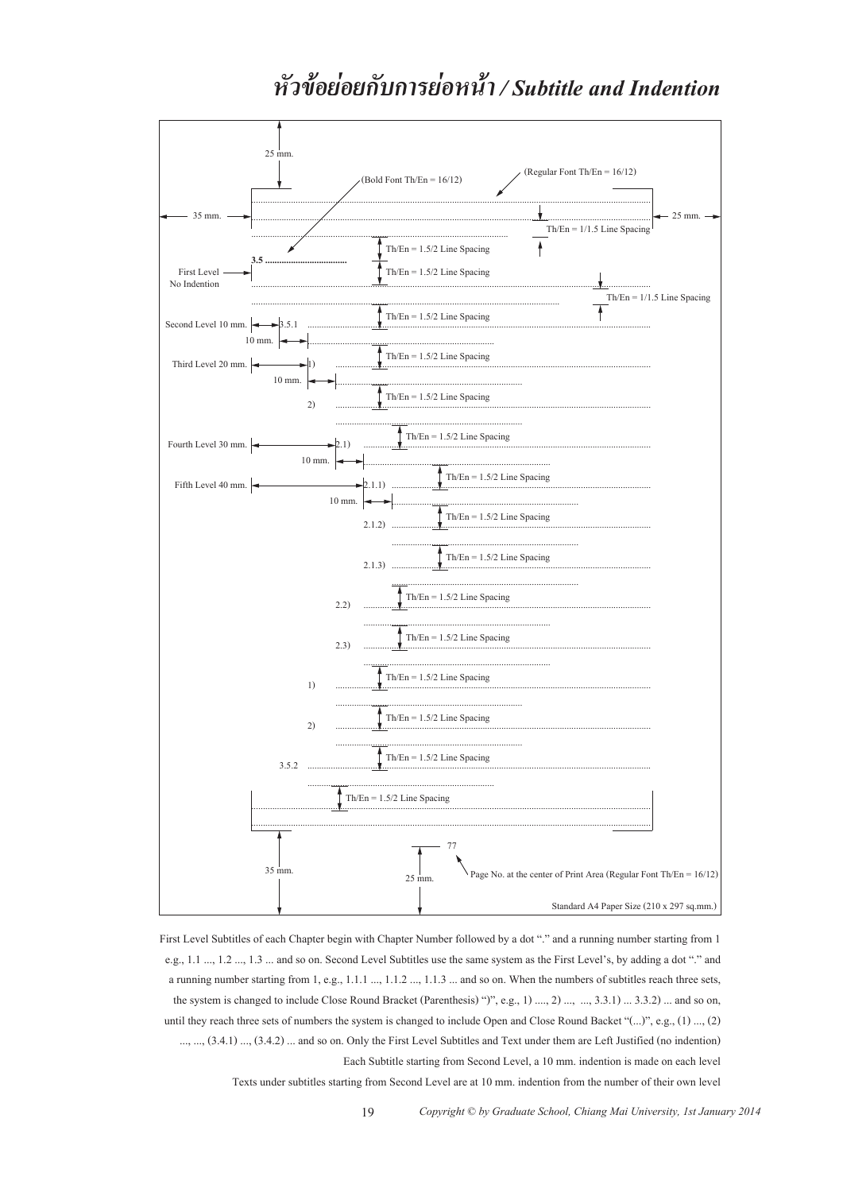# หัวข้อย่อยกับการย่อหน้า / Subtitle and Indention

25 mm.

(Bold Font Th/En = 16/12)

(Regular Font Th/En = 16/12)

35 mm.

25 mm.

Th/En = 1/1.5 Line Spacing

Th/En = 1.5/2 Line Spacing

**3.5 ..................................**

First Level No Indention

Th/En = 1.5/2 Line Spacing

Th/En = 1/1.5 Line Spacing

Second Level 10 mm. 3.5.1

Th/En = 1.5/2 Line Spacing

10 mm.

Third Level 20 mm. 1)

Th/En = 1.5/2 Line Spacing

10 mm.

2)

Th/En = 1.5/2 Line Spacing

Fourth Level 30 mm. 2.1)

Th/En = 1.5/2 Line Spacing

10 mm.

Fifth Level 40 mm. 2.1.1)

Th/En = 1.5/2 Line Spacing

10 mm.

2.1.2)

Th/En = 1.5/2 Line Spacing

2.1.3)

Th/En = 1.5/2 Line Spacing

2.2)

Th/En = 1.5/2 Line Spacing

2.3)

Th/En = 1.5/2 Line Spacing

1)

Th/En = 1.5/2 Line Spacing

2)

Th/En = 1.5/2 Line Spacing

3.5.2

Th/En = 1.5/2 Line Spacing

Th/En = 1.5/2 Line Spacing

77

35 mm.

25 mm.

Page No. at the center of Print Area (Regular Font Th/En = 16/12)

Standard A4 Paper Size (210 x 297 sq.mm.)

First Level Subtitles of each Chapter begin with Chapter Number followed by a dot "." and a running number starting from 1 e.g., 1.1 ..., 1.2 ..., 1.3 ... and so on. Second Level Subtitles use the same system as the First Level's, by adding a dot "." and a running number starting from 1, e.g., 1.1.1 ..., 1.1.2 ..., 1.1.3 ... and so on. When the numbers of subtitles reach three sets, the system is changed to include Close Round Bracket (Parenthesis) ")", e.g., 1) ...., 2) ..., ..., 3.3.1) ... 3.3.2) ... and so on, until they reach three sets of numbers the system is changed to include Open and Close Round Backet "(...)", e.g., (1) ..., (2) ..., ..., (3.4.1) ..., (3.4.2) ... and so on. Only the First Level Subtitles and Text under them are Left Justified (no indention)

Each Subtitle starting from Second Level, a 10 mm. indention is made on each level

Texts under subtitles starting from Second Level are at 10 mm. indention from the number of their own level

*Copyright © by Graduate School, Chiang Mai University, 1st January 2014*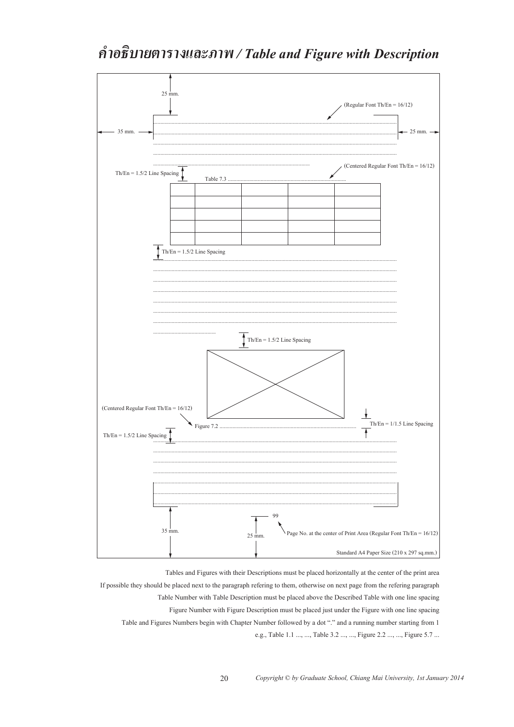# คำอธิบายตารางและภาพ / *Table and Figure with Description*

25 mm.

(Regular Font Th/En = 16/12)

35 mm.

25 mm.

Th/En = 1.5/2 Line Spacing

(Centered Regular Font Th/En = 16/12)

Table 7.3 ..........................................................................

| | | | | |
|---|---|---|---|---|
| | | | | |
| | | | | |
| | | | | |
| | | | | |

Th/En = 1.5/2 Line Spacing

Th/En = 1.5/2 Line Spacing

(Centered Regular Font Th/En = 16/12)

Figure 7.2 ..........................................................................

Th/En = 1/1.5 Line Spacing

Th/En = 1.5/2 Line Spacing

99

35 mm.

25 mm.

Page No. at the center of Print Area (Regular Font Th/En = 16/12)

Standard A4 Paper Size (210 x 297 sq.mm.)

Tables and Figures with their Descriptions must be placed horizontally at the center of the print area

If possible they should be placed next to the paragraph refering to them, otherwise on next page from the refering paragraph

Table Number with Table Description must be placed above the Described Table with one line spacing

Figure Number with Figure Description must be placed just under the Figure with one line spacing

Table and Figures Numbers begin with Chapter Number followed by a dot "." and a running number starting from 1

e.g., Table 1.1 ..., ..., Table 3.2 ..., ..., Figure 2.2 ..., ..., Figure 5.7 ...

*Copyright © by Graduate School, Chiang Mai University, 1st January 2014*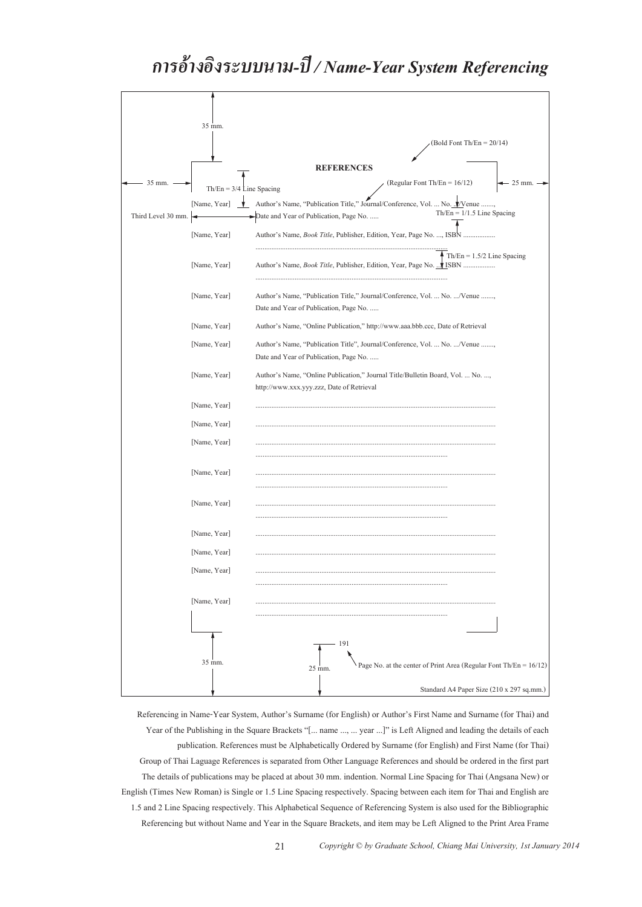# การอ้างอิงระบบนาม-ปี / *Name-Year System Referencing*

35 mm.

(Bold Font Th/En = 20/14)

**REFERENCES**

35 mm. — Th/En = 3/4 Line Spacing — (Regular Font Th/En = 16/12) — 25 mm.

[Name, Year] Author's Name, "Publication Title," Journal/Conference, Vol. ... No. .../Venue .......,
Date and Year of Publication, Page No. .....

Third Level 30 mm. — Th/En = 1/1.5 Line Spacing

[Name, Year] Author's Name, *Book Title*, Publisher, Edition, Year, Page No. ..., ISBN ..................
..............................................................................................................

Th/En = 1.5/2 Line Spacing

[Name, Year] Author's Name, *Book Title*, Publisher, Edition, Year, Page No. ..., ISBN ..................
..............................................................................................................

[Name, Year] Author's Name, "Publication Title," Journal/Conference, Vol. ... No. .../Venue .......,
Date and Year of Publication, Page No. .....

[Name, Year] Author's Name, "Online Publication," http://www.aaa.bbb.ccc, Date of Retrieval

[Name, Year] Author's Name, "Publication Title", Journal/Conference, Vol. ... No. .../Venue .......,
Date and Year of Publication, Page No. .....

[Name, Year] Author's Name, "Online Publication," Journal Title/Bulletin Board, Vol. ... No. ...,
http://www.xxx.yyy.zzz, Date of Retrieval

[Name, Year] ..............................................................................................................

[Name, Year] ..............................................................................................................

[Name, Year] ..............................................................................................................
..............................................................................................................

[Name, Year] ..............................................................................................................
..............................................................................................................

[Name, Year] ..............................................................................................................
..............................................................................................................

[Name, Year] ..............................................................................................................

[Name, Year] ..............................................................................................................

[Name, Year] ..............................................................................................................
..............................................................................................................

[Name, Year] ..............................................................................................................
..............................................................................................................

35 mm. — 25 mm. — 191 — Page No. at the center of Print Area (Regular Font Th/En = 16/12)

Standard A4 Paper Size (210 x 297 sq.mm.)

Referencing in Name-Year System, Author's Surname (for English) or Author's First Name and Surname (for Thai) and Year of the Publishing in the Square Brackets "[... name ..., ... year ...]" is Left Aligned and leading the details of each publication. References must be Alphabetically Ordered by Surname (for English) and First Name (for Thai) Group of Thai Laguage References is separated from Other Language References and should be ordered in the first part The details of publications may be placed at about 30 mm. indention. Normal Line Spacing for Thai (Angsana New) or English (Times New Roman) is Single or 1.5 Line Spacing respectively. Spacing between each item for Thai and English are 1.5 and 2 Line Spacing respectively. This Alphabetical Sequence of Referencing System is also used for the Bibliographic Referencing but without Name and Year in the Square Brackets, and item may be Left Aligned to the Print Area Frame

*Copyright © by Graduate School, Chiang Mai University, 1st January 2014*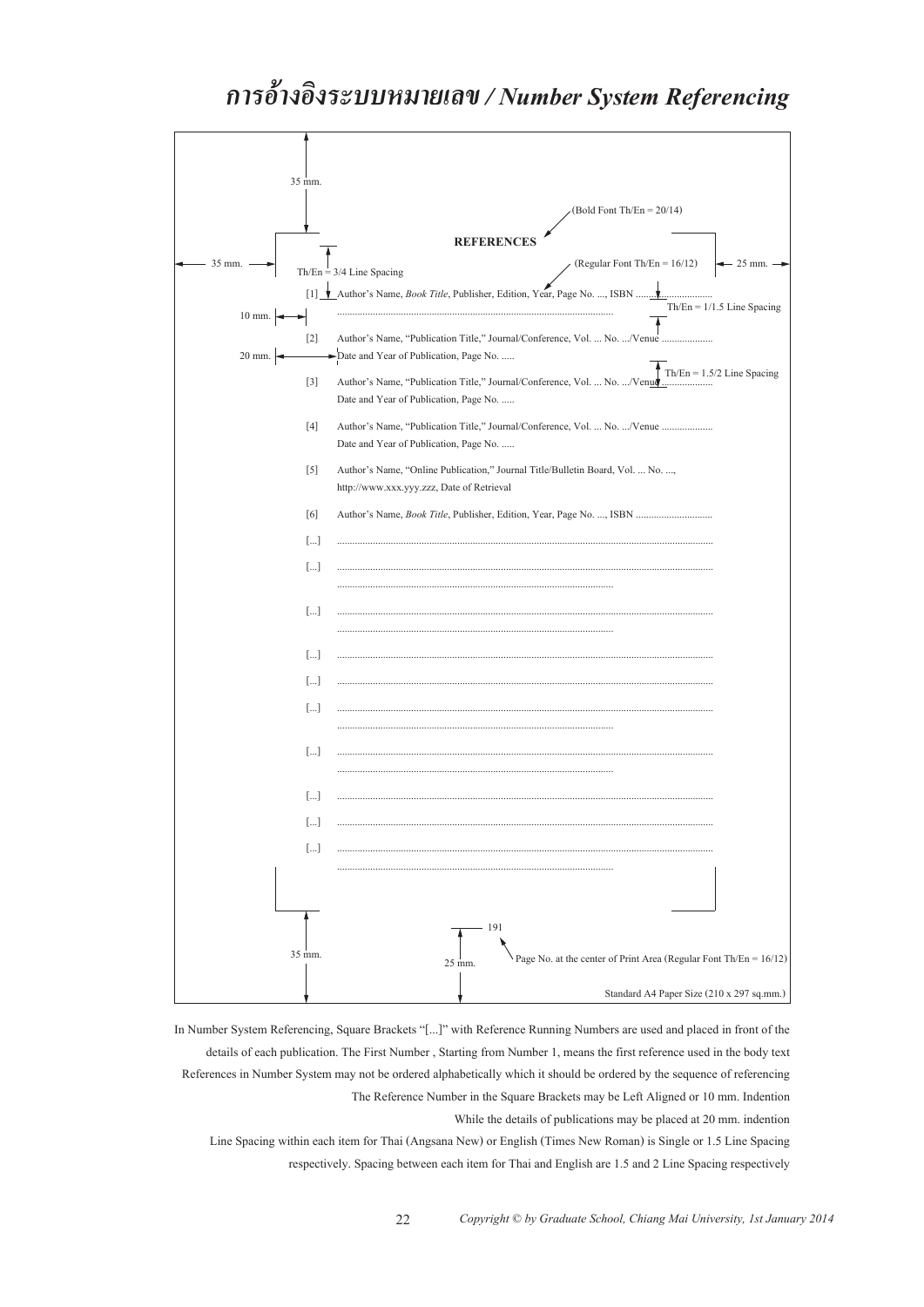# การอ้างอิงระบบหมายเลข / *Number System Referencing*

35 mm.

(Bold Font Th/En = 20/14)

**REFERENCES**

35 mm. — Th/En = 3/4 Line Spacing — (Regular Font Th/En = 16/12) — 25 mm.

[1] Author's Name, *Book Title*, Publisher, Edition, Year, Page No. ..., ISBN ..............................
.......................................................................................................

Th/En = 1/1.5 Line Spacing

10 mm.

[2] Author's Name, "Publication Title," Journal/Conference, Vol. ... No. .../Venue ....................
Date and Year of Publication, Page No. .....

20 mm.

Th/En = 1.5/2 Line Spacing

[3] Author's Name, "Publication Title," Journal/Conference, Vol. ... No. .../Venue ....................
Date and Year of Publication, Page No. .....

[4] Author's Name, "Publication Title," Journal/Conference, Vol. ... No. .../Venue ....................
Date and Year of Publication, Page No. .....

[5] Author's Name, "Online Publication," Journal Title/Bulletin Board, Vol. ... No. ...,
http://www.xxx.yyy.zzz, Date of Retrieval

[6] Author's Name, *Book Title*, Publisher, Edition, Year, Page No. ..., ISBN ..............................

[...] .......................................................................................................

[...] .......................................................................................................
.......................................................................................................

[...] .......................................................................................................
.......................................................................................................

[...] .......................................................................................................

[...] .......................................................................................................

[...] .......................................................................................................
.......................................................................................................

[...] .......................................................................................................
.......................................................................................................

[...] .......................................................................................................

[...] .......................................................................................................

[...] .......................................................................................................
.......................................................................................................

191

35 mm. 25 mm. Page No. at the center of Print Area (Regular Font Th/En = 16/12)

Standard A4 Paper Size (210 x 297 sq.mm.)

In Number System Referencing, Square Brackets "[...]" with Reference Running Numbers are used and placed in front of the details of each publication. The First Number , Starting from Number 1, means the first reference used in the body text References in Number System may not be ordered alphabetically which it should be ordered by the sequence of referencing The Reference Number in the Square Brackets may be Left Aligned or 10 mm. Indention

While the details of publications may be placed at 20 mm. indention

Line Spacing within each item for Thai (Angsana New) or English (Times New Roman) is Single or 1.5 Line Spacing respectively. Spacing between each item for Thai and English are 1.5 and 2 Line Spacing respectively

*Copyright © by Graduate School, Chiang Mai University, 1st January 2014*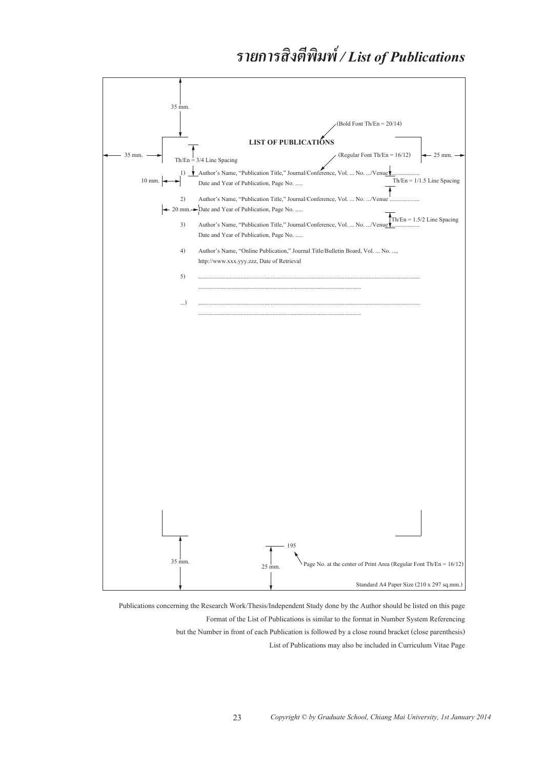# รายการสิ่งตีพิมพ์ / *List of Publications*

35 mm.

(Bold Font Th/En = 20/14)

**LIST OF PUBLICATIONS**

35 mm. Th/En = 3/4 Line Spacing (Regular Font Th/En = 16/12) 25 mm.

1) Author's Name, "Publication Title," Journal/Conference, Vol. ... No. .../Venue ..................
Date and Year of Publication, Page No. .....

10 mm. Th/En = 1/1.5 Line Spacing

2) Author's Name, "Publication Title," Journal/Conference, Vol. ... No. .../Venue ..................
20 mm. Date and Year of Publication, Page No. .....

Th/En = 1.5/2 Line Spacing

3) Author's Name, "Publication Title," Journal/Conference, Vol. ... No. .../Venue ..................
Date and Year of Publication, Page No. .....

4) Author's Name, "Online Publication," Journal Title/Bulletin Board, Vol. ... No. ...,
http://www.xxx.yyy.zzz, Date of Retrieval

5) ................................................................................................................................................
..............................................................................................................

...) ................................................................................................................................................
..............................................................................................................

195

35 mm. 25 mm. Page No. at the center of Print Area (Regular Font Th/En = 16/12)

Standard A4 Paper Size (210 x 297 sq.mm.)

Publications concerning the Research Work/Thesis/Independent Study done by the Author should be listed on this page

Format of the List of Publications is similar to the format in Number System Referencing

but the Number in front of each Publication is followed by a close round bracket (close parenthesis)

List of Publications may also be included in Curriculum Vitae Page

*Copyright © by Graduate School, Chiang Mai University, 1st January 2014*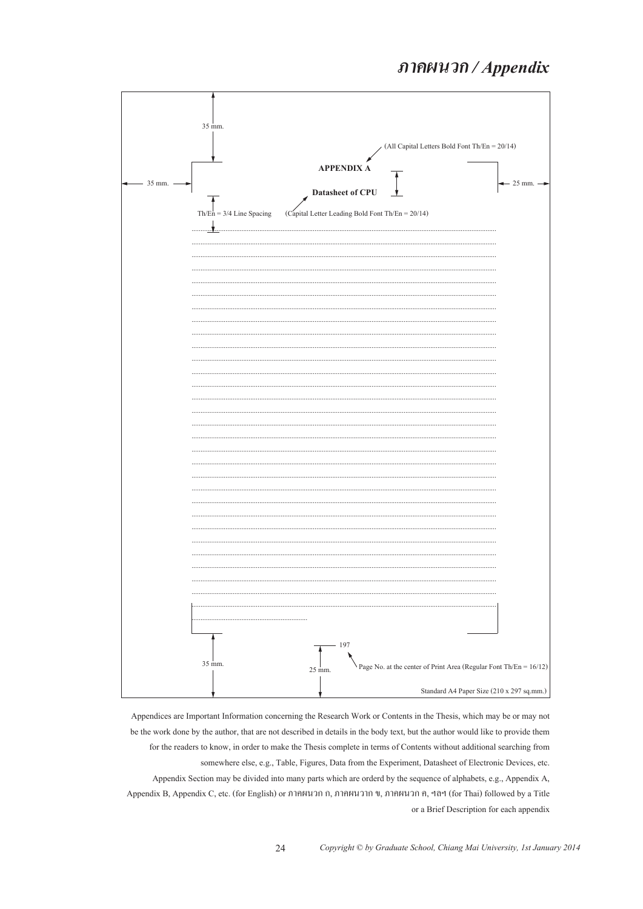# ภาคผนวก / Appendix

35 mm.

(All Capital Letters Bold Font Th/En = 20/14)

**APPENDIX A**

35 mm. 25 mm.

**Datasheet of CPU**

Th/En = 3/4 Line Spacing (Capital Letter Leading Bold Font Th/En = 20/14)

197

35 mm. 25 mm. Page No. at the center of Print Area (Regular Font Th/En = 16/12)

Standard A4 Paper Size (210 x 297 sq.mm.)

Appendices are Important Information concerning the Research Work or Contents in the Thesis, which may be or may not be the work done by the author, that are not described in details in the body text, but the author would like to provide them for the readers to know, in order to make the Thesis complete in terms of Contents without additional searching from somewhere else, e.g., Table, Figures, Data from the Experiment, Datasheet of Electronic Devices, etc.

Appendix Section may be divided into many parts which are orderd by the sequence of alphabets, e.g., Appendix A, Appendix B, Appendix C, etc. (for English) or ภาคผนวก ก, ภาคผนวาก ข, ภาคผนวก ค, ฯลฯ (for Thai) followed by a Title or a Brief Description for each appendix

*Copyright © by Graduate School, Chiang Mai University, 1st January 2014*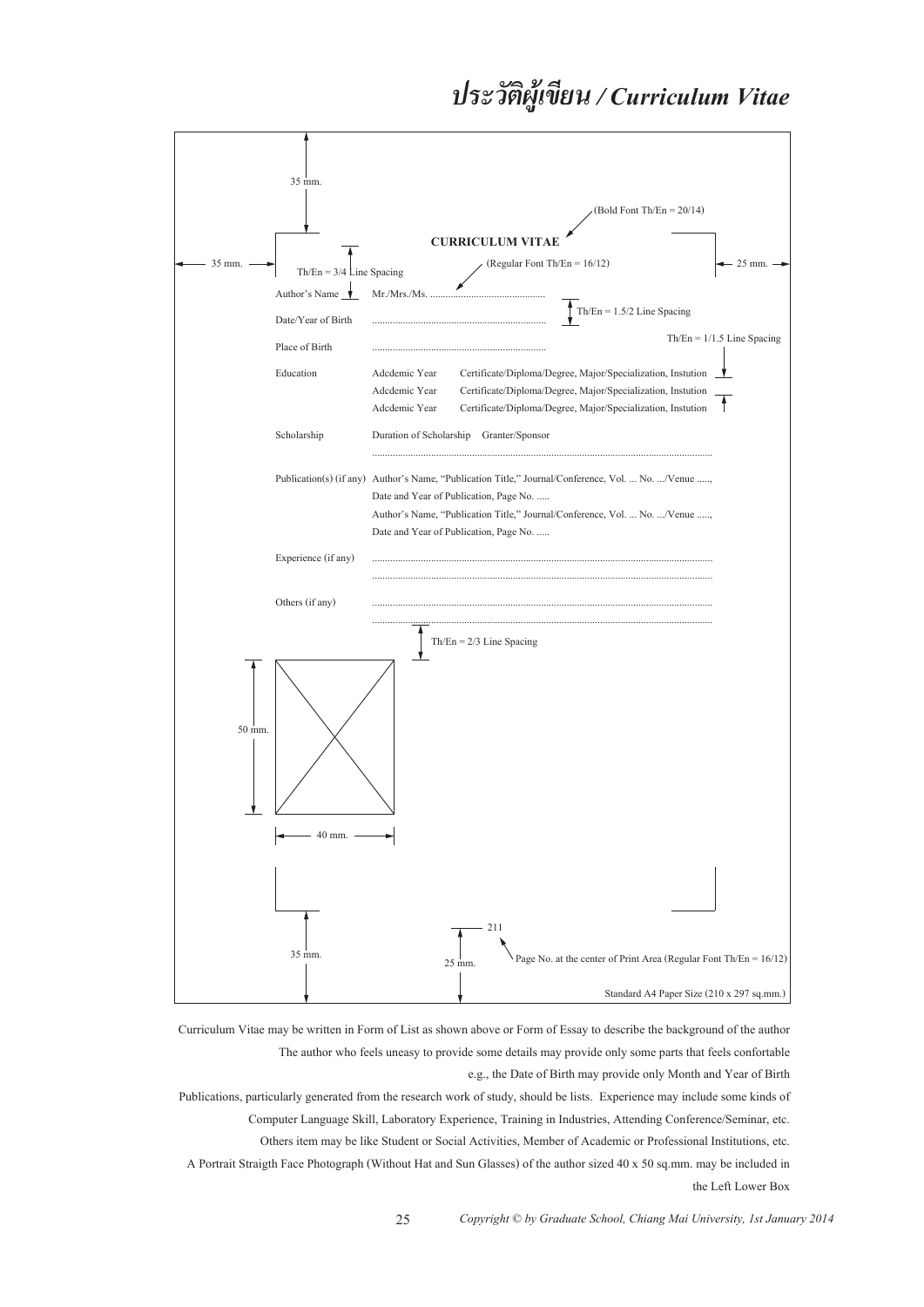# ประวัติผู้เขียน / *Curriculum Vitae*

35 mm.

(Bold Font Th/En = 20/14)

**CURRICULUM VITAE**

35 mm. Th/En = 3/4 Line Spacing (Regular Font Th/En = 16/12) 25 mm.

| | |
|---|---|
| Author's Name | Mr./Mrs./Ms. ............................................ |
| Date/Year of Birth | .................................................................. |
| Place of Birth | .................................................................. |
| Education | Adcdemic Year Certificate/Diploma/Degree, Major/Specialization, Instution |
| | Adcdemic Year Certificate/Diploma/Degree, Major/Specialization, Instution |
| | Adcdemic Year Certificate/Diploma/Degree, Major/Specialization, Instution |
| Scholarship | Duration of Scholarship Granter/Sponsor |
| | .................................................................................................................. |
| Publication(s) (if any) | Author's Name, "Publication Title," Journal/Conference, Vol. ... No. .../Venue ....., Date and Year of Publication, Page No. ..... |
| | Author's Name, "Publication Title," Journal/Conference, Vol. ... No. .../Venue ....., Date and Year of Publication, Page No. ..... |
| Experience (if any) | .................................................................................................................. |
| | .................................................................................................................. |
| Others (if any) | .................................................................................................................. |
| | .................................................................................................................. |

Th/En = 1.5/2 Line Spacing

Th/En = 1/1.5 Line Spacing

Th/En = 2/3 Line Spacing

50 mm.

40 mm.

35 mm. 25 mm.

211

Page No. at the center of Print Area (Regular Font Th/En = 16/12)

Standard A4 Paper Size (210 x 297 sq.mm.)

Curriculum Vitae may be written in Form of List as shown above or Form of Essay to describe the background of the author The author who feels uneasy to provide some details may provide only some parts that feels confortable e.g., the Date of Birth may provide only Month and Year of Birth

Publications, particularly generated from the research work of study, should be lists. Experience may include some kinds of Computer Language Skill, Laboratory Experience, Training in Industries, Attending Conference/Seminar, etc.

Others item may be like Student or Social Activities, Member of Academic or Professional Institutions, etc.

A Portrait Straigth Face Photograph (Without Hat and Sun Glasses) of the author sized 40 x 50 sq.mm. may be included in the Left Lower Box

*Copyright © by Graduate School, Chiang Mai University, 1st January 2014*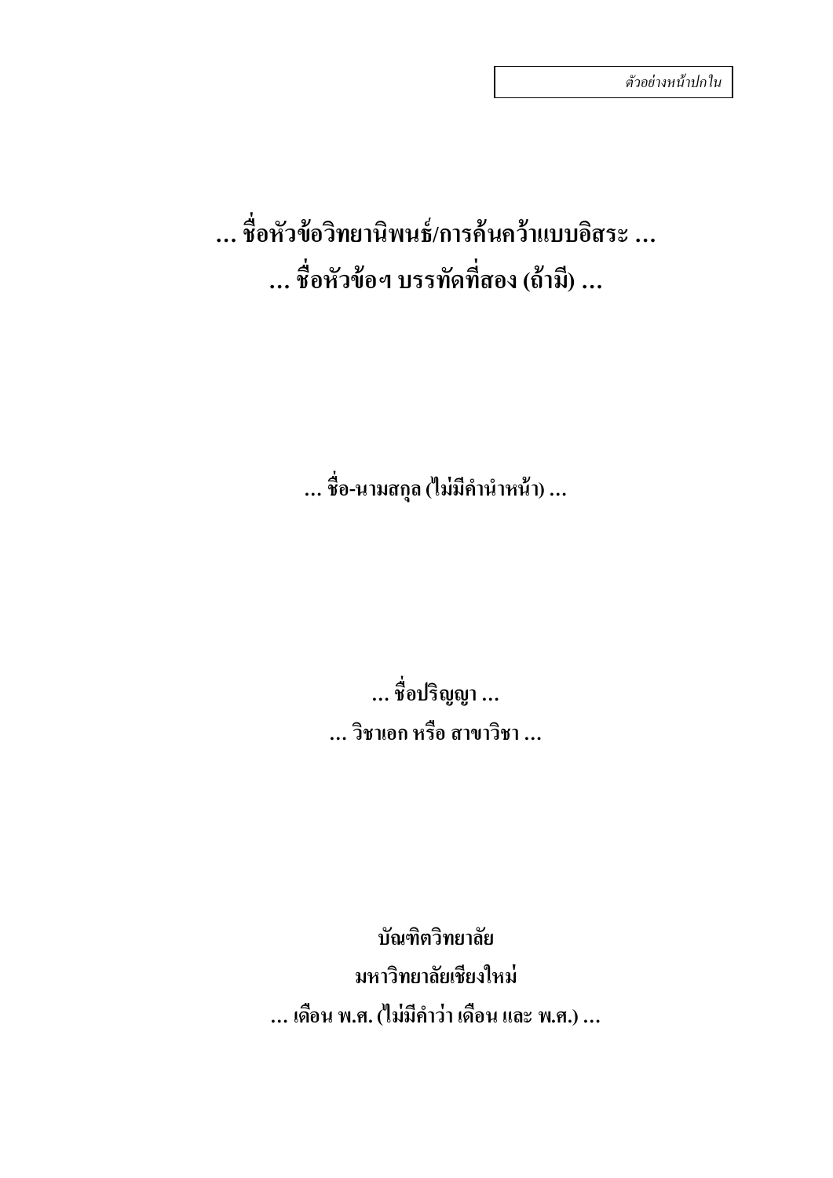*ตัวอย่างหน้าปกใน*

**… ชื่อหัวข้อวิทยานิพนธ์/การค้นคว้าแบบอิสระ …**
**… ชื่อหัวข้อฯ บรรทัดที่สอง (ถ้ามี) …**

**… ชื่อ-นามสกุล (ไม่มีคำนำหน้า) …**

**… ชื่อปริญญา …**
**… วิชาเอก หรือ สาขาวิชา …**

**บัณฑิตวิทยาลัย**
**มหาวิทยาลัยเชียงใหม่**
**… เดือน พ.ศ. (ไม่มีคำว่า เดือน และ พ.ศ.) …**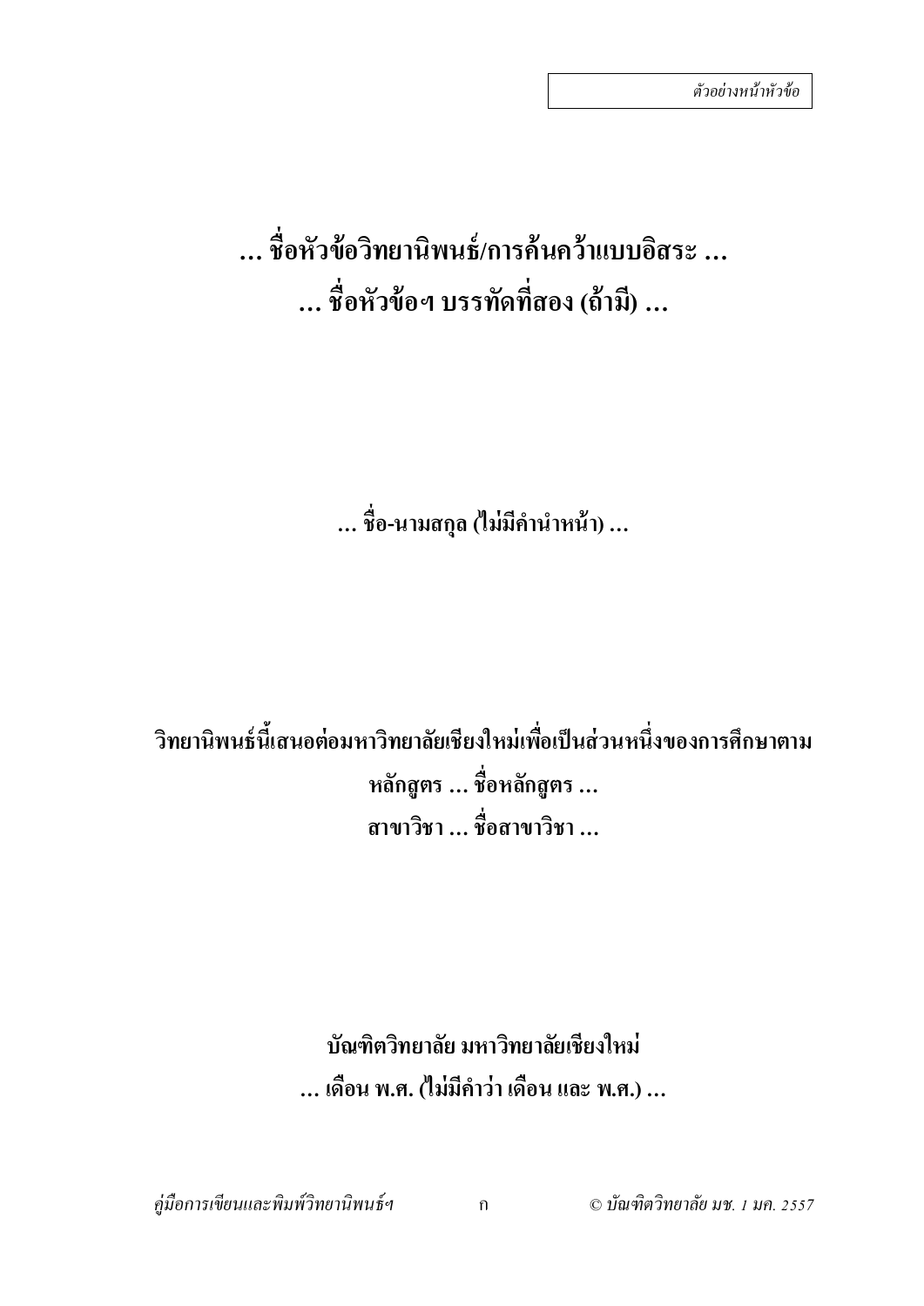*ตัวอย่างหน้าหัวข้อ*

**… ชื่อหัวข้อวิทยานิพนธ์/การค้นคว้าแบบอิสระ …**

**… ชื่อหัวข้อฯ บรรทัดที่สอง (ถ้ามี) …**

**… ชื่อ-นามสกุล (ไม่มีคำนำหน้า) …**

**วิทยานิพนธ์นี้เสนอต่อมหาวิทยาลัยเชียงใหม่เพื่อเป็นส่วนหนึ่งของการศึกษาตาม**

**หลักสูตร … ชื่อหลักสูตร …**

**สาขาวิชา … ชื่อสาขาวิชา …**

**บัณฑิตวิทยาลัย มหาวิทยาลัยเชียงใหม่**

**… เดือน พ.ศ. (ไม่มีคำว่า เดือน และ พ.ศ.) …**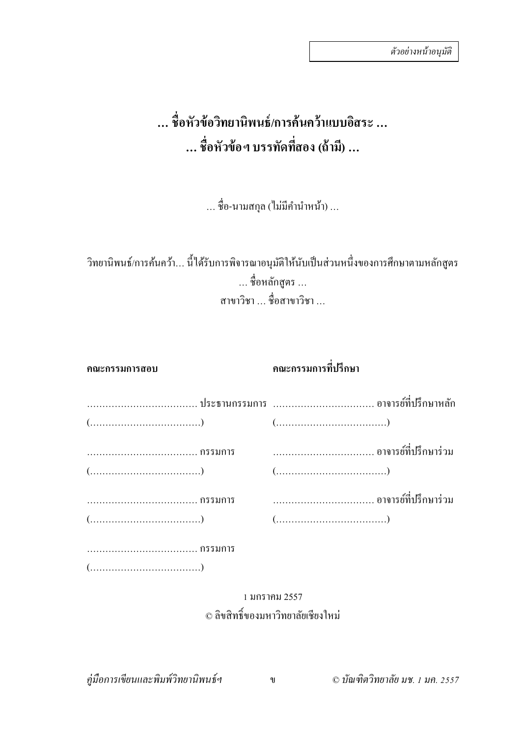*ตัวอย่างหน้าอนุมัติ*

**… ชื่อหัวข้อวิทยานิพนธ์/การค้นคว้าแบบอิสระ …**

**… ชื่อหัวข้อฯ บรรทัดที่สอง (ถ้ามี) …**

… ชื่อ-นามสกุล (ไม่มีคำนำหน้า) …

วิทยานิพนธ์/การค้นคว้า… นี้ได้รับการพิจารณาอนุมัติให้นับเป็นส่วนหนึ่งของการศึกษาตามหลักสูตร

… ชื่อหลักสูตร …

สาขาวิชา … ชื่อสาขาวิชา …

| **คณะกรรมการสอบ** | **คณะกรรมการที่ปรึกษา** |
|---|---|
| ……………………………… ประธานกรรมการ | …………………………… อาจารย์ที่ปรึกษาหลัก |
| (………………………………) | (………………………………) |
| ……………………………… กรรมการ | …………………………… อาจารย์ที่ปรึกษาร่วม |
| (………………………………) | (………………………………) |
| ……………………………… กรรมการ | …………………………… อาจารย์ที่ปรึกษาร่วม |
| (………………………………) | (………………………………) |
| ……………………………… กรรมการ | |
| (………………………………) | |

1 มกราคม 2557

© ลิขสิทธิ์ของมหาวิทยาลัยเชียงใหม่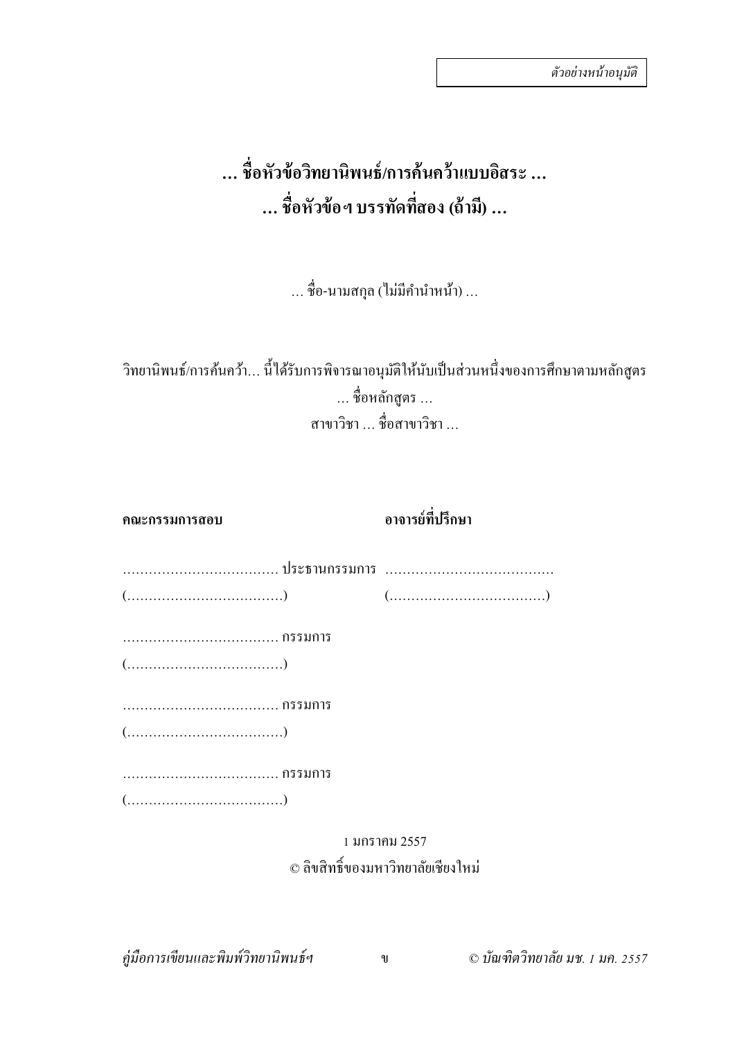*ตัวอย่างหน้าอนุมัติ*

**… ชื่อหัวข้อวิทยานิพนธ์/การค้นคว้าแบบอิสระ …**

**… ชื่อหัวข้อฯ บรรทัดที่สอง (ถ้ามี) …**

… ชื่อ-นามสกุล (ไม่มีคำนำหน้า) …

วิทยานิพนธ์/การค้นคว้า… นี้ได้รับการพิจารณาอนุมัติให้นับเป็นส่วนหนึ่งของการศึกษาตามหลักสูตร

… ชื่อหลักสูตร …

สาขาวิชา … ชื่อสาขาวิชา …

| **คณะกรรมการสอบ** | **อาจารย์ที่ปรึกษา** |
|---|---|
| ……………………………… ประธานกรรมการ | ………………………………… |
| (………………………………) | (………………………………) |
| ……………………………… กรรมการ | |
| (………………………………) | |
| ……………………………… กรรมการ | |
| (………………………………) | |
| ……………………………… กรรมการ | |
| (………………………………) | |

1 มกราคม 2557

© ลิขสิทธิ์ของมหาวิทยาลัยเชียงใหม่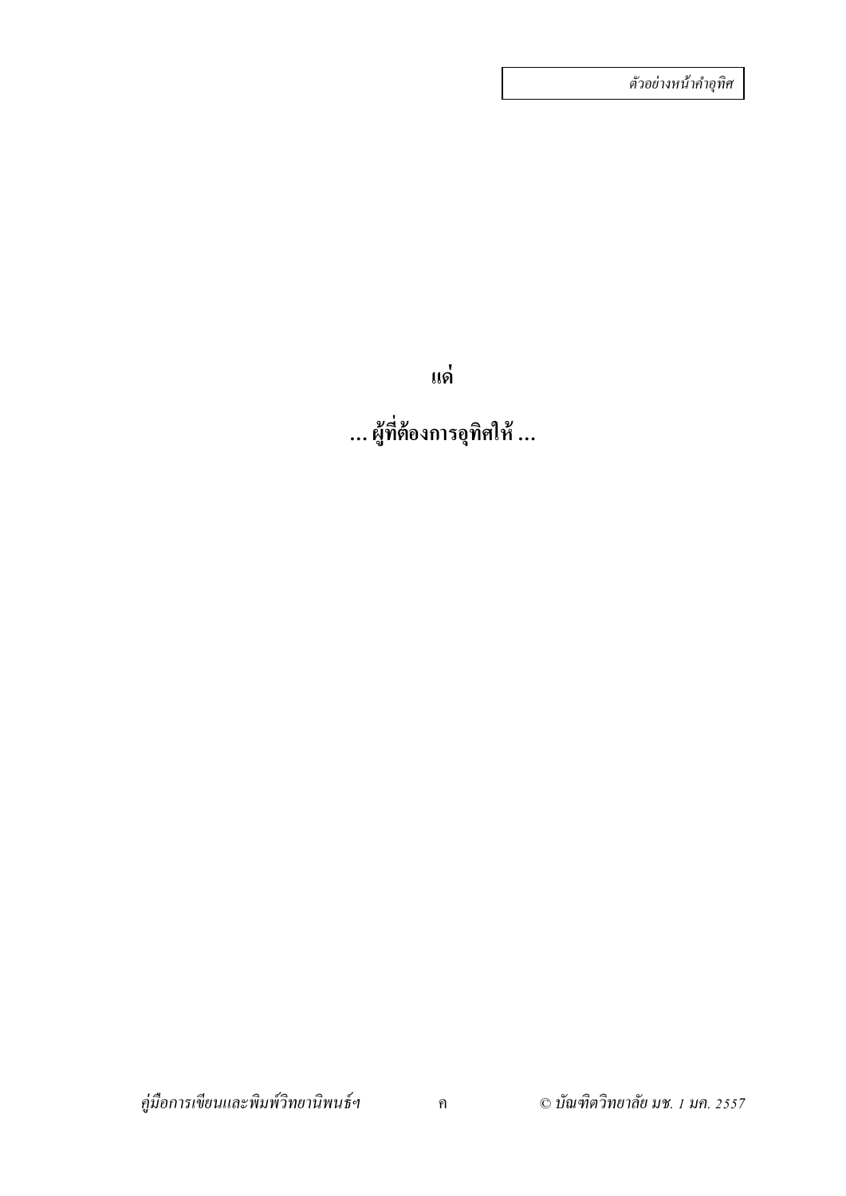*ตัวอย่างหน้าคำอุทิศ*

**แด่**

**... ผู้ที่ต้องการอุทิศให้ ...**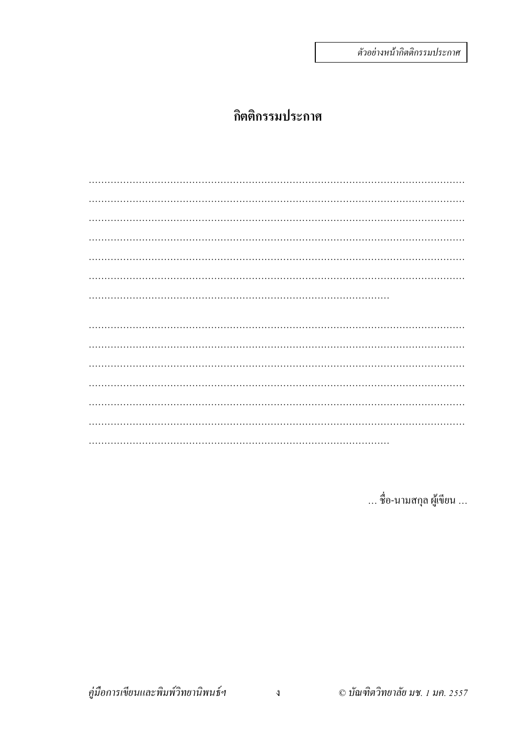*ตัวอย่างหน้ากิตติกรรมประกาศ*

# กิตติกรรมประกาศ

.............................................................................................................................
.............................................................................................................................
.............................................................................................................................
.............................................................................................................................
.............................................................................................................................
.............................................................................................................................
...................................................................................................

.............................................................................................................................
.............................................................................................................................
.............................................................................................................................
.............................................................................................................................
.............................................................................................................................
.............................................................................................................................
...................................................................................................

... ชื่อ-นามสกุล ผู้เขียน ...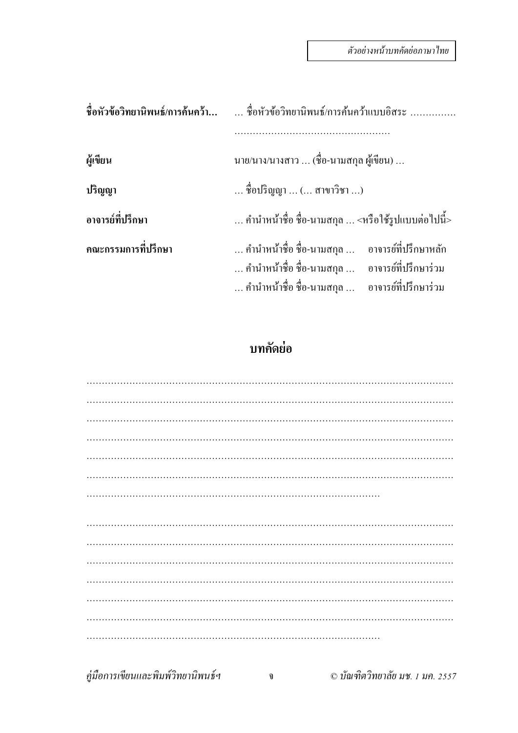*ตัวอย่างหน้าบทคัดย่อภาษาไทย*

**ชื่อหัวข้อวิทยานิพนธ์/การค้นคว้า...** … ชื่อหัวข้อวิทยานิพนธ์/การค้นคว้าแบบอิสระ ……………
……………………………………………

**ผู้เขียน** นาย/นาง/นางสาว … (ชื่อ-นามสกุล ผู้เขียน) …

**ปริญญา** … ชื่อปริญญา … (… สาขาวิชา …)

**อาจารย์ที่ปรึกษา** … คำนำหน้าชื่อ ชื่อ-นามสกุล … <หรือใช้รูปแบบต่อไปนี้>

**คณะกรรมการที่ปรึกษา**
… คำนำหน้าชื่อ ชื่อ-นามสกุล … อาจารย์ที่ปรึกษาหลัก
… คำนำหน้าชื่อ ชื่อ-นามสกุล … อาจารย์ที่ปรึกษาร่วม
… คำนำหน้าชื่อ ชื่อ-นามสกุล … อาจารย์ที่ปรึกษาร่วม

## บทคัดย่อ

…………………………………………………………………………………………………
…………………………………………………………………………………………………
…………………………………………………………………………………………………
…………………………………………………………………………………………………
…………………………………………………………………………………………………
…………………………………………………………………………………………………
………………………………………………………………………………

…………………………………………………………………………………………………
…………………………………………………………………………………………………
…………………………………………………………………………………………………
…………………………………………………………………………………………………
…………………………………………………………………………………………………
…………………………………………………………………………………………………
………………………………………………………………………………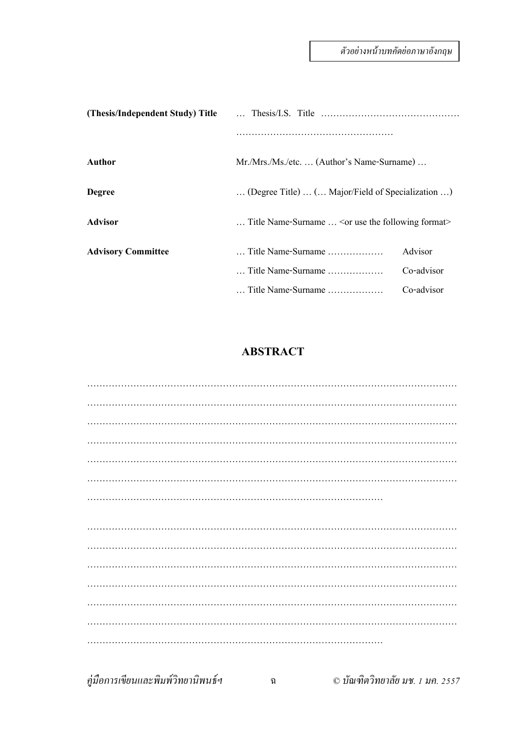ตัวอย่างหน้าบทคัดย่อภาษาอังกฤษ

| | | |
|---|---|---|
| **(Thesis/Independent Study) Title** | … Thesis/I.S. Title ……………………………………… …………………………………………… | |
| **Author** | Mr./Mrs./Ms./etc. … (Author's Name-Surname) … | |
| **Degree** | … (Degree Title) … (… Major/Field of Specialization …) | |
| **Advisor** | … Title Name-Surname … <or use the following format> | |
| **Advisory Committee** | … Title Name-Surname ……………… | Advisor |
| | … Title Name-Surname ……………… | Co-advisor |
| | … Title Name-Surname ……………… | Co-advisor |

## ABSTRACT

……………………………………………………………………………………………………
……………………………………………………………………………………………………
……………………………………………………………………………………………………
……………………………………………………………………………………………………
……………………………………………………………………………………………………
……………………………………………………………………………………………………
………………………………………………………………………………………

……………………………………………………………………………………………………
……………………………………………………………………………………………………
……………………………………………………………………………………………………
……………………………………………………………………………………………………
……………………………………………………………………………………………………
……………………………………………………………………………………………………
………………………………………………………………………………………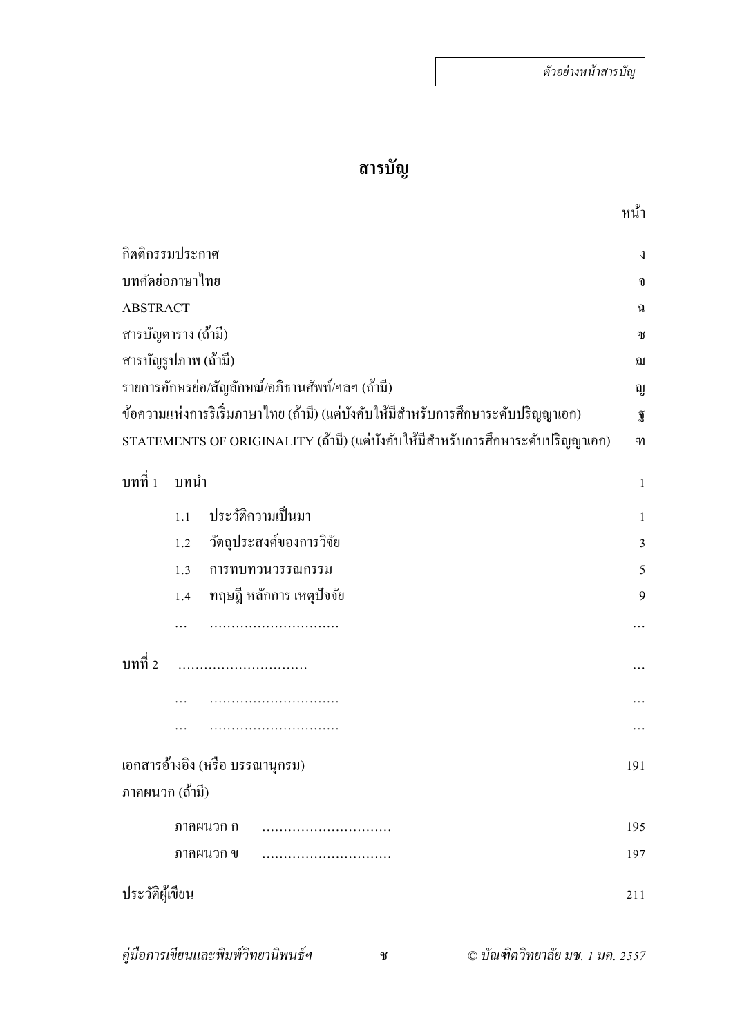*ตัวอย่างหน้าสารบัญ*

# สารบัญ

| | | หน้า |
|---|---|---|
| กิตติกรรมประกาศ | | ง |
| บทคัดย่อภาษาไทย | | จ |
| ABSTRACT | | ฉ |
| สารบัญตาราง (ถ้ามี) | | ซ |
| สารบัญรูปภาพ (ถ้ามี) | | ฌ |
| รายการอักษรย่อ/สัญลักษณ์/อภิธานศัพท์/ฯลฯ (ถ้ามี) | | ญ |
| ข้อความแห่งการริเริ่มภาษาไทย (ถ้ามี) (แต่บังคับให้มีสำหรับการศึกษาระดับปริญญาเอก) | | ฐ |
| STATEMENTS OF ORIGINALITY (ถ้ามี) (แต่บังคับให้มีสำหรับการศึกษาระดับปริญญาเอก) | | ฑ |
| บทที่ 1 | บทนำ | 1 |
| | 1.1 ประวัติความเป็นมา | 1 |
| | 1.2 วัตถุประสงค์ของการวิจัย | 3 |
| | 1.3 การทบทวนวรรณกรรม | 5 |
| | 1.4 ทฤษฎี หลักการ เหตุปัจจัย | 9 |
| | … ………………………… | … |
| บทที่ 2 | ………………………… | … |
| | … ………………………… | … |
| | … ………………………… | … |
| เอกสารอ้างอิง (หรือ บรรณานุกรม) | | 191 |
| ภาคผนวก (ถ้ามี) | | |
| | ภาคผนวก ก ………………………… | 195 |
| | ภาคผนวก ข ………………………… | 197 |
| ประวัติผู้เขียน | | 211 |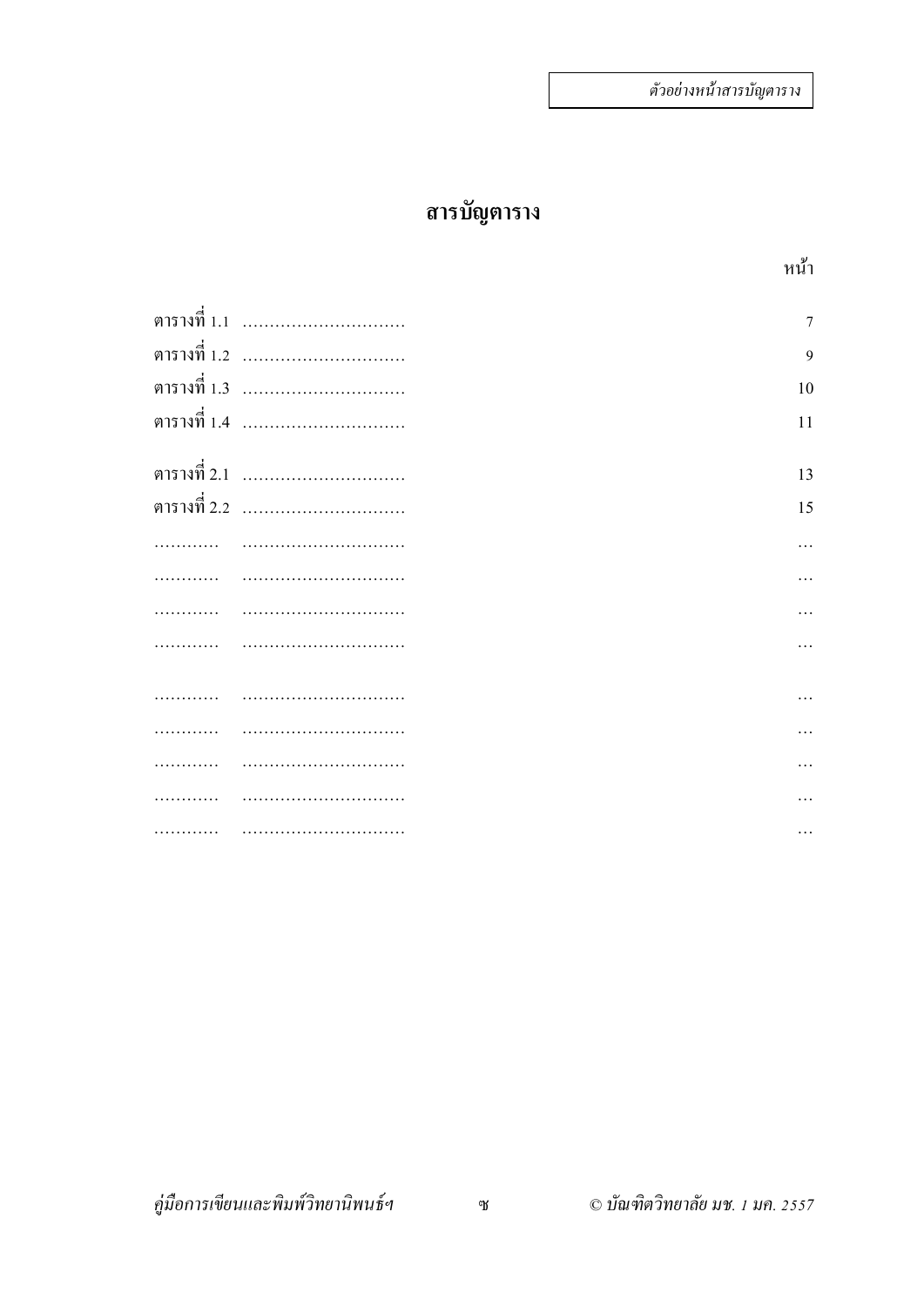*ตัวอย่างหน้าสารบัญตาราง*

# สารบัญตาราง

| | | หน้า |
|---|---|---|
| ตารางที่ 1.1 | .............................. | 7 |
| ตารางที่ 1.2 | .............................. | 9 |
| ตารางที่ 1.3 | .............................. | 10 |
| ตารางที่ 1.4 | .............................. | 11 |
| | | |
| ตารางที่ 2.1 | .............................. | 13 |
| ตารางที่ 2.2 | .............................. | 15 |
| ............ | .............................. | ... |
| ............ | .............................. | ... |
| ............ | .............................. | ... |
| ............ | .............................. | ... |
| | | |
| ............ | .............................. | ... |
| ............ | .............................. | ... |
| ............ | .............................. | ... |
| ............ | .............................. | ... |
| ............ | .............................. | ... |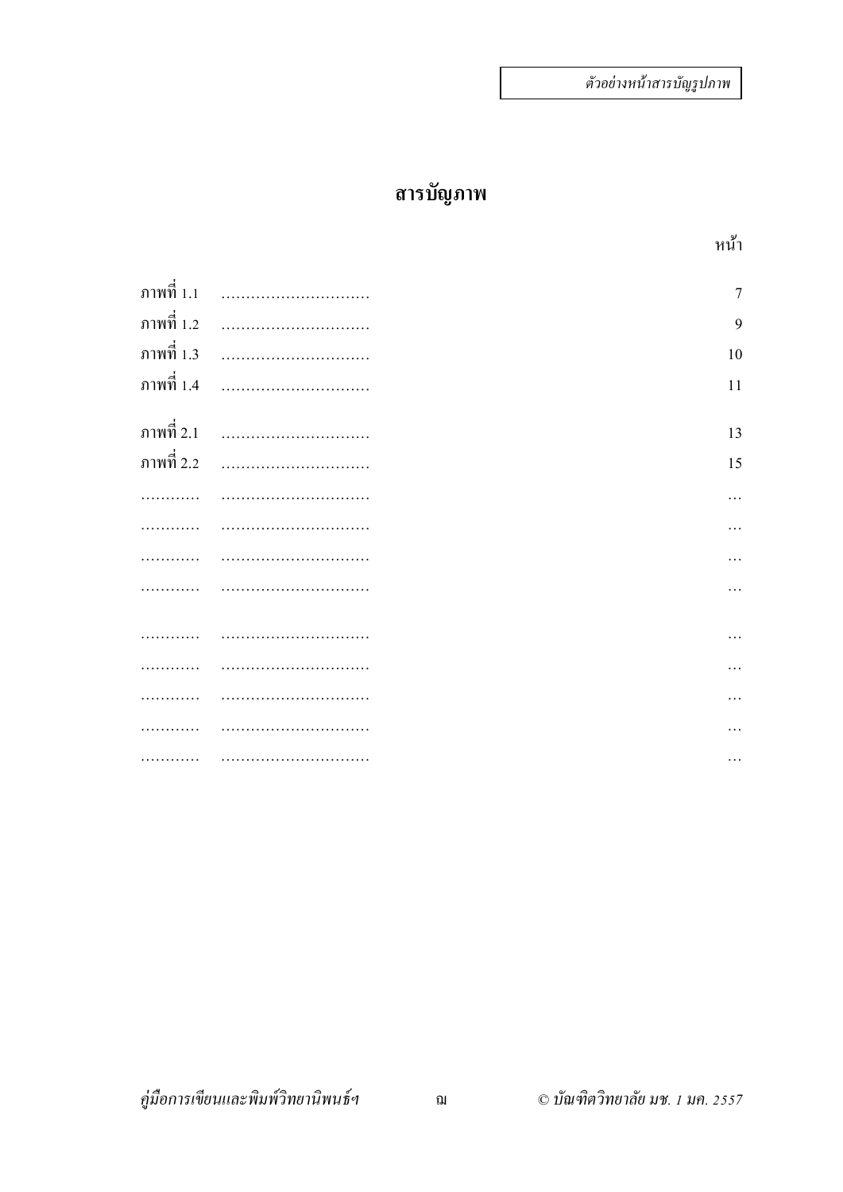ตัวอย่างหน้าสารบัญรูปภาพ

# สารบัญภาพ

| | | หน้า |
|---|---|---|
| ภาพที่ 1.1 | ………………………… | 7 |
| ภาพที่ 1.2 | ………………………… | 9 |
| ภาพที่ 1.3 | ………………………… | 10 |
| ภาพที่ 1.4 | ………………………… | 11 |
| | | |
| ภาพที่ 2.1 | ………………………… | 13 |
| ภาพที่ 2.2 | ………………………… | 15 |
| ………… | ………………………… | … |
| ………… | ………………………… | … |
| ………… | ………………………… | … |
| ………… | ………………………… | … |
| | | |
| ………… | ………………………… | … |
| ………… | ………………………… | … |
| ………… | ………………………… | … |
| ………… | ………………………… | … |
| ………… | ………………………… | … |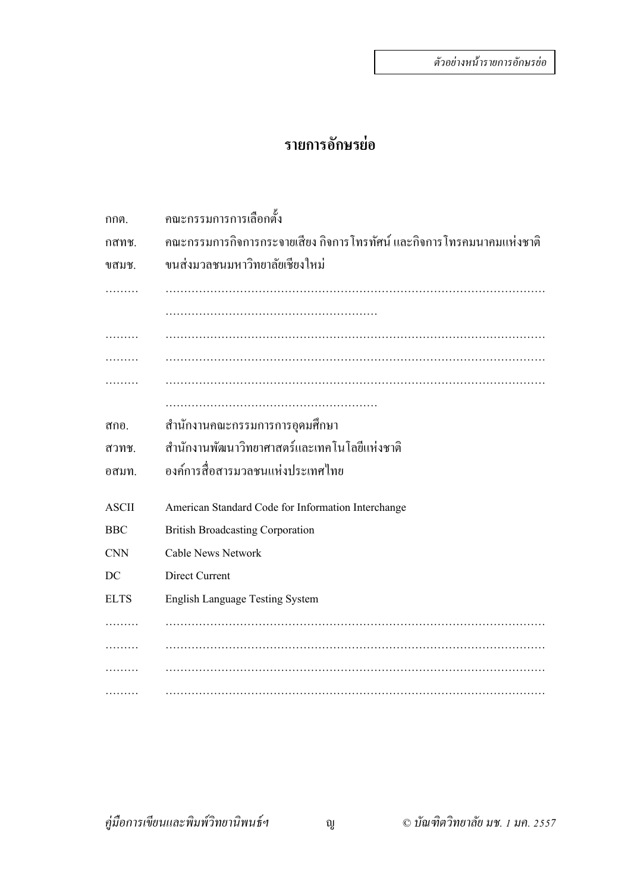*ตัวอย่างหน้ารายการอักษรย่อ*

# รายการอักษรย่อ

| | |
|---|---|
| กกต. | คณะกรรมการการเลือกตั้ง |
| กสทช. | คณะกรรมการกิจการกระจายเสียง กิจการโทรทัศน์ และกิจการโทรคมนาคมแห่งชาติ |
| ขสมช. | ขนส่งมวลชนมหาวิทยาลัยเชียงใหม่ |
| ......... | ..................................................................................................... |
| | ........................................................ |
| ......... | ..................................................................................................... |
| ......... | ..................................................................................................... |
| ......... | ..................................................................................................... |
| | ........................................................ |
| สกอ. | สำนักงานคณะกรรมการการอุดมศึกษา |
| สวทช. | สำนักงานพัฒนาวิทยาศาสตร์และเทคโนโลยีแห่งชาติ |
| อสมท. | องค์การสื่อสารมวลชนแห่งประเทศไทย |
| ASCII | American Standard Code for Information Interchange |
| BBC | British Broadcasting Corporation |
| CNN | Cable News Network |
| DC | Direct Current |
| ELTS | English Language Testing System |
| ......... | ..................................................................................................... |
| ......... | ..................................................................................................... |
| ......... | ..................................................................................................... |
| ......... | ..................................................................................................... |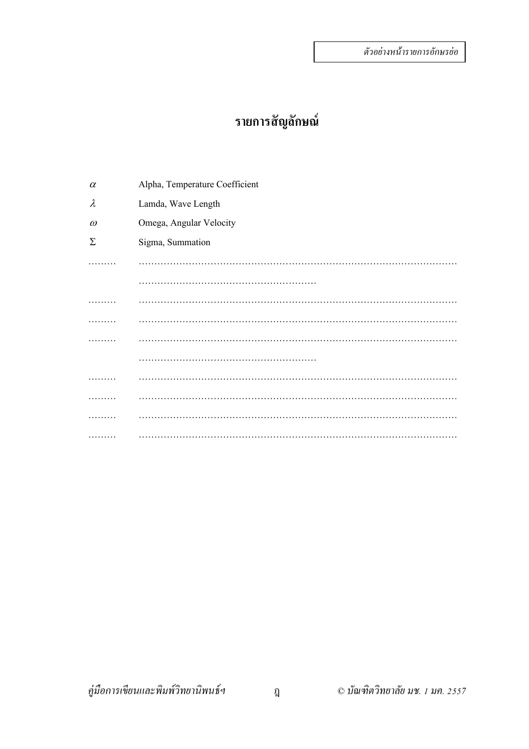ตัวอย่างหน้ารายการอักษรย่อ

# รายการสัญลักษณ์

| | |
|---|---|
| $\alpha$ | Alpha, Temperature Coefficient |
| $\lambda$ | Lamda, Wave Length |
| $\omega$ | Omega, Angular Velocity |
| $\Sigma$ | Sigma, Summation |
| ……… | ………………………………………………………………………………………… …………………………………………………… |
| ……… | ………………………………………………………………………………………… |
| ……… | ………………………………………………………………………………………… |
| ……… | ………………………………………………………………………………………… …………………………………………………… |
| ……… | ………………………………………………………………………………………… |
| ……… | ………………………………………………………………………………………… |
| ……… | ………………………………………………………………………………………… |
| ……… | ………………………………………………………………………………………… |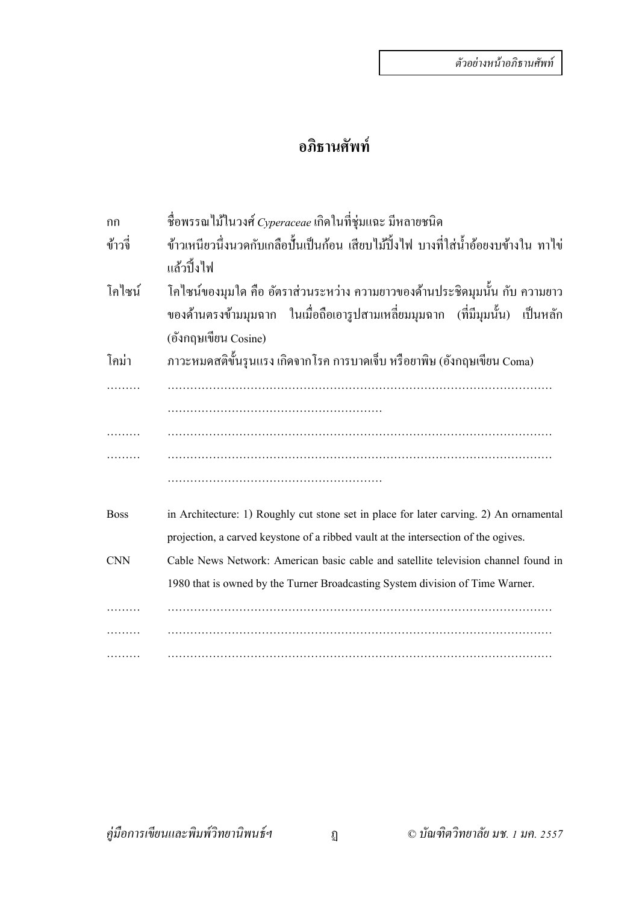ตัวอย่างหน้าอภิธานศัพท์

# อภิธานศัพท์

| | |
|---|---|
| กก | ชื่อพรรณไม้ในวงศ์ *Cyperaceae* เกิดในที่ชุ่มแฉะ มีหลายชนิด |
| ข้าวจี่ | ข้าวเหนียวนึ่งนวดกับเกลือปั้นเป็นก้อน เสียบไม้ปิ้งไฟ บางทีใส่น้ำอ้อยงบข้างใน ทาไข่แล้วปิ้งไฟ |
| โคไซน์ | โคไซน์ของมุมใด คือ อัตราส่วนระหว่าง ความยาวของด้านประชิดมุมนั้น กับ ความยาวของด้านตรงข้ามมุมฉาก ในเมื่อถือเอารูปสามเหลี่ยมมุมฉาก (ที่มีมุมนั้น) เป็นหลัก (อังกฤษเขียน Cosine) |
| โคม่า | ภาวะหมดสติขั้นรุนแรง เกิดจากโรค การบาดเจ็บ หรือยาพิษ (อังกฤษเขียน Coma) |
| ……… | ………………………………………………………………………………………… ………………………………………………… |
| ……… | ………………………………………………………………………………………… |
| ……… | ………………………………………………………………………………………… ………………………………………………… |
| Boss | in Architecture: 1) Roughly cut stone set in place for later carving. 2) An ornamental projection, a carved keystone of a ribbed vault at the intersection of the ogives. |
| CNN | Cable News Network: American basic cable and satellite television channel found in 1980 that is owned by the Turner Broadcasting System division of Time Warner. |
| ……… | ………………………………………………………………………………………… |
| ……… | ………………………………………………………………………………………… |
| ……… | ………………………………………………………………………………………… |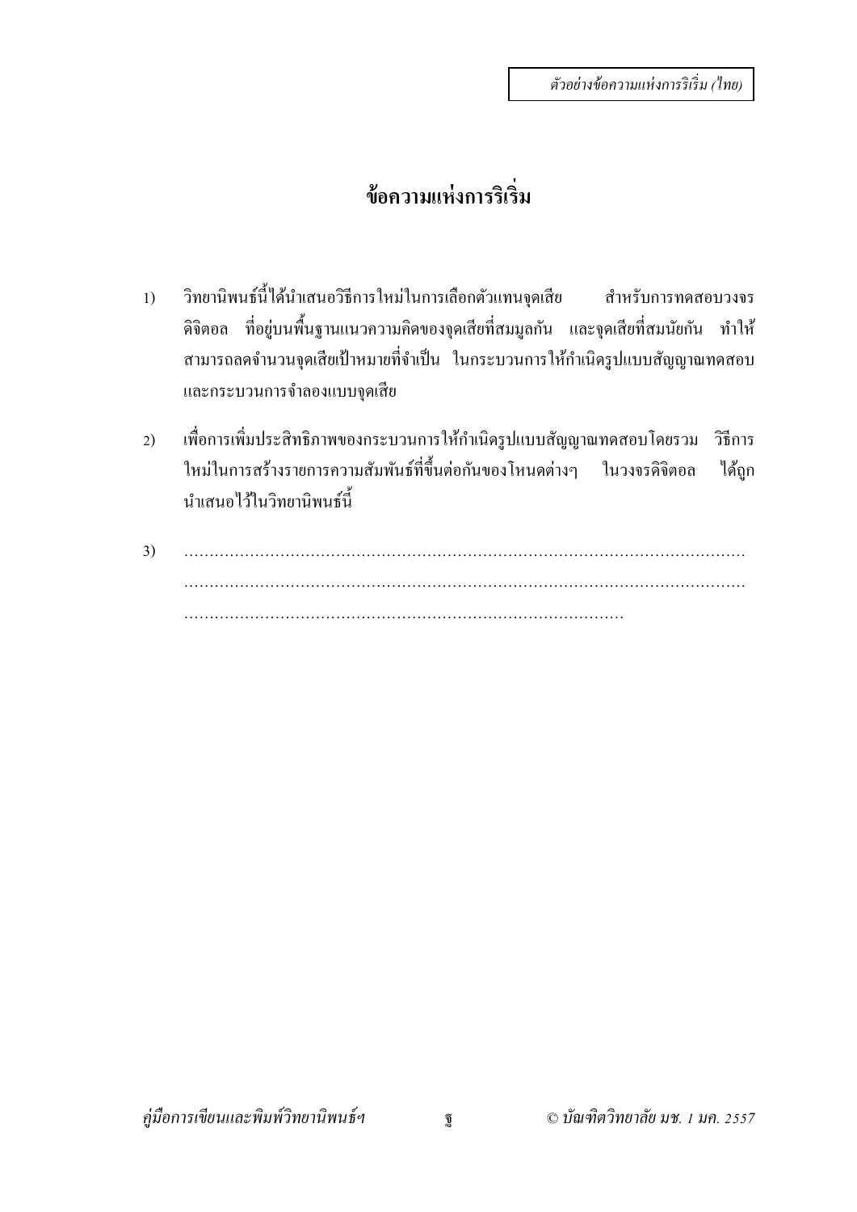*ตัวอย่างข้อความแห่งการริเริ่ม (ไทย)*

# ข้อความแห่งการริเริ่ม

1) วิทยานิพนธ์นี้ได้นำเสนอวิธีการใหม่ในการเลือกตัวแทนจุดเสีย สำหรับการทดสอบวงจรดิจิตอล ที่อยู่บนพื้นฐานแนวความคิดของจุดเสียที่สมมูลกัน และจุดเสียที่สมนัยกัน ทำให้สามารถลดจำนวนจุดเสียเป้าหมายที่จำเป็น ในกระบวนการให้กำเนิดรูปแบบสัญญาณทดสอบ และกระบวนการจำลองแบบจุดเสีย

2) เพื่อการเพิ่มประสิทธิภาพของกระบวนการให้กำเนิดรูปแบบสัญญาณทดสอบโดยรวม วิธีการใหม่ในการสร้างรายการความสัมพันธ์ที่ขึ้นต่อกันของโหนดต่างๆ ในวงจรดิจิตอล ได้ถูกนำเสนอไว้ในวิทยานิพนธ์นี้

3) ..................................................................................................................................................................................................................................................................................................................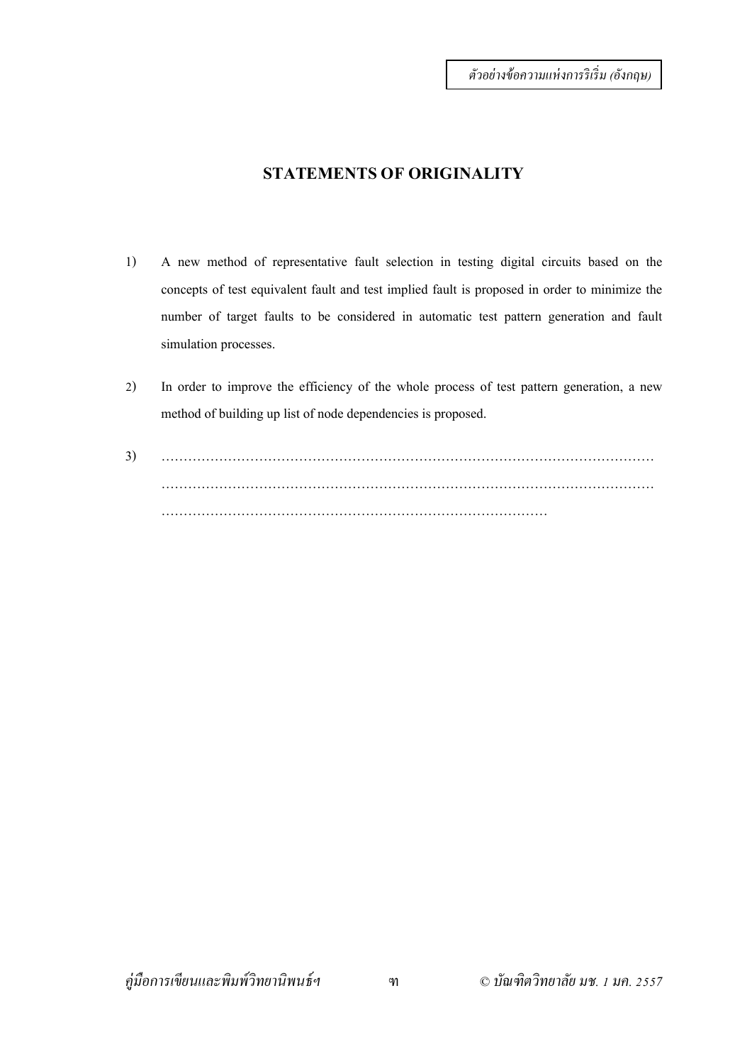*ตัวอย่างข้อความแห่งการริเริ่ม (อังกฤษ)*

# STATEMENTS OF ORIGINALITY

1) A new method of representative fault selection in testing digital circuits based on the concepts of test equivalent fault and test implied fault is proposed in order to minimize the number of target faults to be considered in automatic test pattern generation and fault simulation processes.

2) In order to improve the efficiency of the whole process of test pattern generation, a new method of building up list of node dependencies is proposed.

3) ……………………………………………………………………………………………………
……………………………………………………………………………………………………
……………………………………………………………………………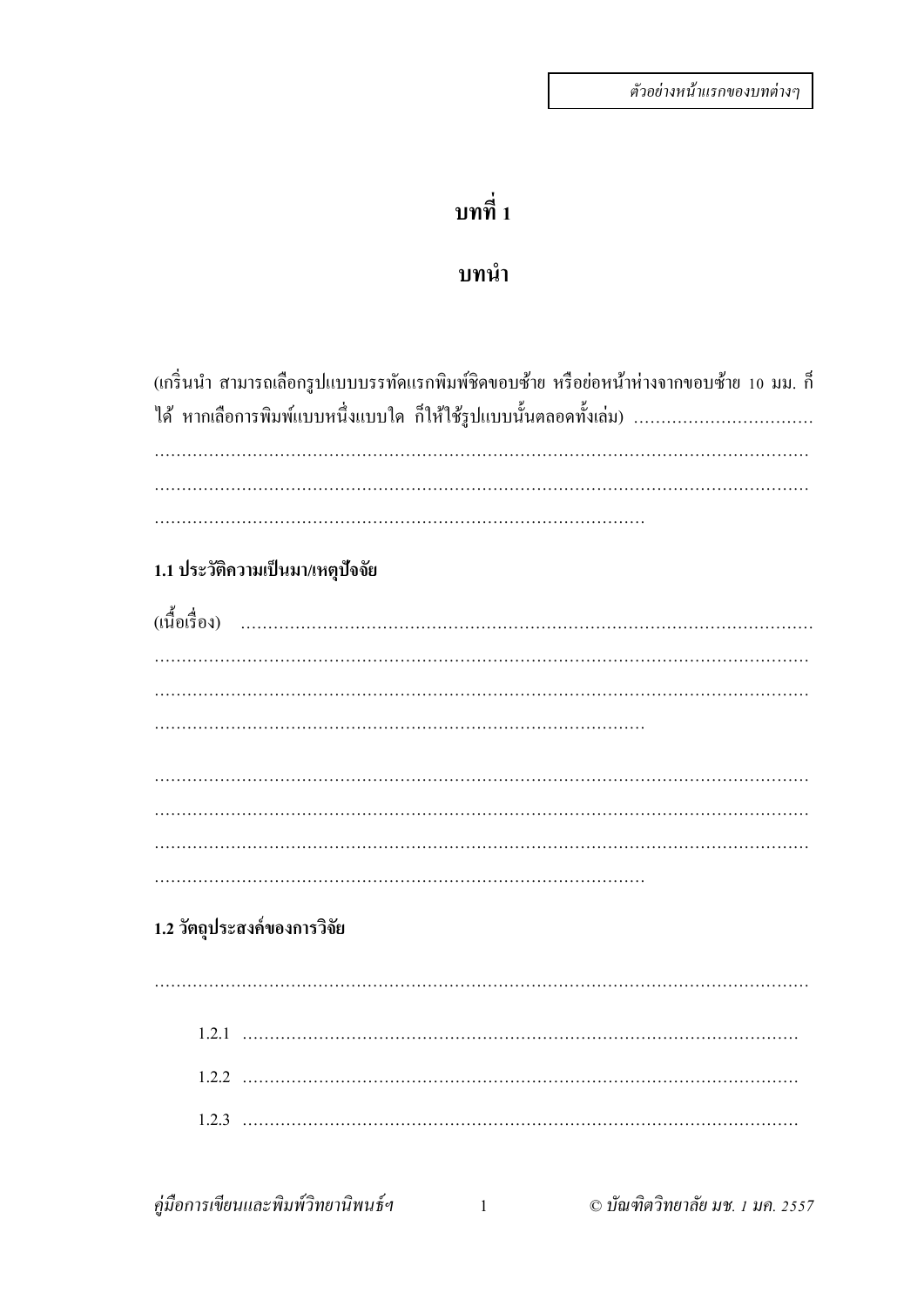*ตัวอย่างหน้าแรกของบทต่างๆ*

# บทที่ 1

# บทนำ

(เกริ่นนำ สามารถเลือกรูปแบบบรรทัดแรกพิมพ์ชิดขอบซ้าย หรือย่อหน้าห่างจากขอบซ้าย 10 มม. ก็ได้ หากเลือกการพิมพ์แบบหนึ่งแบบใด ก็ให้ใช้รูปแบบนั้นตลอดทั้งเล่ม) ..................................
.................................................................................................................................
.................................................................................................................................
..........................................................................................

## 1.1 ประวัติความเป็นมา/เหตุปัจจัย

(เนื้อเรื่อง) ...........................................................................................................
.................................................................................................................................
.................................................................................................................................
..........................................................................................

.................................................................................................................................
.................................................................................................................................
.................................................................................................................................
..........................................................................................

## 1.2 วัตถุประสงค์ของการวิจัย

.................................................................................................................................

1.2.1 ..............................................................................................

1.2.2 ..............................................................................................

1.2.3 ..............................................................................................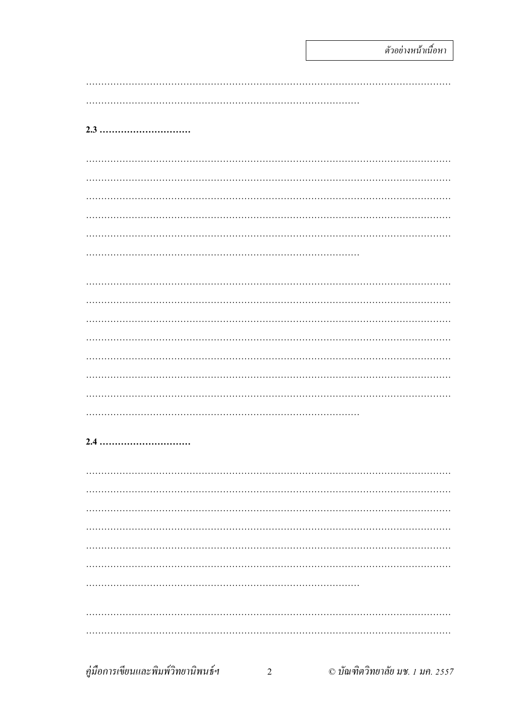*ตัวอย่างหน้าเนื้อหา*

……………………………………………………………………………………………………………
………………………………………………………………………………………

**2.3 …………………………**

……………………………………………………………………………………………………………
……………………………………………………………………………………………………………
……………………………………………………………………………………………………………
……………………………………………………………………………………………………………
……………………………………………………………………………………………………………
………………………………………………………………………………………

……………………………………………………………………………………………………………
……………………………………………………………………………………………………………
……………………………………………………………………………………………………………
……………………………………………………………………………………………………………
……………………………………………………………………………………………………………
……………………………………………………………………………………………………………
……………………………………………………………………………………………………………
………………………………………………………………………………………

**2.4 …………………………**

……………………………………………………………………………………………………………
……………………………………………………………………………………………………………
……………………………………………………………………………………………………………
……………………………………………………………………………………………………………
……………………………………………………………………………………………………………
……………………………………………………………………………………………………………
………………………………………………………………………………………

……………………………………………………………………………………………………………
……………………………………………………………………………………………………………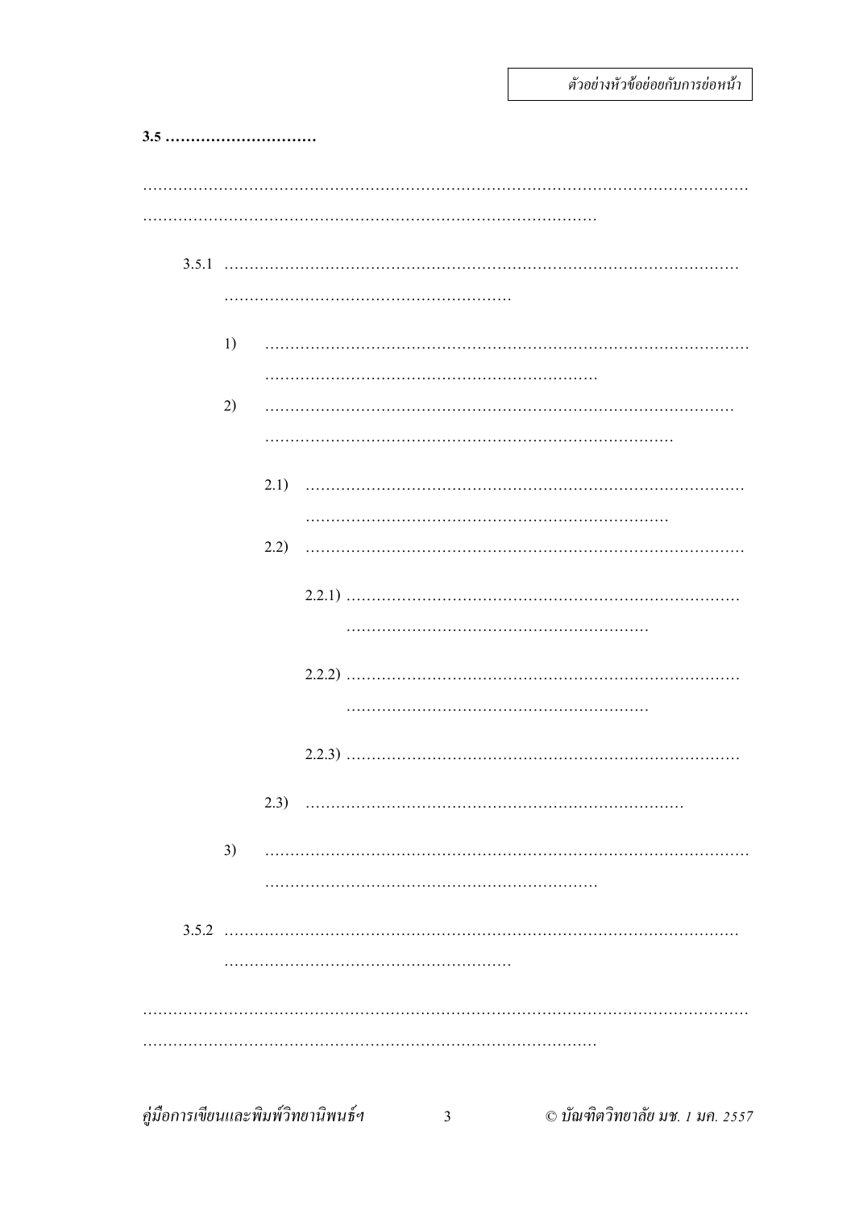*ตัวอย่างหัวข้อย่อยกับการย่อหน้า*

**3.5 …………………………**

………………………………………………………………………………………………………
……………………………………………………………………………

3.5.1 ………………………………………………………………………………………
…………………………………………………

1) ……………………………………………………………………………………
…………………………………………………………

2) …………………………………………………………………………………
………………………………………………………………………

2.1) ……………………………………………………………………………
……………………………………………………………

2.2) ……………………………………………………………………………

2.2.1) ……………………………………………………………………
……………………………………………………

2.2.2) ……………………………………………………………………
……………………………………………………

2.2.3) ……………………………………………………………………

2.3) …………………………………………………………………

3) ……………………………………………………………………………………
…………………………………………………………

3.5.2 ………………………………………………………………………………………
…………………………………………………

………………………………………………………………………………………………………
……………………………………………………………………………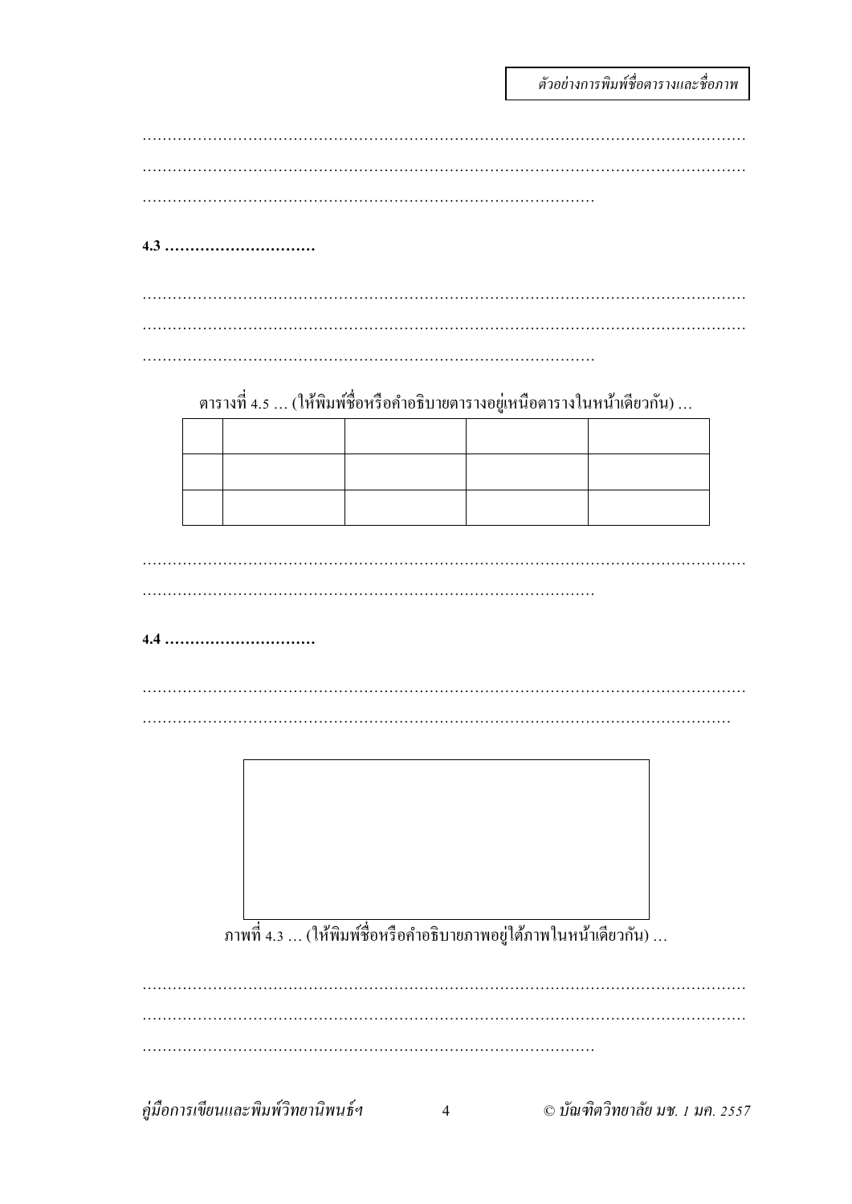*ตัวอย่างการพิมพ์ชื่อตารางและชื่อภาพ*

………………………………………………………………………………………………………………
………………………………………………………………………………………………………………
………………………………………………………………………………

**4.3 …………………………**

………………………………………………………………………………………………………………
………………………………………………………………………………………………………………
………………………………………………………………………………

ตารางที่ 4.5 … (ให้พิมพ์ชื่อหรือคำอธิบายตารางอยู่เหนือตารางในหน้าเดียวกัน) …

| | | | | |
|---|---|---|---|---|
| | | | | |
| | | | | |

………………………………………………………………………………………………………………
………………………………………………………………………………

**4.4 …………………………**

………………………………………………………………………………………………………………
……………………………………………………………………………………………………………

ภาพที่ 4.3 … (ให้พิมพ์ชื่อหรือคำอธิบายภาพอยู่ใต้ภาพในหน้าเดียวกัน) …

………………………………………………………………………………………………………………
………………………………………………………………………………………………………………
………………………………………………………………………………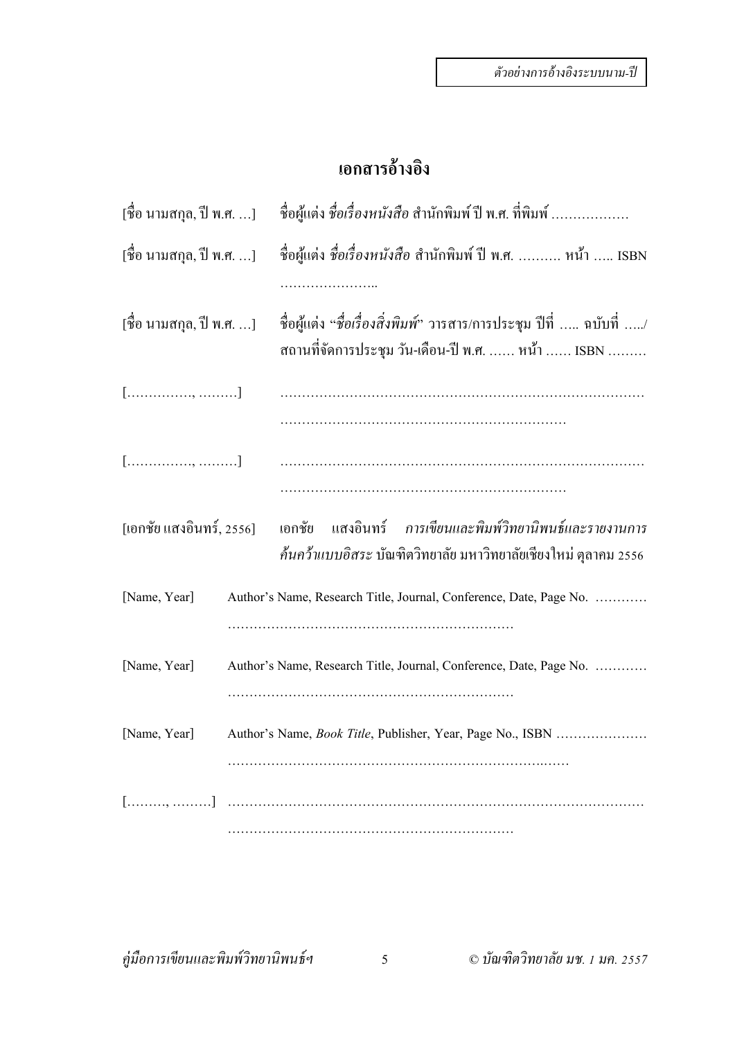*ตัวอย่างการอ้างอิงระบบนาม-ปี*

# เอกสารอ้างอิง

[ชื่อ นามสกุล, ปี พ.ศ. …] ชื่อผู้แต่ง *ชื่อเรื่องหนังสือ* สำนักพิมพ์ ปี พ.ศ. ที่พิมพ์ ………………

[ชื่อ นามสกุล, ปี พ.ศ. …] ชื่อผู้แต่ง *ชื่อเรื่องหนังสือ* สำนักพิมพ์ ปี พ.ศ. ………. หน้า ….. ISBN …………………..

[ชื่อ นามสกุล, ปี พ.ศ. …] ชื่อผู้แต่ง "*ชื่อเรื่องสิ่งพิมพ์*" วารสาร/การประชุม ปีที่ ….. ฉบับที่ …../ สถานที่จัดการประชุม วัน-เดือน-ปี พ.ศ. …… หน้า …… ISBN ………

[……………, ………] ……………………………………………………………………………………………………………………………………

[……………, ………] ……………………………………………………………………………………………………………………………………

[เอกชัย แสงอินทร์, 2556] เอกชัย แสงอินทร์ *การเขียนและพิมพ์วิทยานิพนธ์และรายงานการค้นคว้าแบบอิสระ* บัณฑิตวิทยาลัย มหาวิทยาลัยเชียงใหม่ ตุลาคม 2556

[Name, Year] Author's Name, Research Title, Journal, Conference, Date, Page No. …………………………………………………………………

[Name, Year] Author's Name, Research Title, Journal, Conference, Date, Page No. …………………………………………………………………

[Name, Year] Author's Name, *Book Title*, Publisher, Year, Page No., ISBN ……………………………………………………………………………………

[………, ………] …………………………………………………………………………………………………………………………………………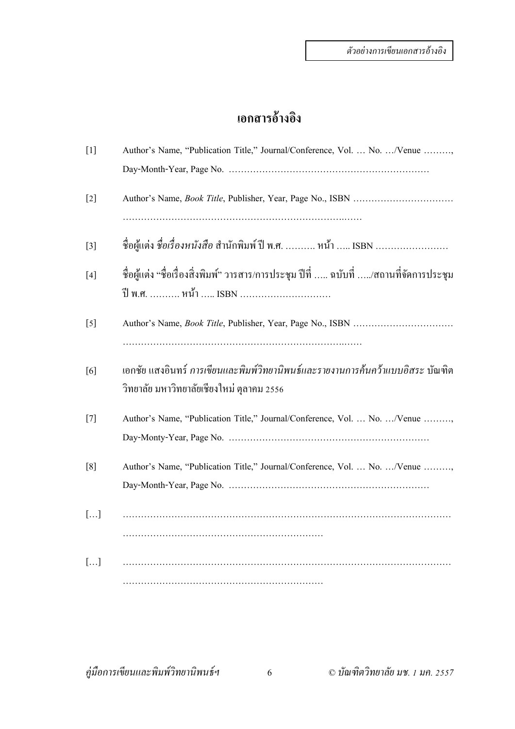# เอกสารอ้างอิง

[1] Author's Name, "Publication Title," Journal/Conference, Vol. … No. …/Venue ………, Day-Month-Year, Page No. …………………………………………………………

[2] Author's Name, *Book Title*, Publisher, Year, Page No., ISBN …………………………… ………………………………………………………………..……

[3] ชื่อผู้แต่ง *ชื่อเรื่องหนังสือ* สำนักพิมพ์ ปี พ.ศ. ………. หน้า ….. ISBN ……………………

[4] ชื่อผู้แต่ง "ชื่อเรื่องสิ่งพิมพ์" วารสาร/การประชุม ปีที่ ….. ฉบับที่ ….../สถานที่จัดการประชุม ปี พ.ศ. ………. หน้า ….. ISBN …………………………

[5] Author's Name, *Book Title*, Publisher, Year, Page No., ISBN …………………………… ………………………………………………………………..……

[6] เอกชัย แสงอินทร์ *การเขียนและพิมพ์วิทยานิพนธ์และรายงานการค้นคว้าแบบอิสระ* บัณฑิตวิทยาลัย มหาวิทยาลัยเชียงใหม่ ตุลาคม 2556

[7] Author's Name, "Publication Title," Journal/Conference, Vol. … No. …/Venue ………, Day-Monty-Year, Page No. …………………………………………………………

[8] Author's Name, "Publication Title," Journal/Conference, Vol. … No. …/Venue ………, Day-Month-Year, Page No. …………………………………………………………

[…] ……………………………………………………………………………………………… …………………………………………………………

[…] ……………………………………………………………………………………………… …………………………………………………………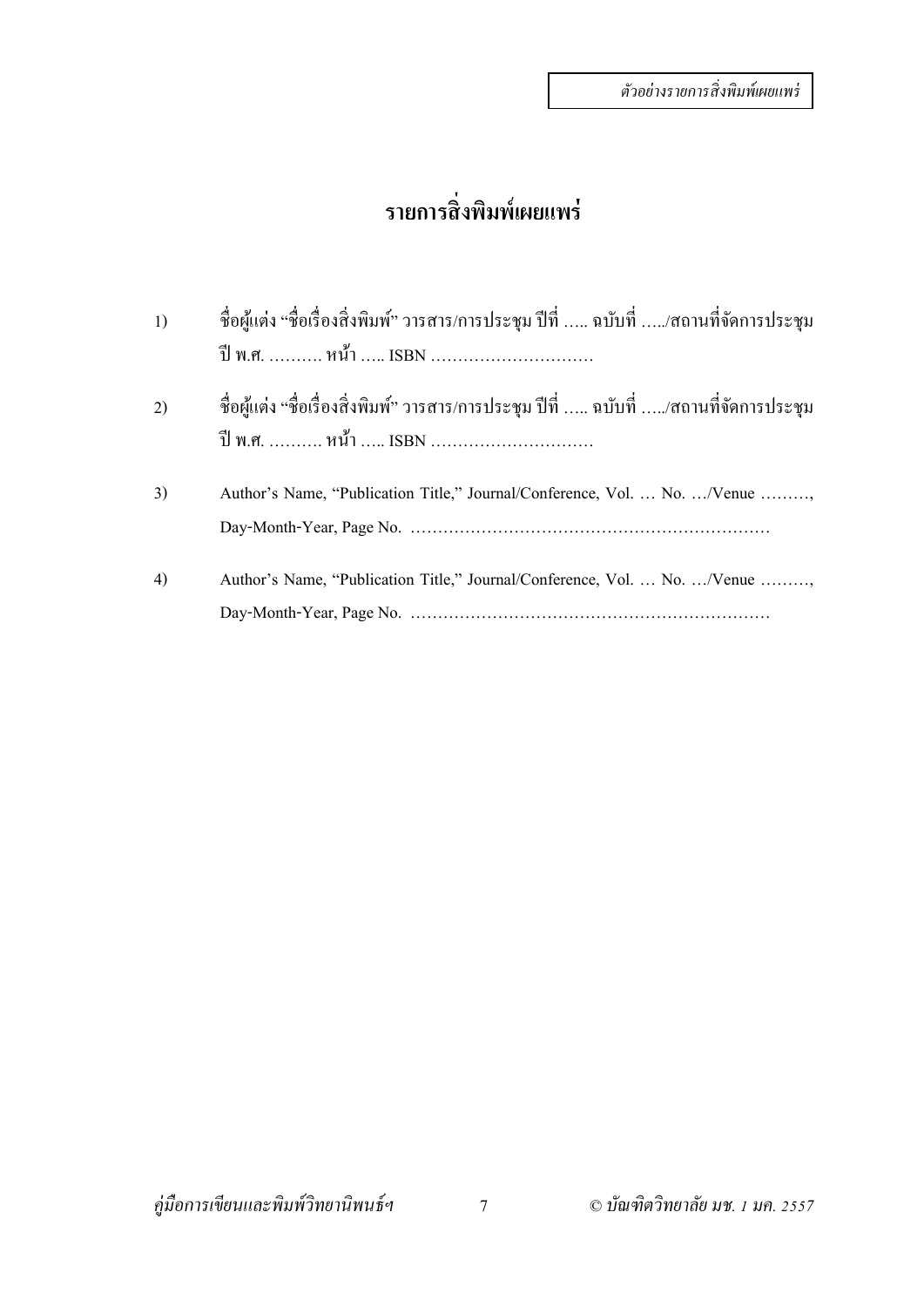*ตัวอย่างรายการสิ่งพิมพ์เผยแพร่*

# รายการสิ่งพิมพ์เผยแพร่

1) ชื่อผู้แต่ง “ชื่อเรื่องสิ่งพิมพ์” วารสาร/การประชุม ปีที่ ….. ฉบับที่ …../สถานที่จัดการประชุม ปี พ.ศ. ………. หน้า ….. ISBN …………………………

2) ชื่อผู้แต่ง “ชื่อเรื่องสิ่งพิมพ์” วารสาร/การประชุม ปีที่ ….. ฉบับที่ …../สถานที่จัดการประชุม ปี พ.ศ. ………. หน้า ….. ISBN …………………………

3) Author’s Name, “Publication Title,” Journal/Conference, Vol. … No. …/Venue ………, Day-Month-Year, Page No. …………………………………………………………

4) Author’s Name, “Publication Title,” Journal/Conference, Vol. … No. …/Venue ………, Day-Month-Year, Page No. …………………………………………………………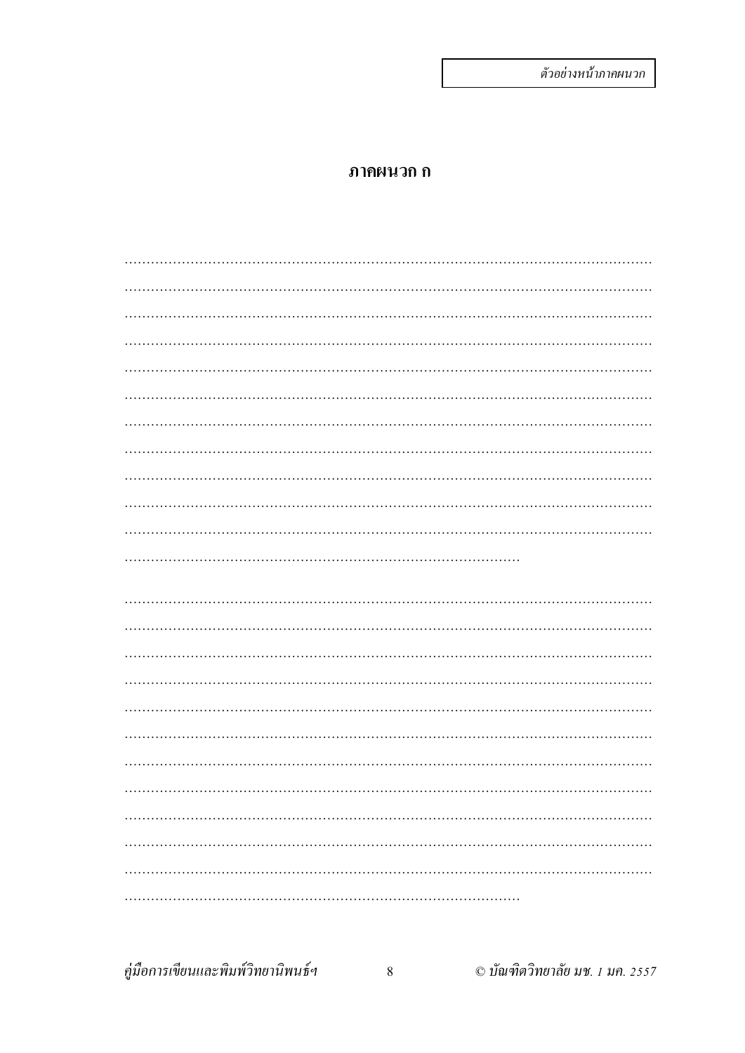ตัวอย่างหน้าภาคผนวก

# ภาคผนวก ก

..........................................................................................................................
..........................................................................................................................
..........................................................................................................................
..........................................................................................................................
..........................................................................................................................
..........................................................................................................................
..........................................................................................................................
..........................................................................................................................
..........................................................................................................................
..........................................................................................................................
..........................................................................................................................
..........................................................................................

..........................................................................................................................
..........................................................................................................................
..........................................................................................................................
..........................................................................................................................
..........................................................................................................................
..........................................................................................................................
..........................................................................................................................
..........................................................................................................................
..........................................................................................................................
..........................................................................................................................
..........................................................................................................................
..........................................................................................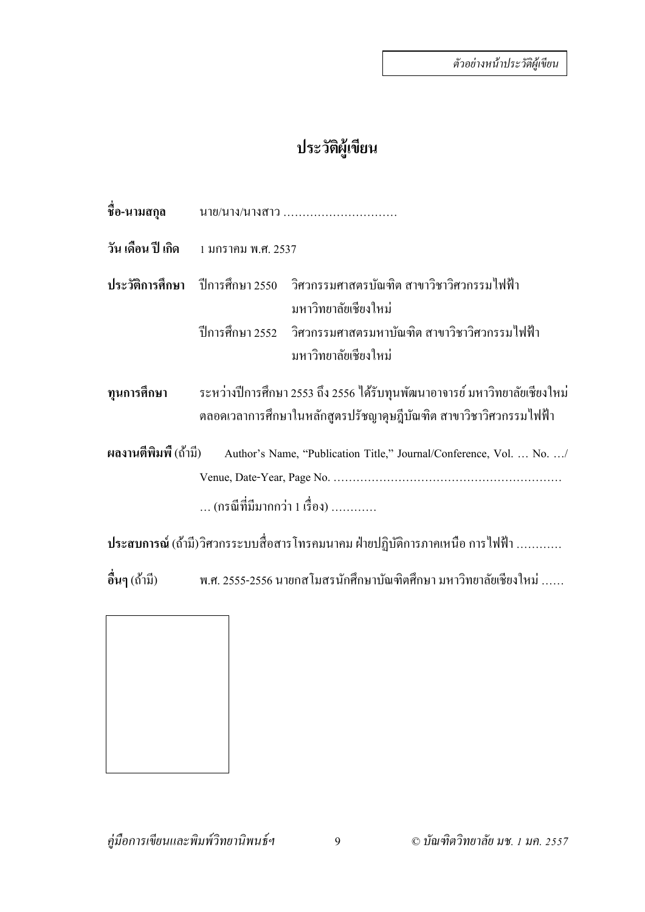*ตัวอย่างหน้าประวัติผู้เขียน*

# ประวัติผู้เขียน

**ชื่อ-นามสกุล** นาย/นาง/นางสาว …………………………

**วัน เดือน ปี เกิด** 1 มกราคม พ.ศ. 2537

**ประวัติการศึกษา** ปีการศึกษา 2550 วิศวกรรมศาสตรบัณฑิต สาขาวิชาวิศวกรรมไฟฟ้า มหาวิทยาลัยเชียงใหม่

ปีการศึกษา 2552 วิศวกรรมศาสตรมหาบัณฑิต สาขาวิชาวิศวกรรมไฟฟ้า มหาวิทยาลัยเชียงใหม่

**ทุนการศึกษา** ระหว่างปีการศึกษา 2553 ถึง 2556 ได้รับทุนพัฒนาอาจารย์ มหาวิทยาลัยเชียงใหม่ ตลอดเวลาการศึกษาในหลักสูตรปรัชญาดุษฎีบัณฑิต สาขาวิชาวิศวกรรมไฟฟ้า

**ผลงานตีพิมพ์** (ถ้ามี) Author's Name, "Publication Title," Journal/Conference, Vol. … No. …/ Venue, Date-Year, Page No. ……………………………………………………

… (กรณีที่มีมากกว่า 1 เรื่อง) …………

**ประสบการณ์** (ถ้ามี) วิศวกรระบบสื่อสารโทรคมนาคม ฝ่ายปฏิบัติการภาคเหนือ การไฟฟ้า …………

**อื่นๆ** (ถ้ามี) พ.ศ. 2555-2556 นายกสโมสรนักศึกษาบัณฑิตศึกษา มหาวิทยาลัยเชียงใหม่ ……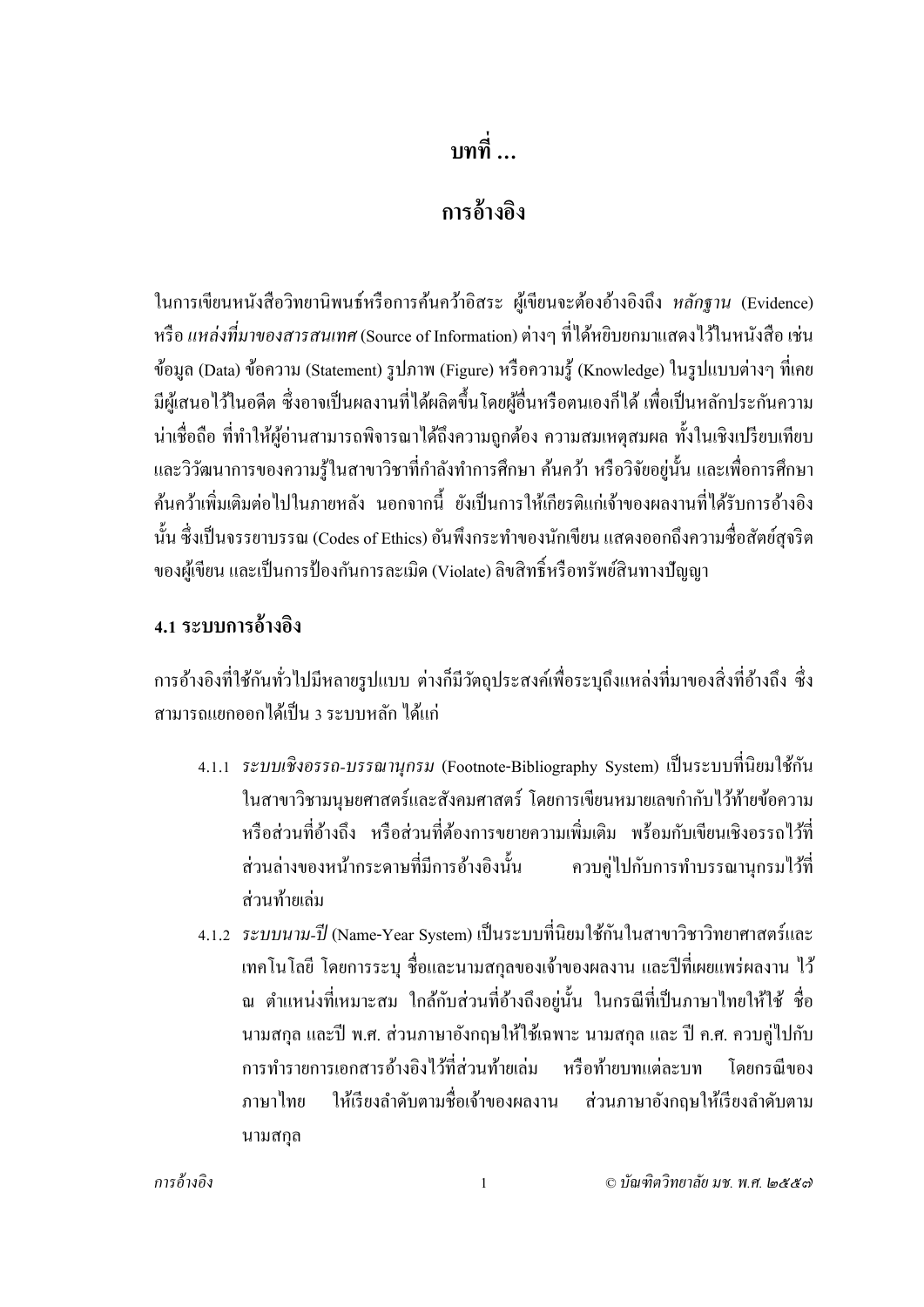# บทที่ ...

# การอ้างอิง

ในการเขียนหนังสือวิทยานิพนธ์หรือการค้นคว้าอิสระ ผู้เขียนจะต้องอ้างอิงถึง *หลักฐาน* (Evidence) หรือ *แหล่งที่มาของสารสนเทศ* (Source of Information) ต่างๆ ที่ได้หยิบยกมาแสดงไว้ในหนังสือ เช่น ข้อมูล (Data) ข้อความ (Statement) รูปภาพ (Figure) หรือความรู้ (Knowledge) ในรูปแบบต่างๆ ที่เคยมีผู้เสนอไว้ในอดีต ซึ่งอาจเป็นผลงานที่ได้ผลิตขึ้นโดยผู้อื่นหรือตนเองก็ได้ เพื่อเป็นหลักประกันความน่าเชื่อถือ ที่ทำให้ผู้อ่านสามารถพิจารณาได้ถึงความถูกต้อง ความสมเหตุสมผล ทั้งในเชิงเปรียบเทียบและวิวัฒนาการของความรู้ในสาขาวิชาที่กำลังทำการศึกษา ค้นคว้า หรือวิจัยอยู่นั้น และเพื่อการศึกษาค้นคว้าเพิ่มเติมต่อไปในภายหลัง นอกจากนี้ ยังเป็นการให้เกียรติแก่เจ้าของผลงานที่ได้รับการอ้างอิงนั้น ซึ่งเป็นจรรยาบรรณ (Codes of Ethics) อันพึงกระทำของนักเขียน แสดงออกถึงความซื่อสัตย์สุจริตของผู้เขียน และเป็นการป้องกันการละเมิด (Violate) ลิขสิทธิ์หรือทรัพย์สินทางปัญญา

## 4.1 ระบบการอ้างอิง

การอ้างอิงที่ใช้กันทั่วไปมีหลายรูปแบบ ต่างก็มีวัตถุประสงค์เพื่อระบุถึงแหล่งที่มาของสิ่งที่อ้างถึง ซึ่งสามารถแยกออกได้เป็น 3 ระบบหลัก ได้แก่

4.1.1 *ระบบเชิงอรรถ-บรรณานุกรม* (Footnote-Bibliography System) เป็นระบบที่นิยมใช้กันในสาขาวิชามนุษยศาสตร์และสังคมศาสตร์ โดยการเขียนหมายเลขกำกับไว้ท้ายข้อความ หรือส่วนที่อ้างถึง หรือส่วนที่ต้องการขยายความเพิ่มเติม พร้อมกับเขียนเชิงอรรถไว้ที่ส่วนล่างของหน้ากระดาษที่มีการอ้างอิงนั้น ควบคู่ไปกับการทำบรรณานุกรมไว้ที่ส่วนท้ายเล่ม

4.1.2 *ระบบนาม-ปี* (Name-Year System) เป็นระบบที่นิยมใช้กันในสาขาวิชาวิทยาศาสตร์และเทคโนโลยี โดยการระบุ ชื่อและนามสกุลของเจ้าของผลงาน และปีที่เผยแพร่ผลงาน ไว้ ณ ตำแหน่งที่เหมาะสม ใกล้กับส่วนที่อ้างถึงอยู่นั้น ในกรณีที่เป็นภาษาไทยให้ใช้ ชื่อ นามสกุล และปี พ.ศ. ส่วนภาษาอังกฤษให้ใช้เฉพาะ นามสกุล และ ปี ค.ศ. ควบคู่ไปกับการทำรายการเอกสารอ้างอิงไว้ที่ส่วนท้ายเล่ม หรือท้ายบทแต่ละบท โดยกรณีของภาษาไทย ให้เรียงลำดับตามชื่อเจ้าของผลงาน ส่วนภาษาอังกฤษให้เรียงลำดับตามนามสกุล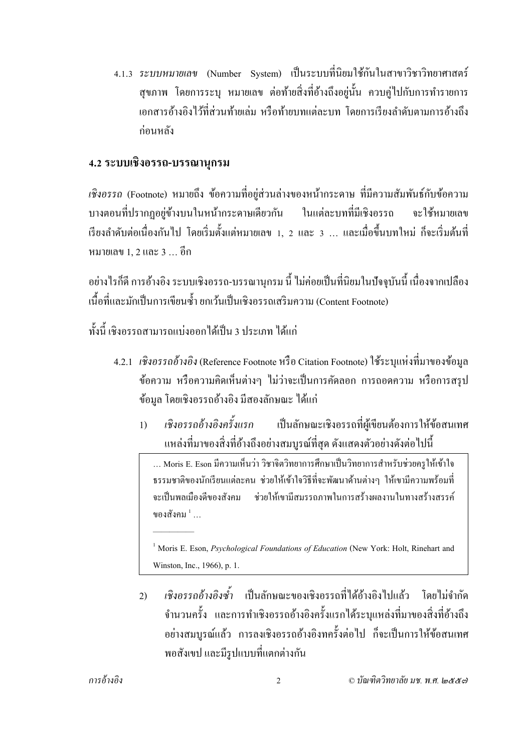4.1.3 *ระบบหมายเลข* (Number System) เป็นระบบที่นิยมใช้กันในสาขาวิชาวิทยาศาสตร์สุขภาพ โดยการระบุ หมายเลข ต่อท้ายสิ่งที่อ้างถึงอยู่นั้น ควบคู่ไปกับการทำรายการเอกสารอ้างอิงไว้ที่ส่วนท้ายเล่ม หรือท้ายบทแต่ละบท โดยการเรียงลำดับตามการอ้างถึงก่อนหลัง

## 4.2 ระบบเชิงอรรถ-บรรณานุกรม

*เชิงอรรถ* (Footnote) หมายถึง ข้อความที่อยู่ส่วนล่างของหน้ากระดาษ ที่มีความสัมพันธ์กับข้อความบางตอนที่ปรากฏอยู่ข้างบนในหน้ากระดาษเดียวกัน ในแต่ละบทที่มีเชิงอรรถ จะใช้หมายเลขเรียงลำดับต่อเนื่องกันไป โดยเริ่มตั้งแต่หมายเลข 1, 2 และ 3 … และเมื่อขึ้นบทใหม่ ก็จะเริ่มต้นที่หมายเลข 1, 2 และ 3 … อีก

อย่างไรก็ดี การอ้างอิง ระบบเชิงอรรถ-บรรณานุกรม นี้ ไม่ค่อยเป็นที่นิยมในปัจจุบันนี้ เนื่องจากเปลืองเนื้อที่และมักเป็นการเขียนซ้ำ ยกเว้นเป็นเชิงอรรถเสริมความ (Content Footnote)

ทั้งนี้ เชิงอรรถสามารถแบ่งออกได้เป็น 3 ประเภท ได้แก่

4.2.1 *เชิงอรรถอ้างอิง* (Reference Footnote หรือ Citation Footnote) ใช้ระบุแหล่งที่มาของข้อมูล ข้อความ หรือความคิดเห็นต่างๆ ไม่ว่าจะเป็นการคัดลอก การถอดความ หรือการสรุปข้อมูล โดยเชิงอรรถอ้างอิง มีสองลักษณะ ได้แก่

1) *เชิงอรรถอ้างอิงครั้งแรก* เป็นลักษณะเชิงอรรถที่ผู้เขียนต้องการให้ข้อสนเทศแหล่งที่มาของสิ่งที่อ้างถึงอย่างสมบูรณ์ที่สุด ดังแสดงตัวอย่างดังต่อไปนี้

> … Moris E. Eson มีความเห็นว่า วิชาจิตวิทยาการศึกษาเป็นวิทยาการสำหรับช่วยครูให้เข้าใจธรรมชาติของนักเรียนแต่ละคน ช่วยให้เข้าใจวิธีที่จะพัฒนาด้านต่างๆ ให้เขามีความพร้อมที่จะเป็นพลเมืองดีของสังคม ช่วยให้เขามีสมรรถภาพในการสร้างผลงานในทางสร้างสรรค์ของสังคม [1] …
>
> ___________
>
> [1] Moris E. Eson, *Psychological Foundations of Education* (New York: Holt, Rinehart and Winston, Inc., 1966), p. 1.

2) *เชิงอรรถอ้างอิงซ้ำ* เป็นลักษณะของเชิงอรรถที่ได้อ้างอิงไปแล้ว โดยไม่จำกัดจำนวนครั้ง และการทำเชิงอรรถอ้างอิงครั้งแรกได้ระบุแหล่งที่มาของสิ่งที่อ้างถึงอย่างสมบูรณ์แล้ว การลงเชิงอรรถอ้างอิงทครั้งต่อไป ก็จะเป็นการให้ข้อสนเทศพอสังเขป และมีรูปแบบที่แตกต่างกัน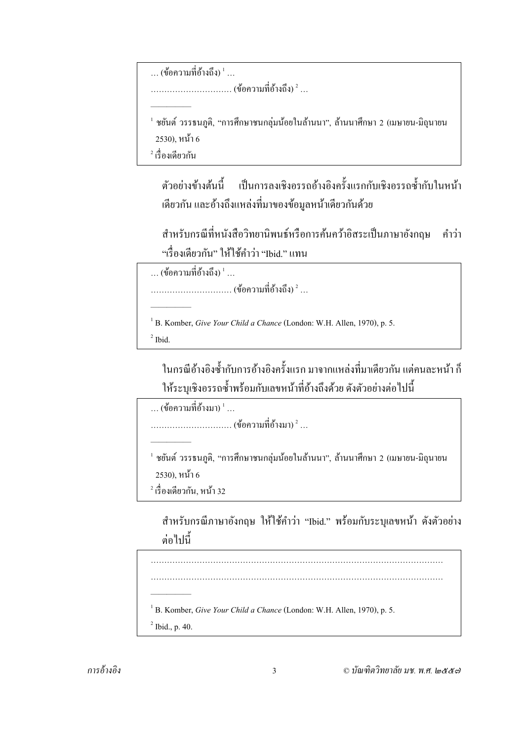... (ข้อความที่อ้างถึง) [1] ...

.............................. (ข้อความที่อ้างถึง) [2] ...

__________

[1] ชยันต์ วรรธนภูติ, “การศึกษาชนกลุ่มน้อยในล้านนา”, ล้านนาศึกษา 2 (เมษายน-มิถุนายน 2530), หน้า 6

[2] เรื่องเดียวกัน

ตัวอย่างข้างต้นนี้ เป็นการลงเชิงอรรถอ้างอิงครั้งแรกกับเชิงอรรถซ้ำกันในหน้าเดียวกัน และอ้างถึงแหล่งที่มาของข้อมูลหน้าเดียวกันด้วย

สำหรับกรณีที่หนังสือวิทยานิพนธ์หรือการค้นคว้าอิสระเป็นภาษาอังกฤษ คำว่า “เรื่องเดียวกัน” ให้ใช้คำว่า “Ibid.” แทน

... (ข้อความที่อ้างถึง) [1] ...

.............................. (ข้อความที่อ้างถึง) [2] ...

__________

[1] B. Komber, *Give Your Child a Chance* (London: W.H. Allen, 1970), p. 5.

[2] Ibid.

ในกรณีอ้างอิงซ้ำกับการอ้างอิงครั้งแรก มาจากแหล่งที่มาเดียวกัน แต่คนละหน้า ก็ให้ระบุเชิงอรรถซ้ำพร้อมกับเลขหน้าที่อ้างถึงด้วย ดังตัวอย่างต่อไปนี้

... (ข้อความที่อ้างมา) [1] ...

.............................. (ข้อความที่อ้างมา) [2] ...

__________

[1] ชยันต์ วรรธนภูติ, “การศึกษาชนกลุ่มน้อยในล้านนา”, ล้านนาศึกษา 2 (เมษายน-มิถุนายน 2530), หน้า 6

[2] เรื่องเดียวกัน, หน้า 32

สำหรับกรณีภาษาอังกฤษ ให้ใช้คำว่า “Ibid.” พร้อมกับระบุเลขหน้า ดังตัวอย่างต่อไปนี้

..........................................................................................................

..........................................................................................................

__________

[1] B. Komber, *Give Your Child a Chance* (London: W.H. Allen, 1970), p. 5.

[2] Ibid., p. 40.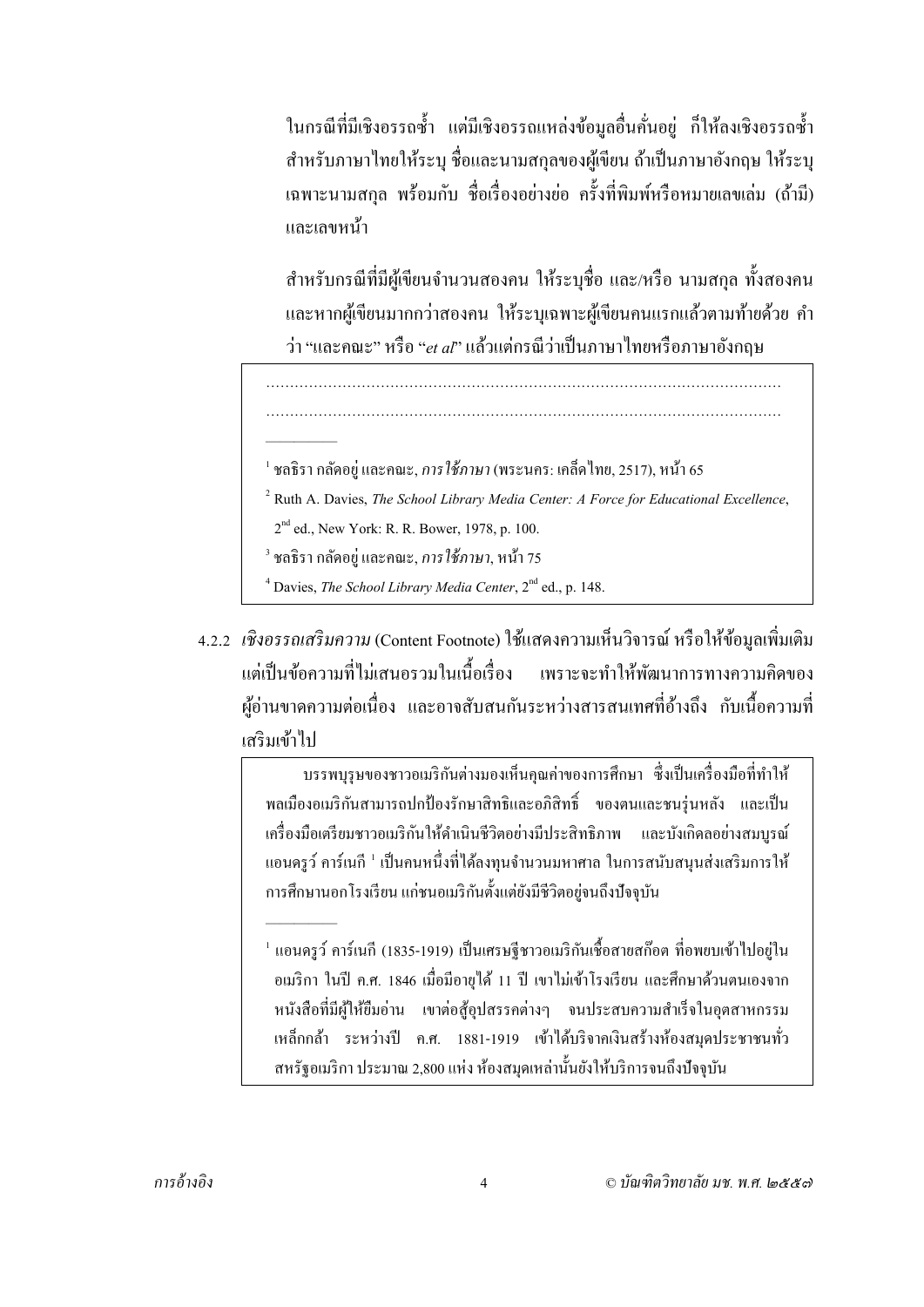ในกรณีที่มีเชิงอรรถซ้ำ แต่มีเชิงอรรถแหล่งข้อมูลอื่นคั่นอยู่ ก็ให้ลงเชิงอรรถซ้ำ สำหรับภาษาไทยให้ระบุ ชื่อและนามสกุลของผู้เขียน ถ้าเป็นภาษาอังกฤษ ให้ระบุ เฉพาะนามสกุล พร้อมกับ ชื่อเรื่องอย่างย่อ ครั้งที่พิมพ์หรือหมายเลขเล่ม (ถ้ามี) และเลขหน้า

สำหรับกรณีที่มีผู้เขียนจำนวนสองคน ให้ระบุชื่อ และ/หรือ นามสกุล ทั้งสองคน และหากผู้เขียนมากกว่าสองคน ให้ระบุเฉพาะผู้เขียนคนแรกแล้วตามท้ายด้วย คำว่า "และคณะ" หรือ "*et al*" แล้วแต่กรณีว่าเป็นภาษาไทยหรือภาษาอังกฤษ

> ..........................................................................................................
> ..........................................................................................................
>
> ---
>
> [1] ชลธิรา กลัดอยู่ และคณะ, *การใช้ภาษา* (พระนคร: เคล็ดไทย, 2517), หน้า 65
>
> [2] Ruth A. Davies, *The School Library Media Center: A Force for Educational Excellence*, 2nd ed., New York: R. R. Bower, 1978, p. 100.
>
> [3] ชลธิรา กลัดอยู่ และคณะ, *การใช้ภาษา*, หน้า 75
>
> [4] Davies, *The School Library Media Center*, 2nd ed., p. 148.

4.2.2 *เชิงอรรถเสริมความ* (Content Footnote) ใช้แสดงความเห็นวิจารณ์ หรือให้ข้อมูลเพิ่มเติม แต่เป็นข้อความที่ไม่เสนอรวมในเนื้อเรื่อง เพราะจะทำให้พัฒนาการทางความคิดของผู้อ่านขาดความต่อเนื่อง และอาจสับสนกันระหว่างสารสนเทศที่อ้างถึง กับเนื้อความที่เสริมเข้าไป

> บรรพบุรุษของชาวอเมริกันต่างมองเห็นคุณค่าของการศึกษา ซึ่งเป็นเครื่องมือที่ทำให้พลเมืองอเมริกันสามารถปกป้องรักษาสิทธิและอภิสิทธิ์ ของตนและชนรุ่นหลัง และเป็นเครื่องมือเตรียมชาวอเมริกันให้ดำเนินชีวิตอย่างมีประสิทธิภาพ และบังเกิดผลอย่างสมบูรณ์ แอนดรูว์ คาร์เนกี [1] เป็นคนหนึ่งที่ได้ลงทุนจำนวนมหาศาล ในการสนับสนุนส่งเสริมการให้การศึกษานอกโรงเรียน แก่ชนอเมริกันตั้งแต่ยังมีชีวิตอยู่จนถึงปัจจุบัน
>
> ---
>
> [1] แอนดรูว์ คาร์เนกี (1835-1919) เป็นเศรษฐีชาวอเมริกันเชื้อสายสก๊อต ที่อพยพเข้าไปอยู่ในอเมริกา ในปี ค.ศ. 1846 เมื่อมีอายุได้ 11 ปี เขาไม่เข้าโรงเรียน และศึกษาด้วยตนเองจากหนังสือที่มีผู้ให้ยืมอ่าน เขาต่อสู้อุปสรรคต่างๆ จนประสบความสำเร็จในอุตสาหกรรมเหล็กกล้า ระหว่างปี ค.ศ. 1881-1919 เข้าได้บริจาคเงินสร้างห้องสมุดประชาชนทั่วสหรัฐอเมริกา ประมาณ 2,800 แห่ง ห้องสมุดเหล่านั้นยังให้บริการจนถึงปัจจุบัน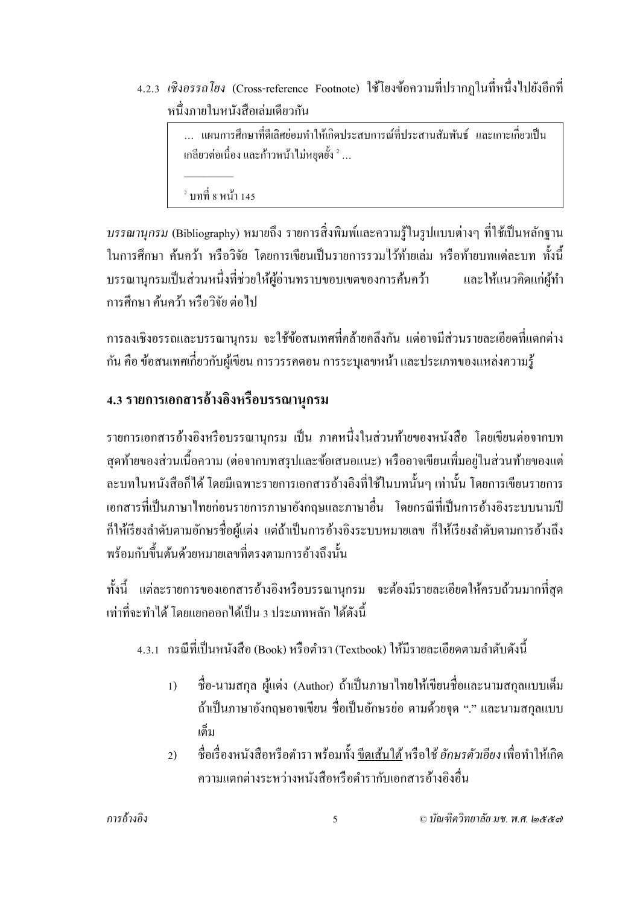4.2.3 *เชิงอรรถโยง* (Cross-reference Footnote) ใช้โยงข้อความที่ปรากฏในที่หนึ่งไปยังอีกที่หนึ่งภายในหนังสือเล่มเดียวกัน

> … แผนการศึกษาที่ดีเลิศย่อมทำให้เกิดประสบการณ์ที่ประสานสัมพันธ์ และเกาะเกี่ยวเป็นเกลียวต่อเนื่อง และก้าวหน้าไม่หยุดยั้ง [2] …
>
> ---
>
> [2] บทที่ 8 หน้า 145

*บรรณานุกรม* (Bibliography) หมายถึง รายการสิ่งพิมพ์และความรู้ในรูปแบบต่างๆ ที่ใช้เป็นหลักฐานในการศึกษา ค้นคว้า หรือวิจัย โดยการเขียนเป็นรายการรวมไว้ท้ายเล่ม หรือท้ายบทแต่ละบท ทั้งนี้ บรรณานุกรมเป็นส่วนหนึ่งที่ช่วยให้ผู้อ่านทราบขอบเขตของการค้นคว้า และให้แนวคิดแก่ผู้ทำการศึกษา ค้นคว้า หรือวิจัย ต่อไป

การลงเชิงอรรถและบรรณานุกรม จะใช้ข้อสนเทศที่คล้ายคลึงกัน แต่อาจมีส่วนรายละเอียดที่แตกต่างกัน คือ ข้อสนเทศเกี่ยวกับผู้เขียน การวรรคตอน การระบุเลขหน้า และประเภทของแหล่งความรู้

## 4.3 รายการเอกสารอ้างอิงหรือบรรณานุกรม

รายการเอกสารอ้างอิงหรือบรรณานุกรม เป็น ภาคหนึ่งในส่วนท้ายของหนังสือ โดยเขียนต่อจากบทสุดท้ายของส่วนเนื้อความ (ต่อจากบทสรุปและข้อเสนอแนะ) หรืออาจเขียนเพิ่มอยู่ในส่วนท้ายของแต่ละบทในหนังสือก็ได้ โดยมีเฉพาะรายการเอกสารอ้างอิงที่ใช้ในบทนั้นๆ เท่านั้น โดยการเขียนรายการเอกสารที่เป็นภาษาไทยก่อนรายการภาษาอังกฤษและภาษาอื่น โดยกรณีที่เป็นการอ้างอิงระบบนามปีก็ให้เรียงลำดับตามอักษรชื่อผู้แต่ง แต่ถ้าเป็นการอ้างอิงระบบหมายเลข ก็ให้เรียงลำดับตามการอ้างถึงพร้อมกับขึ้นต้นด้วยหมายเลขที่ตรงตามการอ้างถึงนั้น

ทั้งนี้ แต่ละรายการของเอกสารอ้างอิงหรือบรรณานุกรม จะต้องมีรายละเอียดให้ครบถ้วนมากที่สุดเท่าที่จะทำได้ โดยแยกออกได้เป็น 3 ประเภทหลัก ได้ดังนี้

4.3.1 กรณีที่เป็นหนังสือ (Book) หรือตำรา (Textbook) ให้มีรายละเอียดตามลำดับดังนี้

1) ชื่อ-นามสกุล ผู้แต่ง (Author) ถ้าเป็นภาษาไทยให้เขียนชื่อและนามสกุลแบบเต็ม ถ้าเป็นภาษาอังกฤษอาจเขียน ชื่อเป็นอักษรย่อ ตามด้วยจุด "." และนามสกุลแบบเต็ม
2) ชื่อเรื่องหนังสือหรือตำรา พร้อมทั้ง <u>ขีดเส้นใต้</u> หรือใช้ *อักษรตัวเอียง* เพื่อทำให้เกิดความแตกต่างระหว่างหนังสือหรือตำรากับเอกสารอ้างอิงอื่น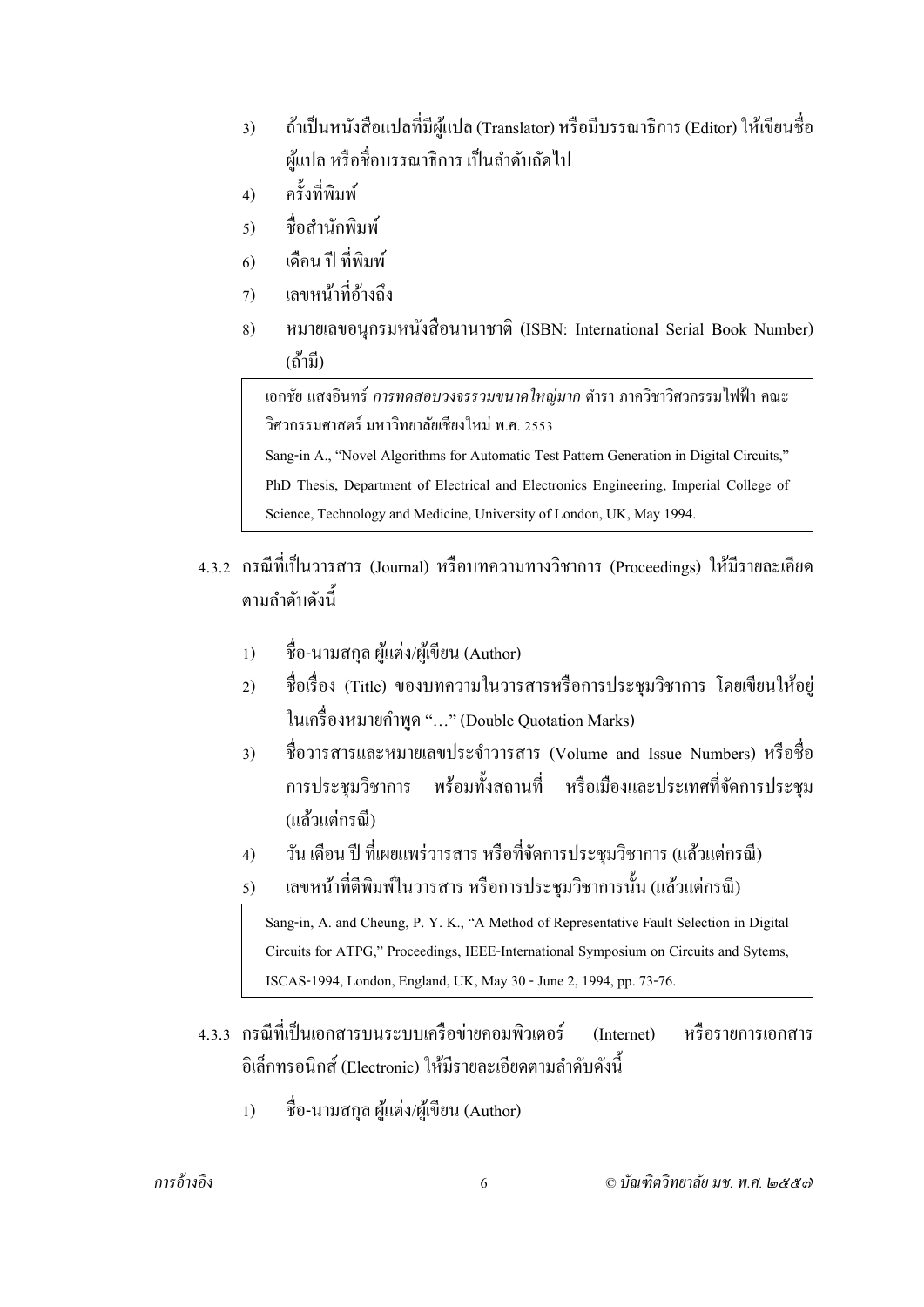3) ถ้าเป็นหนังสือแปลที่มีผู้แปล (Translator) หรือมีบรรณาธิการ (Editor) ให้เขียนชื่อผู้แปล หรือชื่อบรรณาธิการ เป็นลำดับถัดไป
4) ครั้งที่พิมพ์
5) ชื่อสำนักพิมพ์
6) เดือน ปี ที่พิมพ์
7) เลขหน้าที่อ้างถึง
8) หมายเลขอนุกรมหนังสือนานาชาติ (ISBN: International Serial Book Number) (ถ้ามี)

> เอกชัย แสงอินทร์ *การทดสอบวงจรรวมขนาดใหญ่มาก* ตำรา ภาควิชาวิศวกรรมไฟฟ้า คณะวิศวกรรมศาสตร์ มหาวิทยาลัยเชียงใหม่ พ.ศ. 2553
>
> Sang-in A., "Novel Algorithms for Automatic Test Pattern Generation in Digital Circuits," PhD Thesis, Department of Electrical and Electronics Engineering, Imperial College of Science, Technology and Medicine, University of London, UK, May 1994.

4.3.2 กรณีที่เป็นวารสาร (Journal) หรือบทความทางวิชาการ (Proceedings) ให้มีรายละเอียดตามลำดับดังนี้

1) ชื่อ-นามสกุล ผู้แต่ง/ผู้เขียน (Author)
2) ชื่อเรื่อง (Title) ของบทความในวารสารหรือการประชุมวิชาการ โดยเขียนให้อยู่ในเครื่องหมายคำพูด "…" (Double Quotation Marks)
3) ชื่อวารสารและหมายเลขประจำวารสาร (Volume and Issue Numbers) หรือชื่อการประชุมวิชาการ พร้อมทั้งสถานที่ หรือเมืองและประเทศที่จัดการประชุม (แล้วแต่กรณี)
4) วัน เดือน ปี ที่เผยแพร่วารสาร หรือที่จัดการประชุมวิชาการ (แล้วแต่กรณี)
5) เลขหน้าที่ตีพิมพ์ในวารสาร หรือการประชุมวิชาการนั้น (แล้วแต่กรณี)

> Sang-in, A. and Cheung, P. Y. K., "A Method of Representative Fault Selection in Digital Circuits for ATPG," Proceedings, IEEE-International Symposium on Circuits and Sytems, ISCAS-1994, London, England, UK, May 30 - June 2, 1994, pp. 73-76.

4.3.3 กรณีที่เป็นเอกสารบนระบบเครือข่ายคอมพิวเตอร์ (Internet) หรือรายการเอกสารอิเล็กทรอนิกส์ (Electronic) ให้มีรายละเอียดตามลำดับดังนี้

1) ชื่อ-นามสกุล ผู้แต่ง/ผู้เขียน (Author)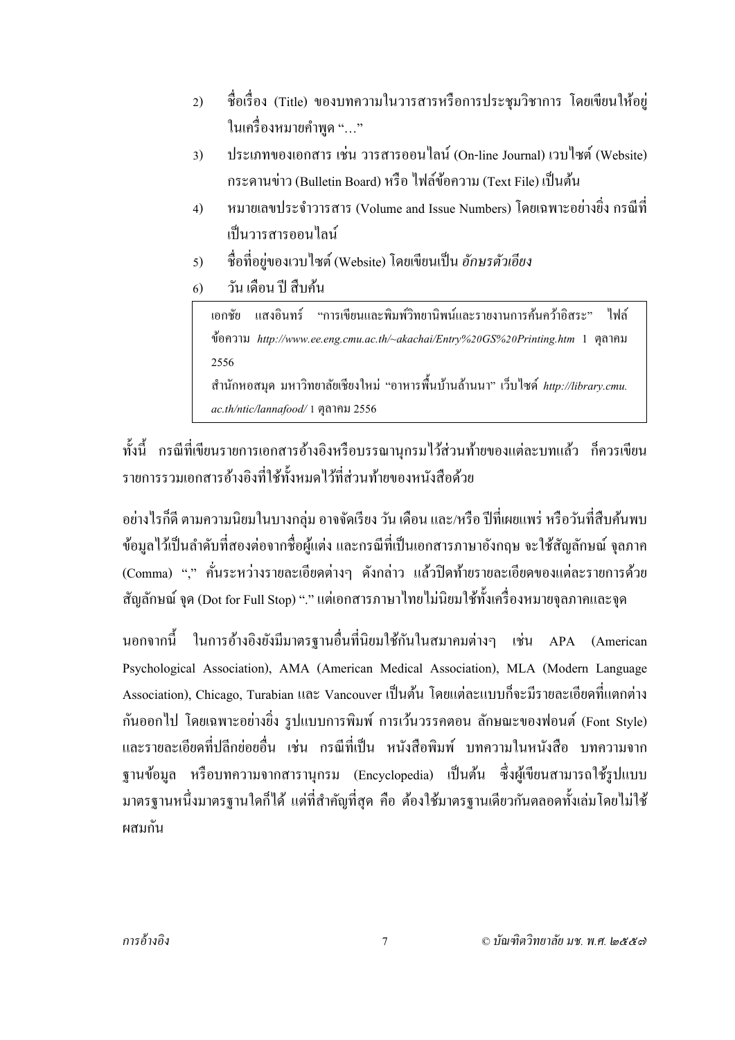2) ชื่อเรื่อง (Title) ของบทความในวารสารหรือการประชุมวิชาการ โดยเขียนให้อยู่ในเครื่องหมายคำพูด "..."
3) ประเภทของเอกสาร เช่น วารสารออนไลน์ (On-line Journal) เวบไซต์ (Website) กระดานข่าว (Bulletin Board) หรือ ไฟล์ข้อความ (Text File) เป็นต้น
4) หมายเลขประจำวารสาร (Volume and Issue Numbers) โดยเฉพาะอย่างยิ่ง กรณีที่เป็นวารสารออนไลน์
5) ชื่อที่อยู่ของเวบไซต์ (Website) โดยเขียนเป็น *อักษรตัวเอียง*
6) วัน เดือน ปี สืบค้น

> เอกชัย แสงอินทร์ "การเขียนและพิมพ์วิทยานิพนธ์และรายงานการค้นคว้าอิสระ" ไฟล์ข้อความ *http://www.ee.eng.cmu.ac.th/~akachai/Entry%20GS%20Printing.htm* 1 ตุลาคม 2556
>
> สำนักหอสมุด มหาวิทยาลัยเชียงใหม่ "อาหารพื้นบ้านล้านนา" เว็บไซต์ *http://library.cmu.ac.th/ntic/lannafood/* 1 ตุลาคม 2556

ทั้งนี้ กรณีที่เขียนรายการเอกสารอ้างอิงหรือบรรณานุกรมไว้ส่วนท้ายของแต่ละบทแล้ว ก็ควรเขียนรายการรวมเอกสารอ้างอิงที่ใช้ทั้งหมดไว้ที่ส่วนท้ายของหนังสือด้วย

อย่างไรก็ดี ตามความนิยมในบางกลุ่ม อาจจัดเรียง วัน เดือน และ/หรือ ปีที่เผยแพร่ หรือวันที่สืบค้นพบข้อมูลไว้เป็นลำดับที่สองต่อจากชื่อผู้แต่ง และกรณีที่เป็นเอกสารภาษาอังกฤษ จะใช้สัญลักษณ์ จุลภาค (Comma) "," คั่นระหว่างรายละเอียดต่างๆ ดังกล่าว แล้วปิดท้ายรายละเอียดของแต่ละรายการด้วยสัญลักษณ์ จุด (Dot for Full Stop) "." แต่เอกสารภาษาไทยไม่นิยมใช้ทั้งเครื่องหมายจุลภาคและจุด

นอกจากนี้ ในการอ้างอิงยังมีมาตรฐานอื่นที่นิยมใช้กันในสมาคมต่างๆ เช่น APA (American Psychological Association), AMA (American Medical Association), MLA (Modern Language Association), Chicago, Turabian และ Vancouver เป็นต้น โดยแต่ละแบบก็จะมีรายละเอียดที่แตกต่างกันออกไป โดยเฉพาะอย่างยิ่ง รูปแบบการพิมพ์ การเว้นวรรคตอน ลักษณะของฟอนต์ (Font Style) และรายละเอียดที่ปลีกย่อยอื่น เช่น กรณีที่เป็น หนังสือพิมพ์ บทความในหนังสือ บทความจากฐานข้อมูล หรือบทความจากสารานุกรม (Encyclopedia) เป็นต้น ซึ่งผู้เขียนสามารถใช้รูปแบบมาตรฐานหนึ่งมาตรฐานใดก็ได้ แต่ที่สำคัญที่สุด คือ ต้องใช้มาตรฐานเดียวกันตลอดทั้งเล่มโดยไม่ใช้ผสมกัน